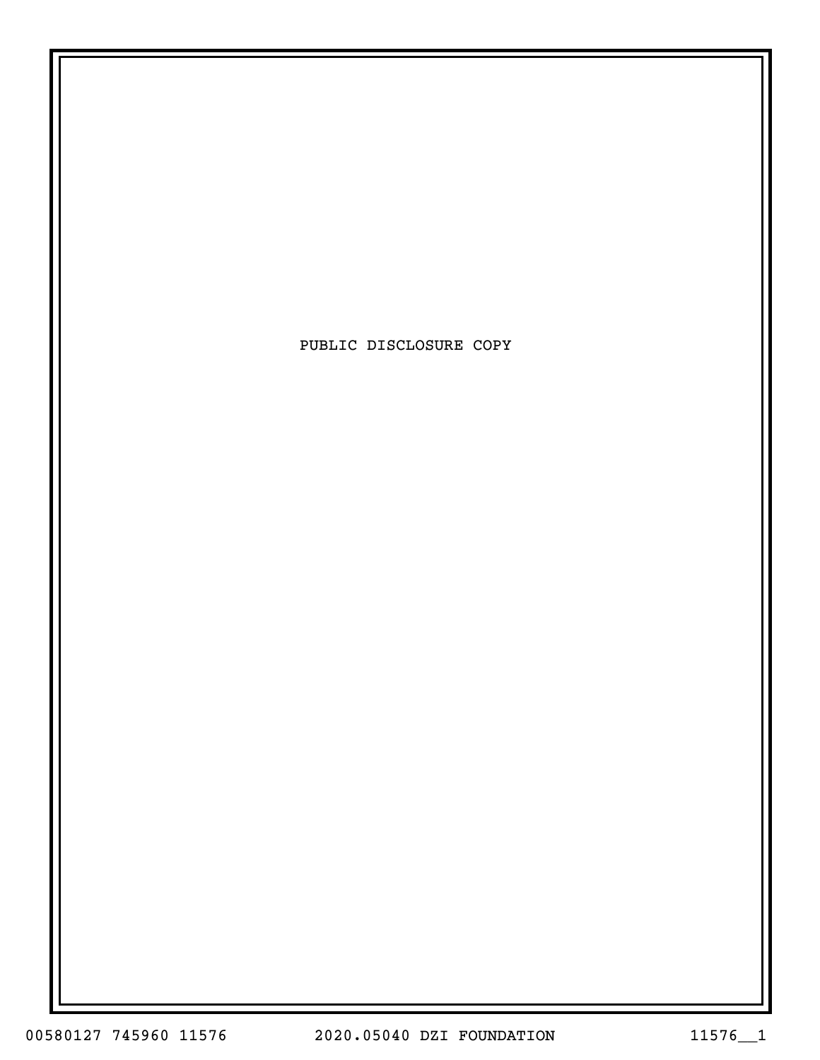PUBLIC DISCLOSURE COPY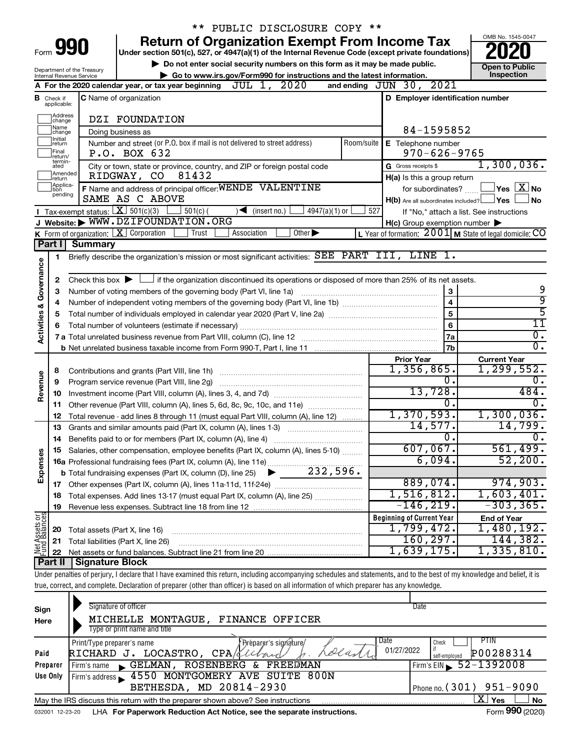\*\* PUBLIC DISCLOSURE COPY \*\*

# Form 990 — Return of Organization Exempt From Income Tax

Under section 501(c), 527, or 4947(a)(1) of the Internal Revenue Code (except private foundations)

▶ Do not enter social security numbers on this form as it may be made public.

▶ Go to www.irs.gov/Form990 for instructions and the latest information.

Department of the Treasury
Internal Revenue Service

OMB No. 1545-0047

**2020**

**Open to Public Inspection**

**A** For the 2020 calendar year, or tax year beginning JUL 1, 2020 and ending JUN 30, 2021

**B** Check if applicable: Address change, Name change, Initial return, Final return/terminated, Amended return, Application pending

**C** Name of organization: DZI FOUNDATION

Doing business as

Number and street (or P.O. box if mail is not delivered to street address): P.O. BOX 632 — Room/suite

City or town, state or province, country, and ZIP or foreign postal code: RIDGWAY, CO 81432

**D** Employer identification number: 84-1595852

**E** Telephone number: 970-626-9765

**G** Gross receipts $ 1,300,036.

**F** Name and address of principal officer: WENDE VALENTINE, SAME AS C ABOVE

**H(a)** Is this a group return for subordinates? ☐ Yes ☒ No

**H(b)** Are all subordinates included? ☐ Yes ☐ No — If "No," attach a list. See instructions

**H(c)** Group exemption number ▶

**I** Tax-exempt status: ☒ 501(c)(3) ☐ 501(c) ( ) ◀ (insert no.) ☐ 4947(a)(1) or ☐ 527

**J** Website: ▶ WWW.DZIFOUNDATION.ORG

**K** Form of organization: ☒ Corporation ☐ Trust ☐ Association ☐ Other ▶

**L** Year of formation: 2001 **M** State of legal domicile: CO

## Part I Summary

**Activities & Governance**

1. Briefly describe the organization's mission or most significant activities: SEE PART III, LINE 1.
2. Check this box ▶ ☐ if the organization discontinued its operations or disposed of more than 25% of its net assets.

| | | Line | |
|---|---|---|---|
| 3 | Number of voting members of the governing body (Part VI, line 1a) | 3 | 9 |
| 4 | Number of independent voting members of the governing body (Part VI, line 1b) | 4 | 9 |
| 5 | Total number of individuals employed in calendar year 2020 (Part V, line 2a) | 5 | 5 |
| 6 | Total number of volunteers (estimate if necessary) | 6 | 11 |
| 7a | Total unrelated business revenue from Part VIII, column (C), line 12 | 7a | 0. |
| b | Net unrelated business taxable income from Form 990-T, Part I, line 11 | 7b | 0. |

| | | Prior Year | Current Year |
|---|---|---|---|
| **Revenue** | | | |
| 8 | Contributions and grants (Part VIII, line 1h) | 1,356,865. | 1,299,552. |
| 9 | Program service revenue (Part VIII, line 2g) | 0. | 0. |
| 10 | Investment income (Part VIII, column (A), lines 3, 4, and 7d) | 13,728. | 484. |
| 11 | Other revenue (Part VIII, column (A), lines 5, 6d, 8c, 9c, 10c, and 11e) | 0. | 0. |
| 12 | Total revenue - add lines 8 through 11 (must equal Part VIII, column (A), line 12) | 1,370,593. | 1,300,036. |
| **Expenses** | | | |
| 13 | Grants and similar amounts paid (Part IX, column (A), lines 1-3) | 14,577. | 14,799. |
| 14 | Benefits paid to or for members (Part IX, column (A), line 4) | 0. | 0. |
| 15 | Salaries, other compensation, employee benefits (Part IX, column (A), lines 5-10) | 607,067. | 561,499. |
| 16a | Professional fundraising fees (Part IX, column (A), line 11e) | 6,094. | 52,200. |
| b | Total fundraising expenses (Part IX, column (D), line 25) ▶ 232,596. | | |
| 17 | Other expenses (Part IX, column (A), lines 11a-11d, 11f-24e) | 889,074. | 974,903. |
| 18 | Total expenses. Add lines 13-17 (must equal Part IX, column (A), line 25) | 1,516,812. | 1,603,401. |
| 19 | Revenue less expenses. Subtract line 18 from line 12 | -146,219. | -303,365. |

| **Net Assets or Fund Balances** | | Beginning of Current Year | End of Year |
|---|---|---|---|
| 20 | Total assets (Part X, line 16) | 1,799,472. | 1,480,192. |
| 21 | Total liabilities (Part X, line 26) | 160,297. | 144,382. |
| 22 | Net assets or fund balances. Subtract line 21 from line 20 | 1,639,175. | 1,335,810. |

## Part II Signature Block

Under penalties of perjury, I declare that I have examined this return, including accompanying schedules and statements, and to the best of my knowledge and belief, it is true, correct, and complete. Declaration of preparer (other than officer) is based on all information of which preparer has any knowledge.

**Sign Here**

Signature of officer — Date

MICHELLE MONTAGUE, FINANCE OFFICER
Type or print name and title

**Paid Preparer Use Only**

| Print/Type preparer's name | Preparer's signature | Date | Check if self-employed | PTIN |
|---|---|---|---|---|
| RICHARD J. LOCASTRO, CPA | Richard J. Locastro | 01/27/2022 | ☐ | P00288314 |

Firm's name ▶ GELMAN, ROSENBERG & FREEDMAN — Firm's EIN ▶ 52-1392008

Firm's address ▶ 4550 MONTGOMERY AVE SUITE 800N, BETHESDA, MD 20814-2930 — Phone no. (301) 951-9090

May the IRS discuss this return with the preparer shown above? See instructions ☒ Yes ☐ No

032001 12-23-20 LHA For Paperwork Reduction Act Notice, see the separate instructions. Form **990** (2020)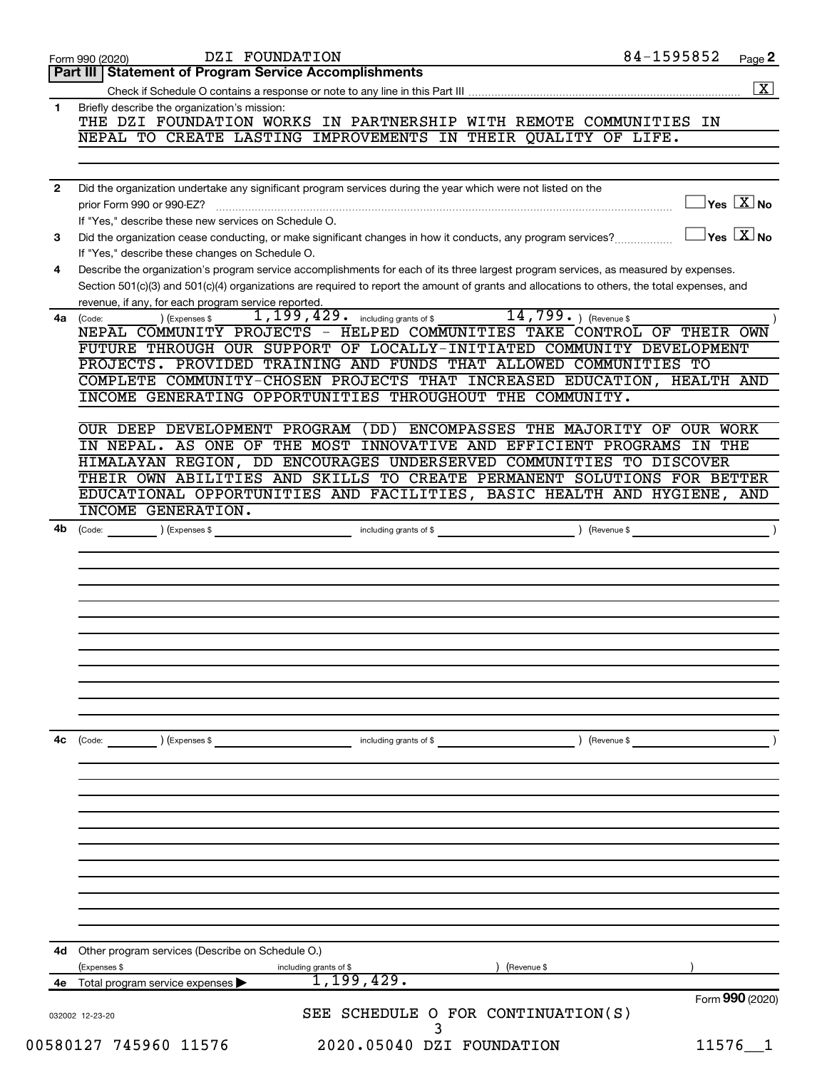Form 990 (2020) DZI FOUNDATION 84-1595852

## Part III | Statement of Program Service Accomplishments

Check if Schedule O contains a response or note to any line in this Part III .......... [X]

**1** Briefly describe the organization's mission:

THE DZI FOUNDATION WORKS IN PARTNERSHIP WITH REMOTE COMMUNITIES IN NEPAL TO CREATE LASTING IMPROVEMENTS IN THEIR QUALITY OF LIFE.

**2** Did the organization undertake any significant program services during the year which were not listed on the prior Form 990 or 990-EZ? .......... [ ] Yes [X] No

If "Yes," describe these new services on Schedule O.

**3** Did the organization cease conducting, or make significant changes in how it conducts, any program services? .......... [ ] Yes [X] No

If "Yes," describe these changes on Schedule O.

**4** Describe the organization's program service accomplishments for each of its three largest program services, as measured by expenses. Section 501(c)(3) and 501(c)(4) organizations are required to report the amount of grants and allocations to others, the total expenses, and revenue, if any, for each program service reported.

**4a** (Code: ) (Expenses $ 1,199,429. including grants of $ 14,799. ) (Revenue $ )

NEPAL COMMUNITY PROJECTS - HELPED COMMUNITIES TAKE CONTROL OF THEIR OWN FUTURE THROUGH OUR SUPPORT OF LOCALLY-INITIATED COMMUNITY DEVELOPMENT PROJECTS. PROVIDED TRAINING AND FUNDS THAT ALLOWED COMMUNITIES TO COMPLETE COMMUNITY-CHOSEN PROJECTS THAT INCREASED EDUCATION, HEALTH AND INCOME GENERATING OPPORTUNITIES THROUGHOUT THE COMMUNITY.

OUR DEEP DEVELOPMENT PROGRAM (DD) ENCOMPASSES THE MAJORITY OF OUR WORK IN NEPAL. AS ONE OF THE MOST INNOVATIVE AND EFFICIENT PROGRAMS IN THE HIMALAYAN REGION, DD ENCOURAGES UNDERSERVED COMMUNITIES TO DISCOVER THEIR OWN ABILITIES AND SKILLS TO CREATE PERMANENT SOLUTIONS FOR BETTER EDUCATIONAL OPPORTUNITIES AND FACILITIES, BASIC HEALTH AND HYGIENE, AND INCOME GENERATION.

**4b** (Code: ) (Expenses $ including grants of $ ) (Revenue $ )

**4c** (Code: ) (Expenses $ including grants of $ ) (Revenue $ )

**4d** Other program services (Describe on Schedule O.)

(Expenses $ including grants of $ ) (Revenue $ )

**4e** Total program service expenses ▶ 1,199,429.

SEE SCHEDULE O FOR CONTINUATION(S)

Form **990** (2020)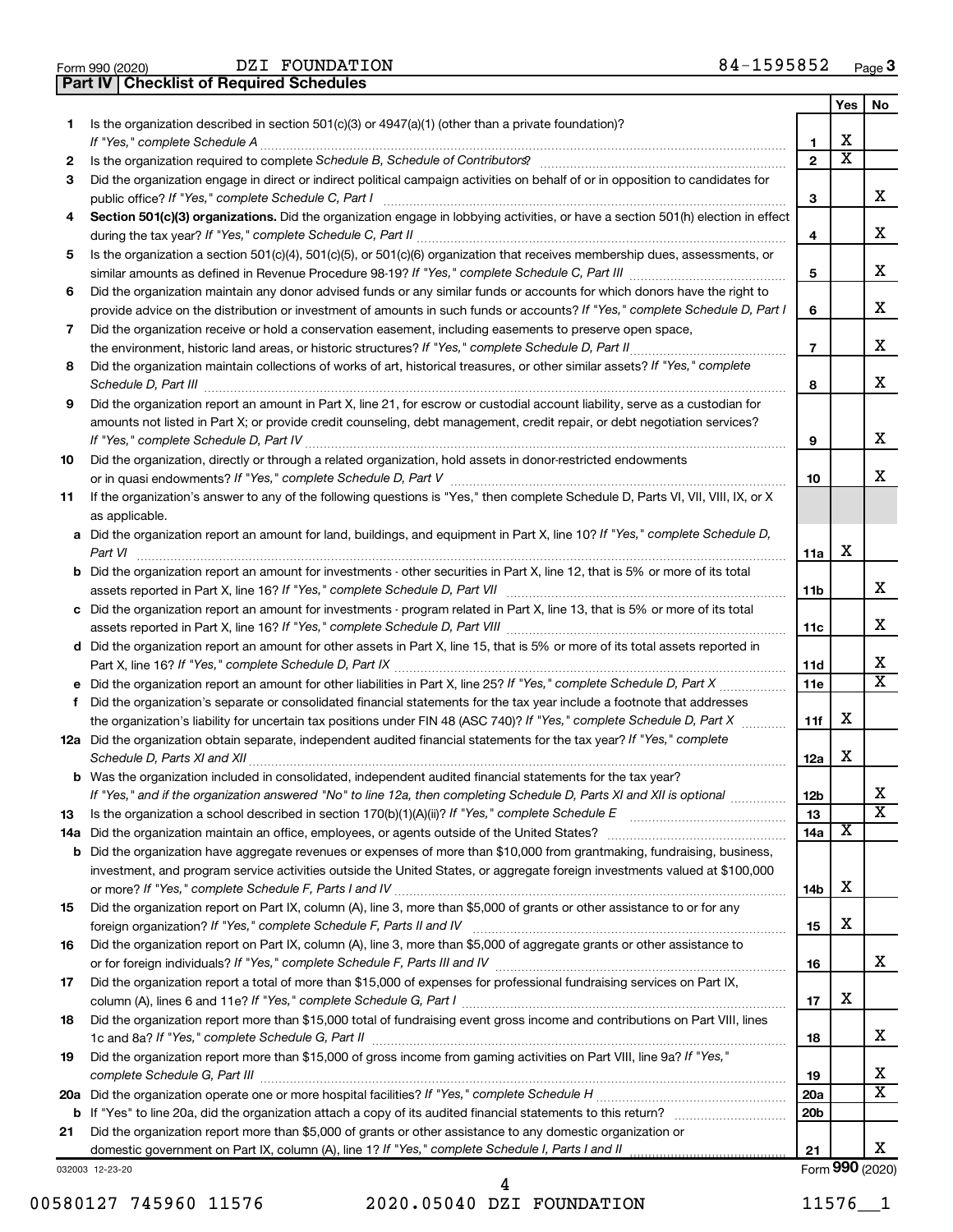Form 990 (2020) DZI FOUNDATION 84-1595852 Page **3**

**Part IV | Checklist of Required Schedules**

| | | | Yes | No |
|---|---|---|---|---|
| **1** | Is the organization described in section 501(c)(3) or 4947(a)(1) (other than a private foundation)? *If "Yes," complete Schedule A* | **1** | X | |
| **2** | Is the organization required to complete *Schedule B, Schedule of Contributors*? | **2** | X | |
| **3** | Did the organization engage in direct or indirect political campaign activities on behalf of or in opposition to candidates for public office? *If "Yes," complete Schedule C, Part I* | **3** | | X |
| **4** | **Section 501(c)(3) organizations.** Did the organization engage in lobbying activities, or have a section 501(h) election in effect during the tax year? *If "Yes," complete Schedule C, Part II* | **4** | | X |
| **5** | Is the organization a section 501(c)(4), 501(c)(5), or 501(c)(6) organization that receives membership dues, assessments, or similar amounts as defined in Revenue Procedure 98-19? *If "Yes," complete Schedule C, Part III* | **5** | | X |
| **6** | Did the organization maintain any donor advised funds or any similar funds or accounts for which donors have the right to provide advice on the distribution or investment of amounts in such funds or accounts? *If "Yes," complete Schedule D, Part I* | **6** | | X |
| **7** | Did the organization receive or hold a conservation easement, including easements to preserve open space, the environment, historic land areas, or historic structures? *If "Yes," complete Schedule D, Part II* | **7** | | X |
| **8** | Did the organization maintain collections of works of art, historical treasures, or other similar assets? *If "Yes," complete Schedule D, Part III* | **8** | | X |
| **9** | Did the organization report an amount in Part X, line 21, for escrow or custodial account liability, serve as a custodian for amounts not listed in Part X; or provide credit counseling, debt management, credit repair, or debt negotiation services? *If "Yes," complete Schedule D, Part IV* | **9** | | X |
| **10** | Did the organization, directly or through a related organization, hold assets in donor-restricted endowments or in quasi endowments? *If "Yes," complete Schedule D, Part V* | **10** | | X |
| **11** | If the organization's answer to any of the following questions is "Yes," then complete Schedule D, Parts VI, VII, VIII, IX, or X as applicable. | | | |
| **a** | Did the organization report an amount for land, buildings, and equipment in Part X, line 10? *If "Yes," complete Schedule D, Part VI* | **11a** | X | |
| **b** | Did the organization report an amount for investments - other securities in Part X, line 12, that is 5% or more of its total assets reported in Part X, line 16? *If "Yes," complete Schedule D, Part VII* | **11b** | | X |
| **c** | Did the organization report an amount for investments - program related in Part X, line 13, that is 5% or more of its total assets reported in Part X, line 16? *If "Yes," complete Schedule D, Part VIII* | **11c** | | X |
| **d** | Did the organization report an amount for other assets in Part X, line 15, that is 5% or more of its total assets reported in Part X, line 16? *If "Yes," complete Schedule D, Part IX* | **11d** | | X |
| **e** | Did the organization report an amount for other liabilities in Part X, line 25? *If "Yes," complete Schedule D, Part X* | **11e** | | X |
| **f** | Did the organization's separate or consolidated financial statements for the tax year include a footnote that addresses the organization's liability for uncertain tax positions under FIN 48 (ASC 740)? *If "Yes," complete Schedule D, Part X* | **11f** | X | |
| **12a** | Did the organization obtain separate, independent audited financial statements for the tax year? *If "Yes," complete Schedule D, Parts XI and XII* | **12a** | X | |
| **b** | Was the organization included in consolidated, independent audited financial statements for the tax year? *If "Yes," and if the organization answered "No" to line 12a, then completing Schedule D, Parts XI and XII is optional* | **12b** | | X |
| **13** | Is the organization a school described in section 170(b)(1)(A)(ii)? *If "Yes," complete Schedule E* | **13** | | X |
| **14a** | Did the organization maintain an office, employees, or agents outside of the United States? | **14a** | X | |
| **b** | Did the organization have aggregate revenues or expenses of more than $10,000 from grantmaking, fundraising, business, investment, and program service activities outside the United States, or aggregate foreign investments valued at $100,000 or more? *If "Yes," complete Schedule F, Parts I and IV* | **14b** | X | |
| **15** | Did the organization report on Part IX, column (A), line 3, more than $5,000 of grants or other assistance to or for any foreign organization? *If "Yes," complete Schedule F, Parts II and IV* | **15** | X | |
| **16** | Did the organization report on Part IX, column (A), line 3, more than $5,000 of aggregate grants or other assistance to or for foreign individuals? *If "Yes," complete Schedule F, Parts III and IV* | **16** | | X |
| **17** | Did the organization report a total of more than $15,000 of expenses for professional fundraising services on Part IX, column (A), lines 6 and 11e? *If "Yes," complete Schedule G, Part I* | **17** | X | |
| **18** | Did the organization report more than $15,000 total of fundraising event gross income and contributions on Part VIII, lines 1c and 8a? *If "Yes," complete Schedule G, Part II* | **18** | | X |
| **19** | Did the organization report more than $15,000 of gross income from gaming activities on Part VIII, line 9a? *If "Yes," complete Schedule G, Part III* | **19** | | X |
| **20a** | Did the organization operate one or more hospital facilities? *If "Yes," complete Schedule H* | **20a** | | X |
| **b** | If "Yes" to line 20a, did the organization attach a copy of its audited financial statements to this return? | **20b** | | |
| **21** | Did the organization report more than $5,000 of grants or other assistance to any domestic organization or domestic government on Part IX, column (A), line 1? *If "Yes," complete Schedule I, Parts I and II* | **21** | | X |

032003 12-23-20 Form **990** (2020)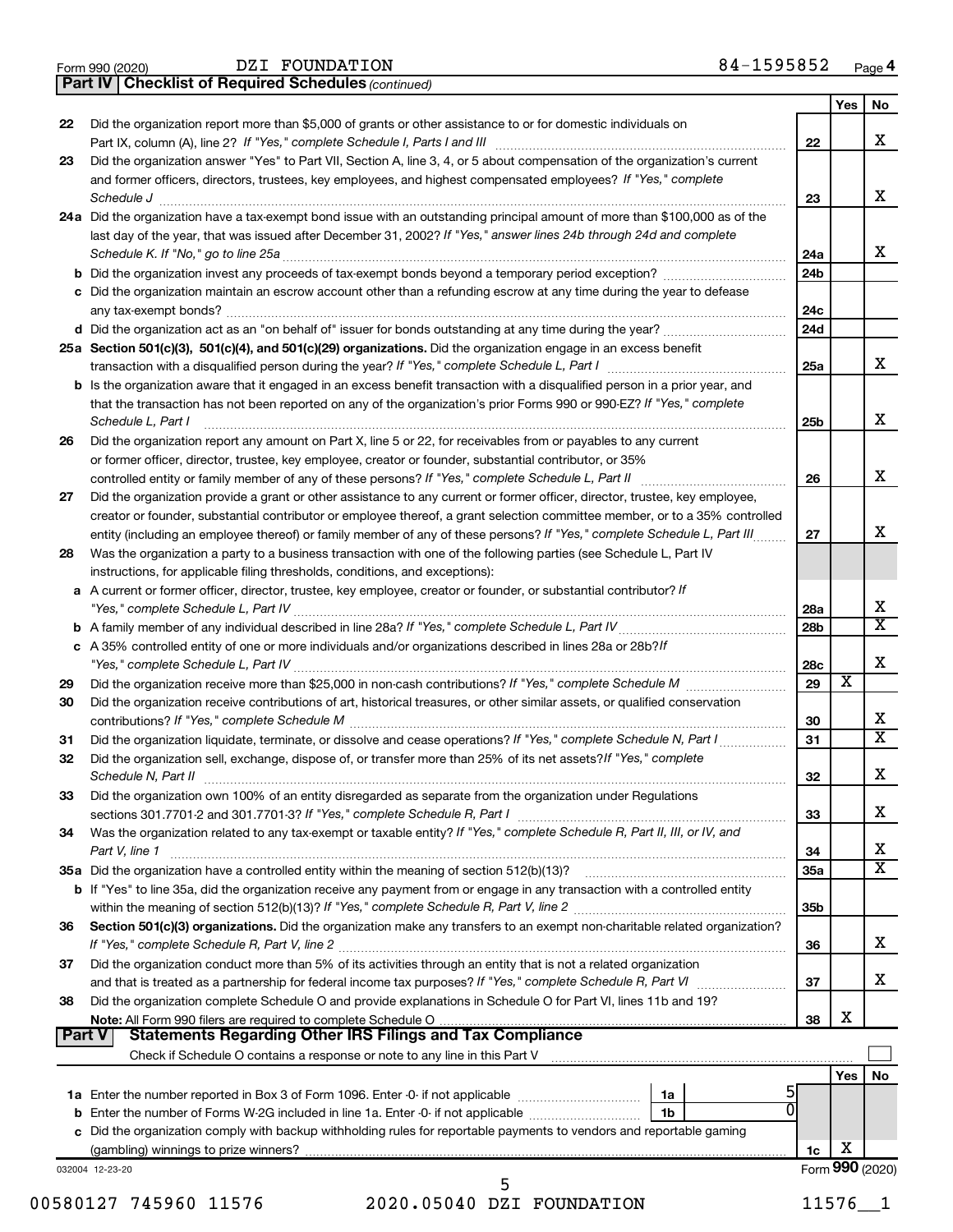Form 990 (2020) DZI FOUNDATION 84-1595852 Page 4

**Part IV | Checklist of Required Schedules** *(continued)*

| | | | Yes | No |
|---|---|---|---|---|
| 22 | Did the organization report more than $5,000 of grants or other assistance to or for domestic individuals on Part IX, column (A), line 2? *If "Yes," complete Schedule I, Parts I and III* | 22 | | X |
| 23 | Did the organization answer "Yes" to Part VII, Section A, line 3, 4, or 5 about compensation of the organization's current and former officers, directors, trustees, key employees, and highest compensated employees? *If "Yes," complete Schedule J* | 23 | | X |
| 24a | Did the organization have a tax-exempt bond issue with an outstanding principal amount of more than $100,000 as of the last day of the year, that was issued after December 31, 2002? *If "Yes," answer lines 24b through 24d and complete Schedule K. If "No," go to line 25a* | 24a | | X |
| b | Did the organization invest any proceeds of tax-exempt bonds beyond a temporary period exception? | 24b | | |
| c | Did the organization maintain an escrow account other than a refunding escrow at any time during the year to defease any tax-exempt bonds? | 24c | | |
| d | Did the organization act as an "on behalf of" issuer for bonds outstanding at any time during the year? | 24d | | |
| 25a | **Section 501(c)(3), 501(c)(4), and 501(c)(29) organizations.** Did the organization engage in an excess benefit transaction with a disqualified person during the year? *If "Yes," complete Schedule L, Part I* | 25a | | X |
| b | Is the organization aware that it engaged in an excess benefit transaction with a disqualified person in a prior year, and that the transaction has not been reported on any of the organization's prior Forms 990 or 990-EZ? *If "Yes," complete Schedule L, Part I* | 25b | | X |
| 26 | Did the organization report any amount on Part X, line 5 or 22, for receivables from or payables to any current or former officer, director, trustee, key employee, creator or founder, substantial contributor, or 35% controlled entity or family member of any of these persons? *If "Yes," complete Schedule L, Part II* | 26 | | X |
| 27 | Did the organization provide a grant or other assistance to any current or former officer, director, trustee, key employee, creator or founder, substantial contributor or employee thereof, a grant selection committee member, or to a 35% controlled entity (including an employee thereof) or family member of any of these persons? *If "Yes," complete Schedule L, Part III* | 27 | | X |
| 28 | Was the organization a party to a business transaction with one of the following parties (see Schedule L, Part IV instructions, for applicable filing thresholds, conditions, and exceptions): | | | |
| a | A current or former officer, director, trustee, key employee, creator or founder, or substantial contributor? *If "Yes," complete Schedule L, Part IV* | 28a | | X |
| b | A family member of any individual described in line 28a? *If "Yes," complete Schedule L, Part IV* | 28b | | X |
| c | A 35% controlled entity of one or more individuals and/or organizations described in lines 28a or 28b? *If "Yes," complete Schedule L, Part IV* | 28c | | X |
| 29 | Did the organization receive more than $25,000 in non-cash contributions? *If "Yes," complete Schedule M* | 29 | X | |
| 30 | Did the organization receive contributions of art, historical treasures, or other similar assets, or qualified conservation contributions? *If "Yes," complete Schedule M* | 30 | | X |
| 31 | Did the organization liquidate, terminate, or dissolve and cease operations? *If "Yes," complete Schedule N, Part I* | 31 | | X |
| 32 | Did the organization sell, exchange, dispose of, or transfer more than 25% of its net assets? *If "Yes," complete Schedule N, Part II* | 32 | | X |
| 33 | Did the organization own 100% of an entity disregarded as separate from the organization under Regulations sections 301.7701-2 and 301.7701-3? *If "Yes," complete Schedule R, Part I* | 33 | | X |
| 34 | Was the organization related to any tax-exempt or taxable entity? *If "Yes," complete Schedule R, Part II, III, or IV, and Part V, line 1* | 34 | | X |
| 35a | Did the organization have a controlled entity within the meaning of section 512(b)(13)? | 35a | | X |
| b | If "Yes" to line 35a, did the organization receive any payment from or engage in any transaction with a controlled entity within the meaning of section 512(b)(13)? *If "Yes," complete Schedule R, Part V, line 2* | 35b | | |
| 36 | **Section 501(c)(3) organizations.** Did the organization make any transfers to an exempt non-charitable related organization? *If "Yes," complete Schedule R, Part V, line 2* | 36 | | X |
| 37 | Did the organization conduct more than 5% of its activities through an entity that is not a related organization and that is treated as a partnership for federal income tax purposes? *If "Yes," complete Schedule R, Part VI* | 37 | | X |
| 38 | Did the organization complete Schedule O and provide explanations in Schedule O for Part VI, lines 11b and 19? **Note:** All Form 990 filers are required to complete Schedule O | 38 | X | |

**Part V | Statements Regarding Other IRS Filings and Tax Compliance**

Check if Schedule O contains a response or note to any line in this Part V ☐

| | | | | | Yes | No |
|---|---|---|---|---|---|---|
| 1a | Enter the number reported in Box 3 of Form 1096. Enter -0- if not applicable | 1a | 5 | | | |
| b | Enter the number of Forms W-2G included in line 1a. Enter -0- if not applicable | 1b | 0 | | | |
| c | Did the organization comply with backup withholding rules for reportable payments to vendors and reportable gaming (gambling) winnings to prize winners? | | | 1c | X | |

032004 12-23-20 Form **990** (2020)

00580127 745960 11576 2020.05040 DZI FOUNDATION 11576__1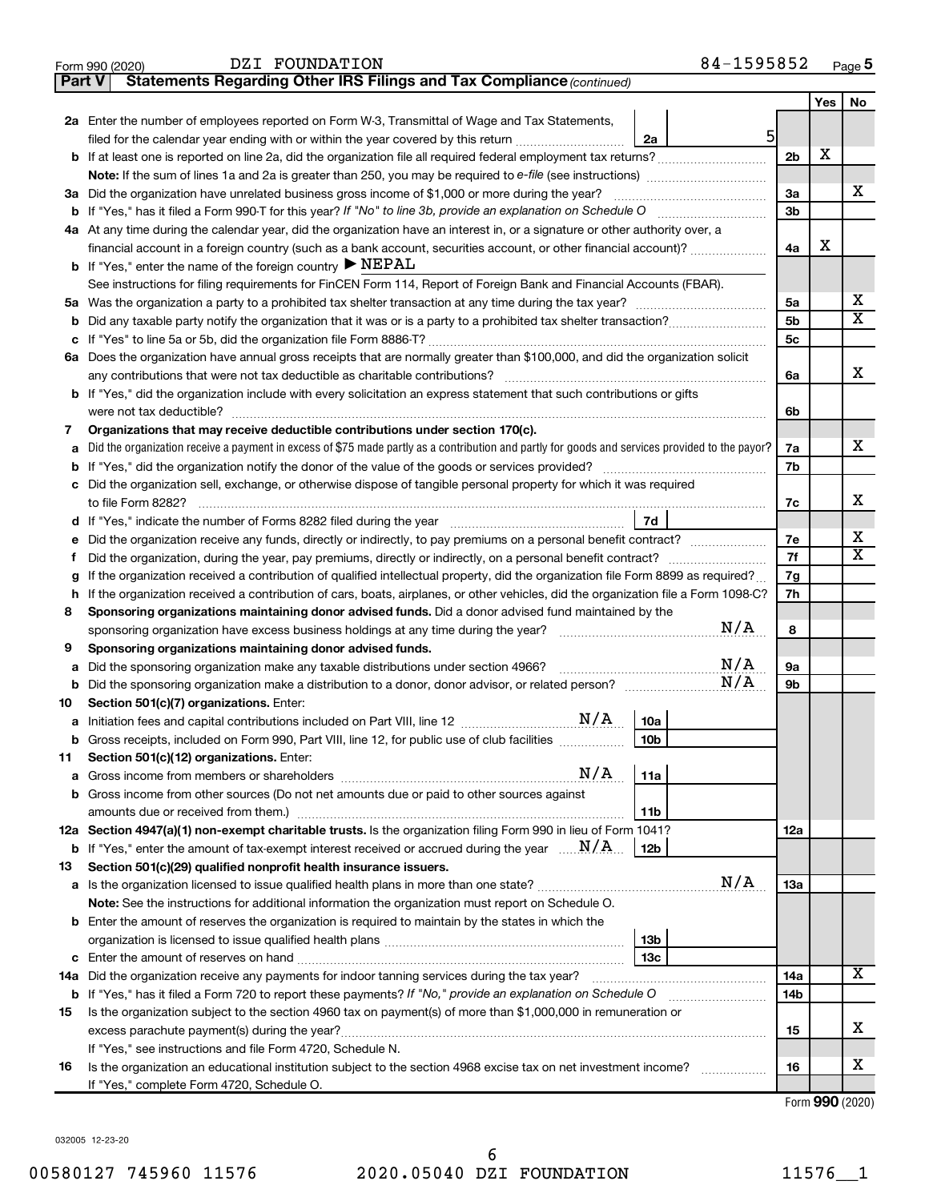Form 990 (2020) DZI FOUNDATION 84-1595852 Page **5**

**Part V Statements Regarding Other IRS Filings and Tax Compliance** *(continued)*

| | | | | Yes | No |
|---|---|---|---|---|---|
| **2a** | Enter the number of employees reported on Form W-3, Transmittal of Wage and Tax Statements, filed for the calendar year ending with or within the year covered by this return | 2a 5 | | | |
| **b** | If at least one is reported on line 2a, did the organization file all required federal employment tax returns? | | 2b | X | |
| | **Note:** If the sum of lines 1a and 2a is greater than 250, you may be required to *e-file* (see instructions) | | | | |
| **3a** | Did the organization have unrelated business gross income of $1,000 or more during the year? | | 3a | | X |
| **b** | If "Yes," has it filed a Form 990-T for this year? *If "No" to line 3b, provide an explanation on Schedule O* | | 3b | | |
| **4a** | At any time during the calendar year, did the organization have an interest in, or a signature or other authority over, a financial account in a foreign country (such as a bank account, securities account, or other financial account)? | | 4a | X | |
| **b** | If "Yes," enter the name of the foreign country ▶ NEPAL | | | | |
| | See instructions for filing requirements for FinCEN Form 114, Report of Foreign Bank and Financial Accounts (FBAR). | | | | |
| **5a** | Was the organization a party to a prohibited tax shelter transaction at any time during the tax year? | | 5a | | X |
| **b** | Did any taxable party notify the organization that it was or is a party to a prohibited tax shelter transaction? | | 5b | | X |
| **c** | If "Yes" to line 5a or 5b, did the organization file Form 8886-T? | | 5c | | |
| **6a** | Does the organization have annual gross receipts that are normally greater than $100,000, and did the organization solicit any contributions that were not tax deductible as charitable contributions? | | 6a | | X |
| **b** | If "Yes," did the organization include with every solicitation an express statement that such contributions or gifts were not tax deductible? | | 6b | | |
| **7** | **Organizations that may receive deductible contributions under section 170(c).** | | | | |
| **a** | Did the organization receive a payment in excess of $75 made partly as a contribution and partly for goods and services provided to the payor? | | 7a | | X |
| **b** | If "Yes," did the organization notify the donor of the value of the goods or services provided? | | 7b | | |
| **c** | Did the organization sell, exchange, or otherwise dispose of tangible personal property for which it was required to file Form 8282? | | 7c | | X |
| **d** | If "Yes," indicate the number of Forms 8282 filed during the year | 7d | | | |
| **e** | Did the organization receive any funds, directly or indirectly, to pay premiums on a personal benefit contract? | | 7e | | X |
| **f** | Did the organization, during the year, pay premiums, directly or indirectly, on a personal benefit contract? | | 7f | | X |
| **g** | If the organization received a contribution of qualified intellectual property, did the organization file Form 8899 as required? | | 7g | | |
| **h** | If the organization received a contribution of cars, boats, airplanes, or other vehicles, did the organization file a Form 1098-C? | | 7h | | |
| **8** | **Sponsoring organizations maintaining donor advised funds.** Did a donor advised fund maintained by the sponsoring organization have excess business holdings at any time during the year? N/A | | 8 | | |
| **9** | **Sponsoring organizations maintaining donor advised funds.** | | | | |
| **a** | Did the sponsoring organization make any taxable distributions under section 4966? N/A | | 9a | | |
| **b** | Did the sponsoring organization make a distribution to a donor, donor advisor, or related person? N/A | | 9b | | |
| **10** | **Section 501(c)(7) organizations.** Enter: | | | | |
| **a** | Initiation fees and capital contributions included on Part VIII, line 12 N/A | 10a | | | |
| **b** | Gross receipts, included on Form 990, Part VIII, line 12, for public use of club facilities | 10b | | | |
| **11** | **Section 501(c)(12) organizations.** Enter: | | | | |
| **a** | Gross income from members or shareholders N/A | 11a | | | |
| **b** | Gross income from other sources (Do not net amounts due or paid to other sources against amounts due or received from them.) | 11b | | | |
| **12a** | **Section 4947(a)(1) non-exempt charitable trusts.** Is the organization filing Form 990 in lieu of Form 1041? | | 12a | | |
| **b** | If "Yes," enter the amount of tax-exempt interest received or accrued during the year N/A | 12b | | | |
| **13** | **Section 501(c)(29) qualified nonprofit health insurance issuers.** | | | | |
| **a** | Is the organization licensed to issue qualified health plans in more than one state? N/A | | 13a | | |
| | **Note:** See the instructions for additional information the organization must report on Schedule O. | | | | |
| **b** | Enter the amount of reserves the organization is required to maintain by the states in which the organization is licensed to issue qualified health plans | 13b | | | |
| **c** | Enter the amount of reserves on hand | 13c | | | |
| **14a** | Did the organization receive any payments for indoor tanning services during the tax year? | | 14a | | X |
| **b** | If "Yes," has it filed a Form 720 to report these payments? *If "No," provide an explanation on Schedule O* | | 14b | | |
| **15** | Is the organization subject to the section 4960 tax on payment(s) of more than $1,000,000 in remuneration or excess parachute payment(s) during the year? | | 15 | | X |
| | If "Yes," see instructions and file Form 4720, Schedule N. | | | | |
| **16** | Is the organization an educational institution subject to the section 4968 excise tax on net investment income? | | 16 | | X |
| | If "Yes," complete Form 4720, Schedule O. | | | | |

Form **990** (2020)

032005 12-23-20

00580127 745960 11576 2020.05040 DZI FOUNDATION 11576__1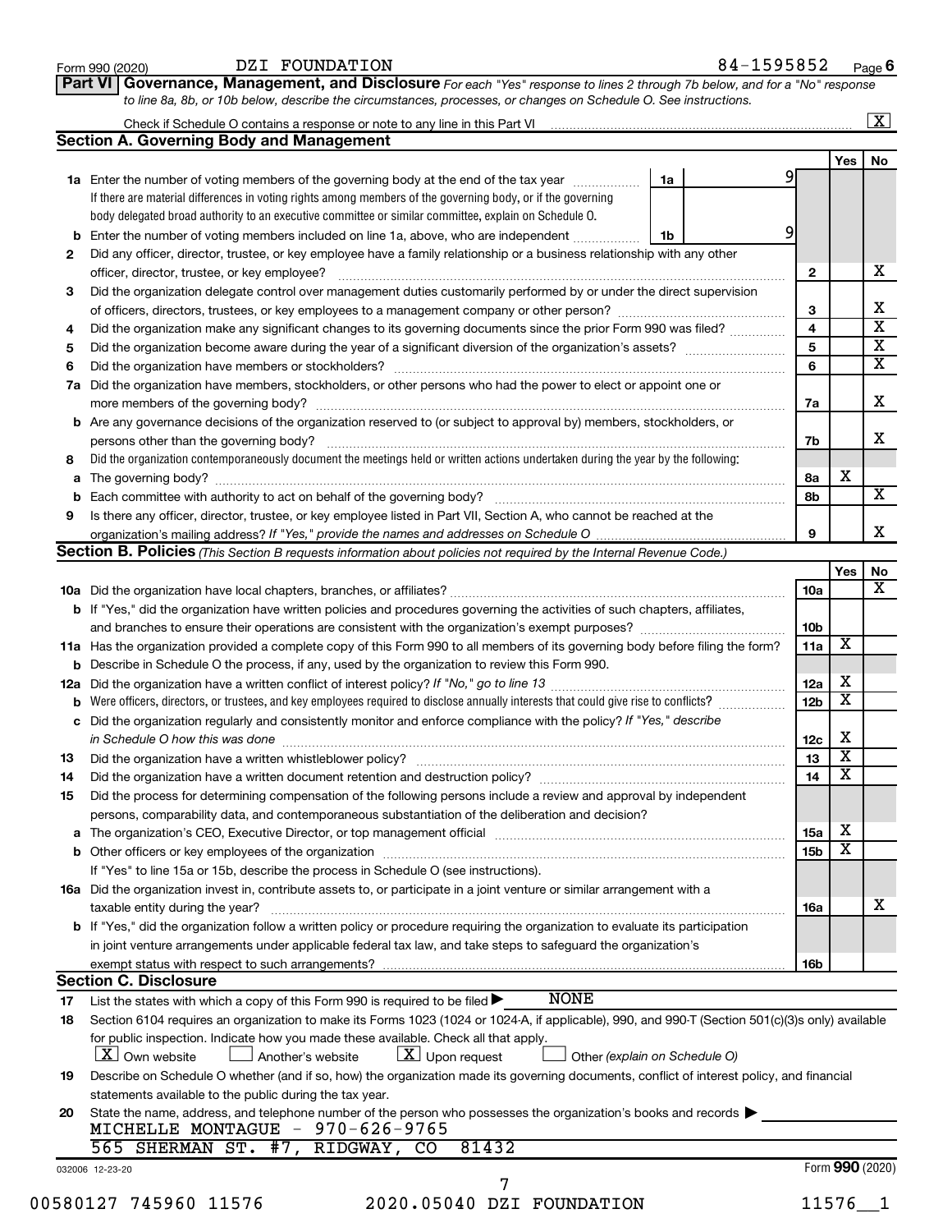Form 990 (2020) DZI FOUNDATION 84-1595852 Page 6

**Part VI Governance, Management, and Disclosure** *For each "Yes" response to lines 2 through 7b below, and for a "No" response to line 8a, 8b, or 10b below, describe the circumstances, processes, or changes on Schedule O. See instructions.*

Check if Schedule O contains a response or note to any line in this Part VI ..... [X]

## Section A. Governing Body and Management

| | | | | Yes | No |
|---|---|---|---|---|---|
| **1a** | Enter the number of voting members of the governing body at the end of the tax year ..... **1a** | 9 | | | |
| | If there are material differences in voting rights among members of the governing body, or if the governing body delegated broad authority to an executive committee or similar committee, explain on Schedule O. | | | | |
| **b** | Enter the number of voting members included on line 1a, above, who are independent ..... **1b** | 9 | | | |
| **2** | Did any officer, director, trustee, or key employee have a family relationship or a business relationship with any other officer, director, trustee, or key employee? | | 2 | | X |
| **3** | Did the organization delegate control over management duties customarily performed by or under the direct supervision of officers, directors, trustees, or key employees to a management company or other person? | | 3 | | X |
| **4** | Did the organization make any significant changes to its governing documents since the prior Form 990 was filed? | | 4 | | X |
| **5** | Did the organization become aware during the year of a significant diversion of the organization's assets? | | 5 | | X |
| **6** | Did the organization have members or stockholders? | | 6 | | X |
| **7a** | Did the organization have members, stockholders, or other persons who had the power to elect or appoint one or more members of the governing body? | | 7a | | X |
| **b** | Are any governance decisions of the organization reserved to (or subject to approval by) members, stockholders, or persons other than the governing body? | | 7b | | X |
| **8** | Did the organization contemporaneously document the meetings held or written actions undertaken during the year by the following: | | | | |
| **a** | The governing body? | | 8a | X | |
| **b** | Each committee with authority to act on behalf of the governing body? | | 8b | | X |
| **9** | Is there any officer, director, trustee, or key employee listed in Part VII, Section A, who cannot be reached at the organization's mailing address? *If "Yes," provide the names and addresses on Schedule O* | | 9 | | X |

## Section B. Policies *(This Section B requests information about policies not required by the Internal Revenue Code.)*

| | | | Yes | No |
|---|---|---|---|---|
| **10a** | Did the organization have local chapters, branches, or affiliates? | 10a | | X |
| **b** | If "Yes," did the organization have written policies and procedures governing the activities of such chapters, affiliates, and branches to ensure their operations are consistent with the organization's exempt purposes? | 10b | | |
| **11a** | Has the organization provided a complete copy of this Form 990 to all members of its governing body before filing the form? | 11a | X | |
| **b** | Describe in Schedule O the process, if any, used by the organization to review this Form 990. | | | |
| **12a** | Did the organization have a written conflict of interest policy? *If "No," go to line 13* | 12a | X | |
| **b** | Were officers, directors, or trustees, and key employees required to disclose annually interests that could give rise to conflicts? | 12b | X | |
| **c** | Did the organization regularly and consistently monitor and enforce compliance with the policy? *If "Yes," describe in Schedule O how this was done* | 12c | X | |
| **13** | Did the organization have a written whistleblower policy? | 13 | X | |
| **14** | Did the organization have a written document retention and destruction policy? | 14 | X | |
| **15** | Did the process for determining compensation of the following persons include a review and approval by independent persons, comparability data, and contemporaneous substantiation of the deliberation and decision? | | | |
| **a** | The organization's CEO, Executive Director, or top management official | 15a | X | |
| **b** | Other officers or key employees of the organization | 15b | X | |
| | If "Yes" to line 15a or 15b, describe the process in Schedule O (see instructions). | | | |
| **16a** | Did the organization invest in, contribute assets to, or participate in a joint venture or similar arrangement with a taxable entity during the year? | 16a | | X |
| **b** | If "Yes," did the organization follow a written policy or procedure requiring the organization to evaluate its participation in joint venture arrangements under applicable federal tax law, and take steps to safeguard the organization's exempt status with respect to such arrangements? | 16b | | |

## Section C. Disclosure

**17** List the states with which a copy of this Form 990 is required to be filed ▶ NONE

**18** Section 6104 requires an organization to make its Forms 1023 (1024 or 1024-A, if applicable), 990, and 990-T (Section 501(c)(3)s only) available for public inspection. Indicate how you made these available. Check all that apply.

[X] Own website [ ] Another's website [X] Upon request [ ] Other *(explain on Schedule O)*

**19** Describe on Schedule O whether (and if so, how) the organization made its governing documents, conflict of interest policy, and financial statements available to the public during the tax year.

**20** State the name, address, and telephone number of the person who possesses the organization's books and records ▶

MICHELLE MONTAGUE - 970-626-9765
565 SHERMAN ST. #7, RIDGWAY, CO 81432

032006 12-23-20 Form **990** (2020)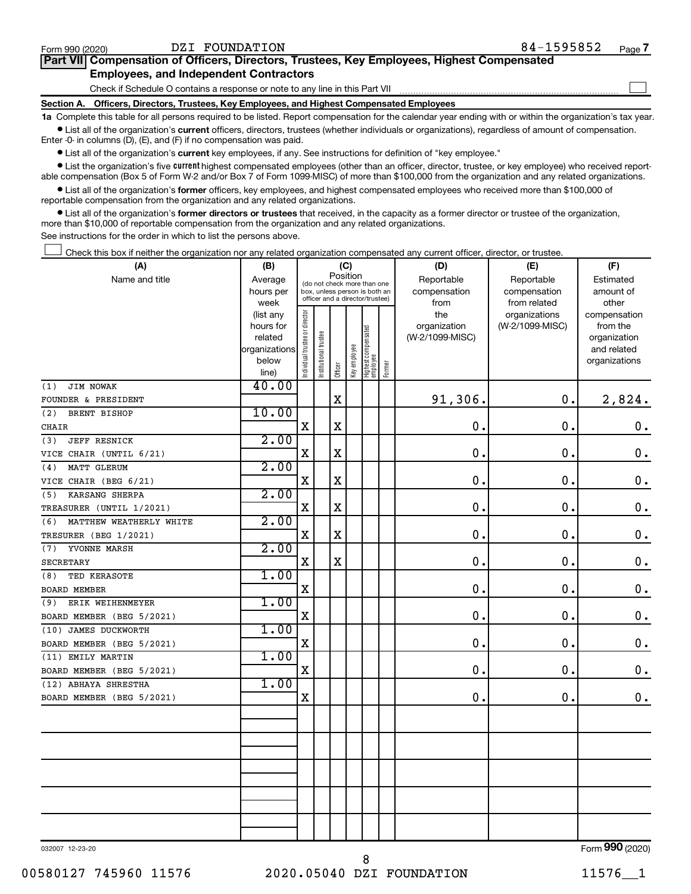Form 990 (2020) DZI FOUNDATION 84-1595852 Page **7**

## Part VII Compensation of Officers, Directors, Trustees, Key Employees, Highest Compensated Employees, and Independent Contractors

Check if Schedule O contains a response or note to any line in this Part VII ☐

**Section A. Officers, Directors, Trustees, Key Employees, and Highest Compensated Employees**

**1a** Complete this table for all persons required to be listed. Report compensation for the calendar year ending with or within the organization's tax year.

- List all of the organization's **current** officers, directors, trustees (whether individuals or organizations), regardless of amount of compensation. Enter -0- in columns (D), (E), and (F) if no compensation was paid.
- List all of the organization's **current** key employees, if any. See instructions for definition of "key employee."
- List the organization's five **current** highest compensated employees (other than an officer, director, trustee, or key employee) who received reportable compensation (Box 5 of Form W-2 and/or Box 7 of Form 1099-MISC) of more than $100,000 from the organization and any related organizations.
- List all of the organization's **former** officers, key employees, and highest compensated employees who received more than $100,000 of reportable compensation from the organization and any related organizations.
- List all of the organization's **former directors or trustees** that received, in the capacity as a former director or trustee of the organization, more than $10,000 of reportable compensation from the organization and any related organizations.

See instructions for the order in which to list the persons above.

☐ Check this box if neither the organization nor any related organization compensated any current officer, director, or trustee.

| (A) Name and title | (B) Average hours per week (list any hours for related organizations below line) | (C) Position: Individual trustee or director | Institutional trustee | Officer | Key employee | Highest compensated employee | Former | (D) Reportable compensation from the organization (W-2/1099-MISC) | (E) Reportable compensation from related organizations (W-2/1099-MISC) | (F) Estimated amount of other compensation from the organization and related organizations |
|---|---|---|---|---|---|---|---|---|---|---|
| (1) JIM NOWAK<br>FOUNDER & PRESIDENT | 40.00 | | | X | | | | 91,306. | 0. | 2,824. |
| (2) BRENT BISHOP<br>CHAIR | 10.00 | X | | X | | | | 0. | 0. | 0. |
| (3) JEFF RESNICK<br>VICE CHAIR (UNTIL 6/21) | 2.00 | X | | X | | | | 0. | 0. | 0. |
| (4) MATT GLERUM<br>VICE CHAIR (BEG 6/21) | 2.00 | X | | X | | | | 0. | 0. | 0. |
| (5) KARSANG SHERPA<br>TREASURER (UNTIL 1/2021) | 2.00 | X | | X | | | | 0. | 0. | 0. |
| (6) MATTHEW WEATHERLY WHITE<br>TRESURER (BEG 1/2021) | 2.00 | X | | X | | | | 0. | 0. | 0. |
| (7) YVONNE MARSH<br>SECRETARY | 2.00 | X | | X | | | | 0. | 0. | 0. |
| (8) TED KERASOTE<br>BOARD MEMBER | 1.00 | X | | | | | | 0. | 0. | 0. |
| (9) ERIK WEIHENMEYER<br>BOARD MEMBER (BEG 5/2021) | 1.00 | X | | | | | | 0. | 0. | 0. |
| (10) JAMES DUCKWORTH<br>BOARD MEMBER (BEG 5/2021) | 1.00 | X | | | | | | 0. | 0. | 0. |
| (11) EMILY MARTIN<br>BOARD MEMBER (BEG 5/2021) | 1.00 | X | | | | | | 0. | 0. | 0. |
| (12) ABHAYA SHRESTHA<br>BOARD MEMBER (BEG 5/2021) | 1.00 | X | | | | | | 0. | 0. | 0. |

032007 12-23-20

Form **990** (2020)

00580127 745960 11576 2020.05040 DZI FOUNDATION 11576__1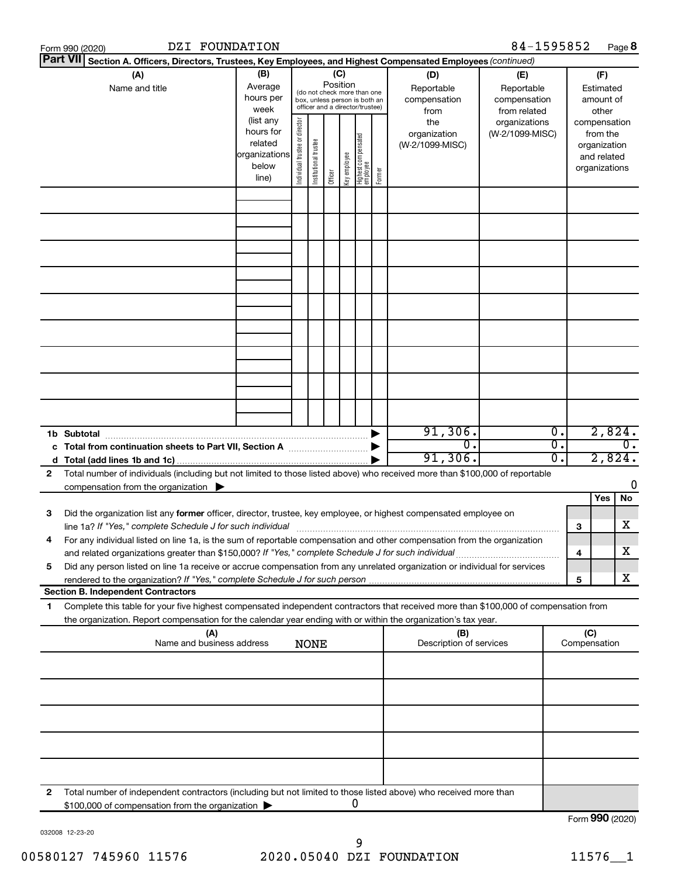Form 990 (2020) DZI FOUNDATION 84-1595852 Page **8**

**Part VII** **Section A. Officers, Directors, Trustees, Key Employees, and Highest Compensated Employees** *(continued)*

| (A) Name and title | (B) Average hours per week (list any hours for related organizations below line) | (C) Position (do not check more than one box, unless person is both an officer and a director/trustee): Individual trustee or director | Institutional trustee | Officer | Key employee | Highest compensated employee | Former | (D) Reportable compensation from the organization (W-2/1099-MISC) | (E) Reportable compensation from related organizations (W-2/1099-MISC) | (F) Estimated amount of other compensation from the organization and related organizations |
|---|---|---|---|---|---|---|---|---|---|---|
| | | | | | | | | | | |
| | | | | | | | | | | |
| | | | | | | | | | | |
| | | | | | | | | | | |
| | | | | | | | | | | |
| | | | | | | | | | | |
| | | | | | | | | | | |
| | | | | | | | | | | |
| | | | | | | | | | | |
| **1b Subtotal** | | | | | | | | 91,306. | 0. | 2,824. |
| **c Total from continuation sheets to Part VII, Section A** | | | | | | | | 0. | 0. | 0. |
| **d Total (add lines 1b and 1c)** | | | | | | | | 91,306. | 0. | 2,824. |

**2** Total number of individuals (including but not limited to those listed above) who received more than $100,000 of reportable compensation from the organization ▶ 0

| | | | Yes | No |
|---|---|---|---|---|
| **3** | Did the organization list any **former** officer, director, trustee, key employee, or highest compensated employee on line 1a? *If "Yes," complete Schedule J for such individual* | **3** | | X |
| **4** | For any individual listed on line 1a, is the sum of reportable compensation and other compensation from the organization and related organizations greater than $150,000? *If "Yes," complete Schedule J for such individual* | **4** | | X |
| **5** | Did any person listed on line 1a receive or accrue compensation from any unrelated organization or individual for services rendered to the organization? *If "Yes," complete Schedule J for such person* | **5** | | X |

**Section B. Independent Contractors**

**1** Complete this table for your five highest compensated independent contractors that received more than $100,000 of compensation from the organization. Report compensation for the calendar year ending with or within the organization's tax year.

| (A) Name and business address | (B) Description of services | (C) Compensation |
|---|---|---|
| NONE | | |
| | | |
| | | |
| | | |
| | | |
| | | |

**2** Total number of independent contractors (including but not limited to those listed above) who received more than $100,000 of compensation from the organization ▶ 0

Form **990** (2020)

032008 12-23-20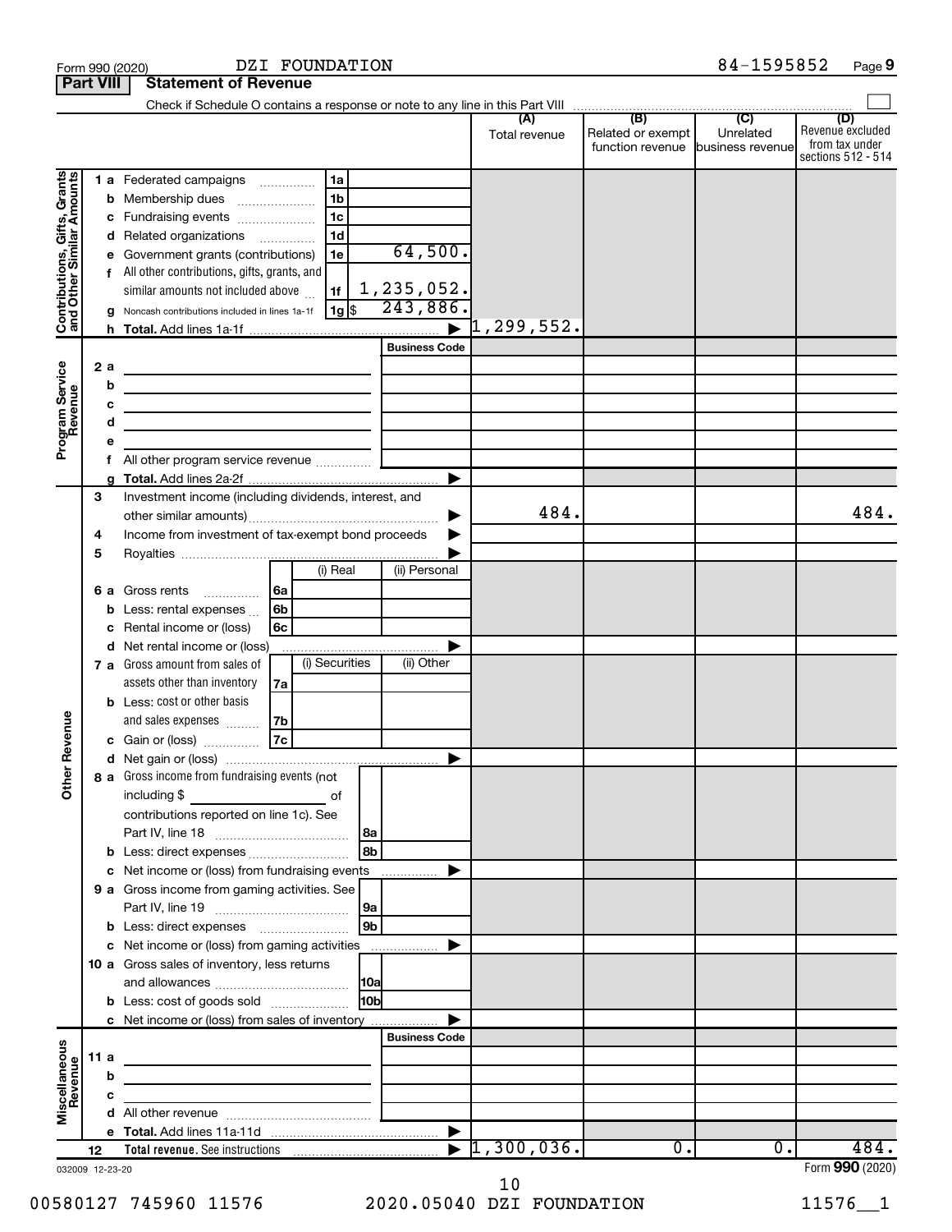Form 990 (2020) DZI FOUNDATION 84-1595852 Page 9

**Part VIII Statement of Revenue**

Check if Schedule O contains a response or note to any line in this Part VIII

| | | | (A) Total revenue | (B) Related or exempt function revenue | (C) Unrelated business revenue | (D) Revenue excluded from tax under sections 512 - 514 |
|---|---|---|---|---|---|---|
| **Contributions, Gifts, Grants and Other Similar Amounts** | 1a Federated campaigns | 1a | | | | |
| | b Membership dues | 1b | | | | |
| | c Fundraising events | 1c | | | | |
| | d Related organizations | 1d | | | | |
| | e Government grants (contributions) | 1e 64,500. | | | | |
| | f All other contributions, gifts, grants, and similar amounts not included above | 1f 1,235,052. | | | | |
| | g Noncash contributions included in lines 1a-1f | 1g $ 243,886. | | | | |
| | h **Total.** Add lines 1a-1f | ▶ | 1,299,552. | | | |
| **Program Service Revenue** | | Business Code | | | | |
| | 2a | | | | | |
| | b | | | | | |
| | c | | | | | |
| | d | | | | | |
| | e | | | | | |
| | f All other program service revenue | | | | | |
| | g **Total.** Add lines 2a-2f | ▶ | | | | |
| **Other Revenue** | 3 Investment income (including dividends, interest, and other similar amounts) | ▶ | 484. | | | 484. |
| | 4 Income from investment of tax-exempt bond proceeds | ▶ | | | | |
| | 5 Royalties | ▶ | | | | |
| | | (i) Real / (ii) Personal | | | | |
| | 6a Gross rents | 6a | | | | |
| | b Less: rental expenses | 6b | | | | |
| | c Rental income or (loss) | 6c | | | | |
| | d Net rental income or (loss) | ▶ | | | | |
| | | (i) Securities / (ii) Other | | | | |
| | 7a Gross amount from sales of assets other than inventory | 7a | | | | |
| | b Less: cost or other basis and sales expenses | 7b | | | | |
| | c Gain or (loss) | 7c | | | | |
| | d Net gain or (loss) | ▶ | | | | |
| | 8a Gross income from fundraising events (not including $ ______ of contributions reported on line 1c). See Part IV, line 18 | 8a | | | | |
| | b Less: direct expenses | 8b | | | | |
| | c Net income or (loss) from fundraising events | ▶ | | | | |
| | 9a Gross income from gaming activities. See Part IV, line 19 | 9a | | | | |
| | b Less: direct expenses | 9b | | | | |
| | c Net income or (loss) from gaming activities | ▶ | | | | |
| | 10a Gross sales of inventory, less returns and allowances | 10a | | | | |
| | b Less: cost of goods sold | 10b | | | | |
| | c Net income or (loss) from sales of inventory | ▶ | | | | |
| **Miscellaneous Revenue** | | Business Code | | | | |
| | 11a | | | | | |
| | b | | | | | |
| | c | | | | | |
| | d All other revenue | | | | | |
| | e **Total.** Add lines 11a-11d | ▶ | | | | |
| | 12 **Total revenue.** See instructions | ▶ | 1,300,036. | 0. | 0. | 484. |

032009 12-23-20

Form **990** (2020)

00580127 745960 11576 2020.05040 DZI FOUNDATION 11576__1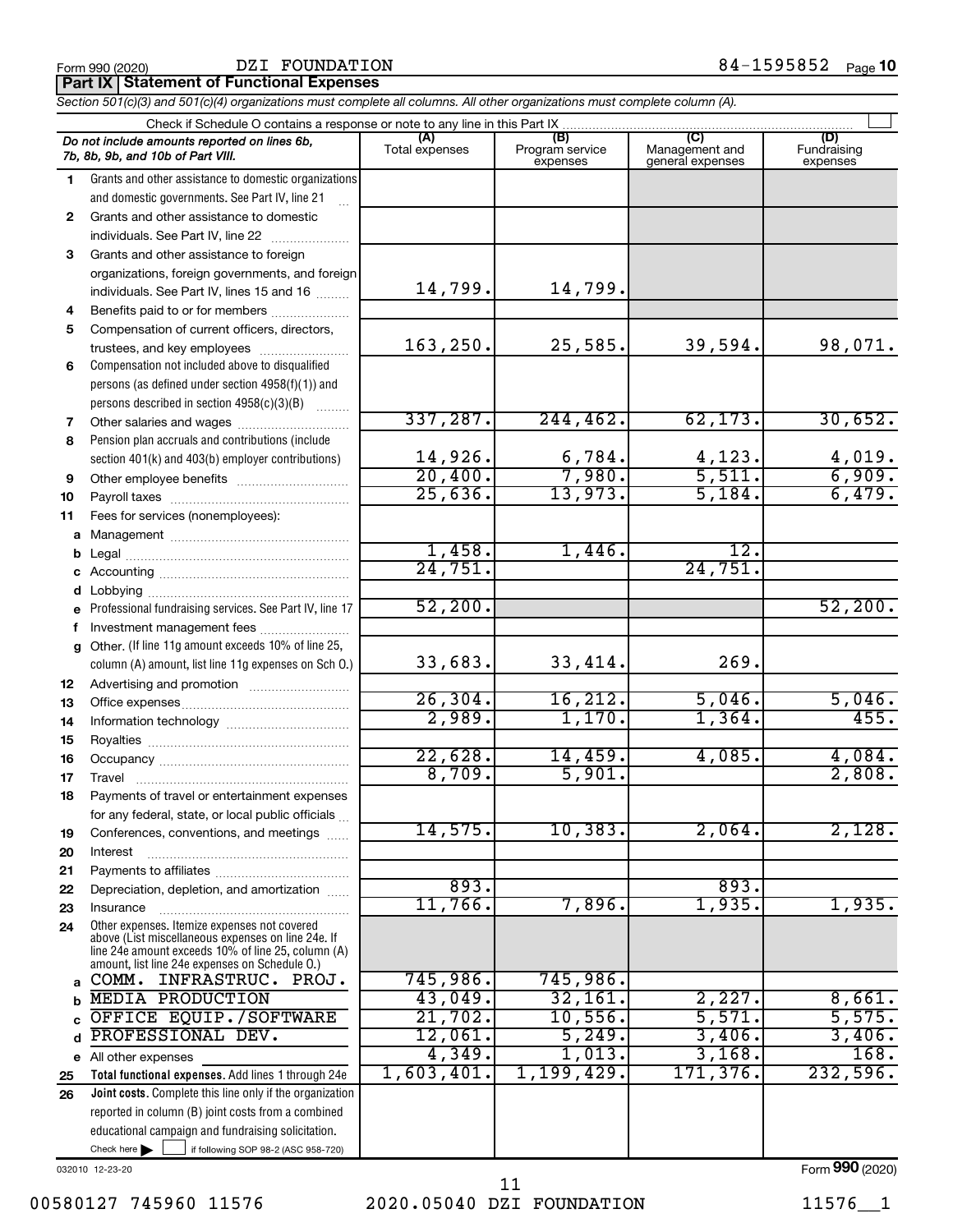Form 990 (2020) DZI FOUNDATION 84-1595852

## Part IX Statement of Functional Expenses

*Section 501(c)(3) and 501(c)(4) organizations must complete all columns. All other organizations must complete column (A).*

Check if Schedule O contains a response or note to any line in this Part IX

| | Do not include amounts reported on lines 6b, 7b, 8b, 9b, and 10b of Part VIII. | (A) Total expenses | (B) Program service expenses | (C) Management and general expenses | (D) Fundraising expenses |
|---|---|---|---|---|---|
| 1 | Grants and other assistance to domestic organizations and domestic governments. See Part IV, line 21 | | | | |
| 2 | Grants and other assistance to domestic individuals. See Part IV, line 22 | | | | |
| 3 | Grants and other assistance to foreign organizations, foreign governments, and foreign individuals. See Part IV, lines 15 and 16 | 14,799. | 14,799. | | |
| 4 | Benefits paid to or for members | | | | |
| 5 | Compensation of current officers, directors, trustees, and key employees | 163,250. | 25,585. | 39,594. | 98,071. |
| 6 | Compensation not included above to disqualified persons (as defined under section 4958(f)(1)) and persons described in section 4958(c)(3)(B) | | | | |
| 7 | Other salaries and wages | 337,287. | 244,462. | 62,173. | 30,652. |
| 8 | Pension plan accruals and contributions (include section 401(k) and 403(b) employer contributions) | 14,926. | 6,784. | 4,123. | 4,019. |
| 9 | Other employee benefits | 20,400. | 7,980. | 5,511. | 6,909. |
| 10 | Payroll taxes | 25,636. | 13,973. | 5,184. | 6,479. |
| 11 | Fees for services (nonemployees): | | | | |
| a | Management | | | | |
| b | Legal | 1,458. | 1,446. | 12. | |
| c | Accounting | 24,751. | | 24,751. | |
| d | Lobbying | | | | |
| e | Professional fundraising services. See Part IV, line 17 | 52,200. | | | 52,200. |
| f | Investment management fees | | | | |
| g | Other. (If line 11g amount exceeds 10% of line 25, column (A) amount, list line 11g expenses on Sch O.) | 33,683. | 33,414. | 269. | |
| 12 | Advertising and promotion | | | | |
| 13 | Office expenses | 26,304. | 16,212. | 5,046. | 5,046. |
| 14 | Information technology | 2,989. | 1,170. | 1,364. | 455. |
| 15 | Royalties | | | | |
| 16 | Occupancy | 22,628. | 14,459. | 4,085. | 4,084. |
| 17 | Travel | 8,709. | 5,901. | | 2,808. |
| 18 | Payments of travel or entertainment expenses for any federal, state, or local public officials | | | | |
| 19 | Conferences, conventions, and meetings | 14,575. | 10,383. | 2,064. | 2,128. |
| 20 | Interest | | | | |
| 21 | Payments to affiliates | | | | |
| 22 | Depreciation, depletion, and amortization | 893. | | 893. | |
| 23 | Insurance | 11,766. | 7,896. | 1,935. | 1,935. |
| 24 | Other expenses. Itemize expenses not covered above (List miscellaneous expenses on line 24e. If line 24e amount exceeds 10% of line 25, column (A) amount, list line 24e expenses on Schedule O.) | | | | |
| a | COMM. INFRASTRUC. PROJ. | 745,986. | 745,986. | | |
| b | MEDIA PRODUCTION | 43,049. | 32,161. | 2,227. | 8,661. |
| c | OFFICE EQUIP./SOFTWARE | 21,702. | 10,556. | 5,571. | 5,575. |
| d | PROFESSIONAL DEV. | 12,061. | 5,249. | 3,406. | 3,406. |
| e | All other expenses | 4,349. | 1,013. | 3,168. | 168. |
| 25 | **Total functional expenses.** Add lines 1 through 24e | 1,603,401. | 1,199,429. | 171,376. | 232,596. |
| 26 | **Joint costs.** Complete this line only if the organization reported in column (B) joint costs from a combined educational campaign and fundraising solicitation. Check here ☐ if following SOP 98-2 (ASC 958-720) | | | | |

032010 12-23-20 Form **990** (2020)

00580127 745960 11576 2020.05040 DZI FOUNDATION 11576__1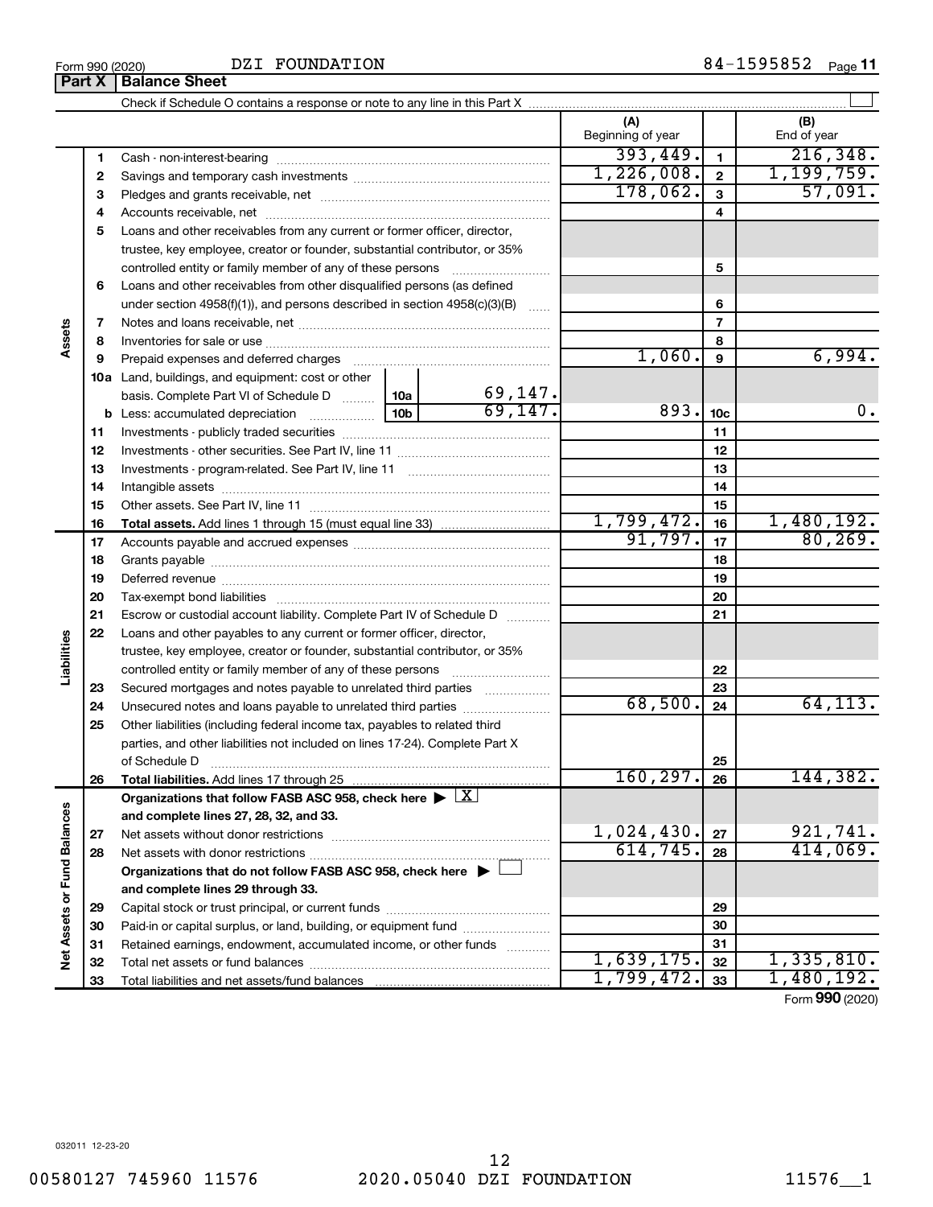Form 990 (2020) DZI FOUNDATION 84-1595852

## Part X Balance Sheet

Check if Schedule O contains a response or note to any line in this Part X

| Section | Line | Description | | (A) Beginning of year | Line | (B) End of year |
|---|---|---|---|---|---|---|
| Assets | 1 | Cash - non-interest-bearing | | 393,449. | 1 | 216,348. |
| | 2 | Savings and temporary cash investments | | 1,226,008. | 2 | 1,199,759. |
| | 3 | Pledges and grants receivable, net | | 178,062. | 3 | 57,091. |
| | 4 | Accounts receivable, net | | | 4 | |
| | 5 | Loans and other receivables from any current or former officer, director, trustee, key employee, creator or founder, substantial contributor, or 35% controlled entity or family member of any of these persons | | | 5 | |
| | 6 | Loans and other receivables from other disqualified persons (as defined under section 4958(f)(1)), and persons described in section 4958(c)(3)(B) | | | 6 | |
| | 7 | Notes and loans receivable, net | | | 7 | |
| | 8 | Inventories for sale or use | | | 8 | |
| | 9 | Prepaid expenses and deferred charges | | 1,060. | 9 | 6,994. |
| | 10a | Land, buildings, and equipment: cost or other basis. Complete Part VI of Schedule D | 10a 69,147. | | | |
| | b | Less: accumulated depreciation | 10b 69,147. | 893. | 10c | 0. |
| | 11 | Investments - publicly traded securities | | | 11 | |
| | 12 | Investments - other securities. See Part IV, line 11 | | | 12 | |
| | 13 | Investments - program-related. See Part IV, line 11 | | | 13 | |
| | 14 | Intangible assets | | | 14 | |
| | 15 | Other assets. See Part IV, line 11 | | | 15 | |
| | 16 | **Total assets.** Add lines 1 through 15 (must equal line 33) | | 1,799,472. | 16 | 1,480,192. |
| Liabilities | 17 | Accounts payable and accrued expenses | | 91,797. | 17 | 80,269. |
| | 18 | Grants payable | | | 18 | |
| | 19 | Deferred revenue | | | 19 | |
| | 20 | Tax-exempt bond liabilities | | | 20 | |
| | 21 | Escrow or custodial account liability. Complete Part IV of Schedule D | | | 21 | |
| | 22 | Loans and other payables to any current or former officer, director, trustee, key employee, creator or founder, substantial contributor, or 35% controlled entity or family member of any of these persons | | | 22 | |
| | 23 | Secured mortgages and notes payable to unrelated third parties | | | 23 | |
| | 24 | Unsecured notes and loans payable to unrelated third parties | | 68,500. | 24 | 64,113. |
| | 25 | Other liabilities (including federal income tax, payables to related third parties, and other liabilities not included on lines 17-24). Complete Part X of Schedule D | | | 25 | |
| | 26 | **Total liabilities.** Add lines 17 through 25 | | 160,297. | 26 | 144,382. |
| Net Assets or Fund Balances | | **Organizations that follow FASB ASC 958, check here** ▶ [X] **and complete lines 27, 28, 32, and 33.** | | | | |
| | 27 | Net assets without donor restrictions | | 1,024,430. | 27 | 921,741. |
| | 28 | Net assets with donor restrictions | | 614,745. | 28 | 414,069. |
| | | **Organizations that do not follow FASB ASC 958, check here** ▶ [ ] **and complete lines 29 through 33.** | | | | |
| | 29 | Capital stock or trust principal, or current funds | | | 29 | |
| | 30 | Paid-in or capital surplus, or land, building, or equipment fund | | | 30 | |
| | 31 | Retained earnings, endowment, accumulated income, or other funds | | | 31 | |
| | 32 | Total net assets or fund balances | | 1,639,175. | 32 | 1,335,810. |
| | 33 | Total liabilities and net assets/fund balances | | 1,799,472. | 33 | 1,480,192. |

Form **990** (2020)

032011 12-23-20

00580127 745960 11576 2020.05040 DZI FOUNDATION 11576__1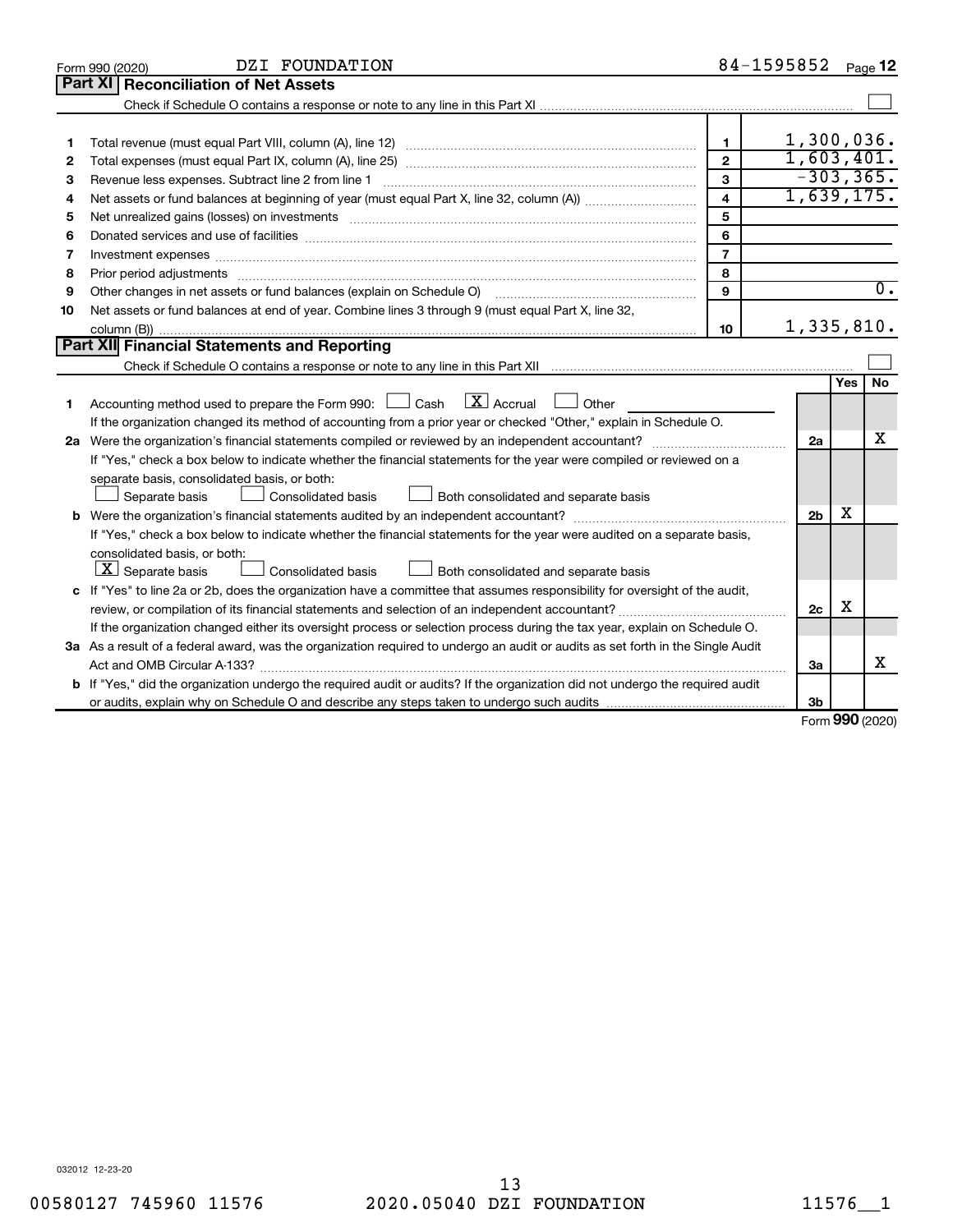Form 990 (2020) DZI FOUNDATION 84-1595852 Page **12**

## Part XI Reconciliation of Net Assets

Check if Schedule O contains a response or note to any line in this Part XI ☐

| | | | |
|---|---|---|---|
| 1 | Total revenue (must equal Part VIII, column (A), line 12) | 1 | 1,300,036. |
| 2 | Total expenses (must equal Part IX, column (A), line 25) | 2 | 1,603,401. |
| 3 | Revenue less expenses. Subtract line 2 from line 1 | 3 | -303,365. |
| 4 | Net assets or fund balances at beginning of year (must equal Part X, line 32, column (A)) | 4 | 1,639,175. |
| 5 | Net unrealized gains (losses) on investments | 5 | |
| 6 | Donated services and use of facilities | 6 | |
| 7 | Investment expenses | 7 | |
| 8 | Prior period adjustments | 8 | |
| 9 | Other changes in net assets or fund balances (explain on Schedule O) | 9 | 0. |
| 10 | Net assets or fund balances at end of year. Combine lines 3 through 9 (must equal Part X, line 32, column (B)) | 10 | 1,335,810. |

## Part XII Financial Statements and Reporting

Check if Schedule O contains a response or note to any line in this Part XII ☐

| | | | Yes | No |
|---|---|---|---|---|
| 1 | Accounting method used to prepare the Form 990: ☐ Cash ☒ Accrual ☐ Other<br>If the organization changed its method of accounting from a prior year or checked "Other," explain in Schedule O. | | | |
| 2a | Were the organization's financial statements compiled or reviewed by an independent accountant?<br>If "Yes," check a box below to indicate whether the financial statements for the year were compiled or reviewed on a separate basis, consolidated basis, or both:<br>☐ Separate basis ☐ Consolidated basis ☐ Both consolidated and separate basis | 2a | | X |
| b | Were the organization's financial statements audited by an independent accountant?<br>If "Yes," check a box below to indicate whether the financial statements for the year were audited on a separate basis, consolidated basis, or both:<br>☒ Separate basis ☐ Consolidated basis ☐ Both consolidated and separate basis | 2b | X | |
| c | If "Yes" to line 2a or 2b, does the organization have a committee that assumes responsibility for oversight of the audit, review, or compilation of its financial statements and selection of an independent accountant?<br>If the organization changed either its oversight process or selection process during the tax year, explain on Schedule O. | 2c | X | |
| 3a | As a result of a federal award, was the organization required to undergo an audit or audits as set forth in the Single Audit Act and OMB Circular A-133? | 3a | | X |
| b | If "Yes," did the organization undergo the required audit or audits? If the organization did not undergo the required audit or audits, explain why on Schedule O and describe any steps taken to undergo such audits | 3b | | |

Form **990** (2020)

032012 12-23-20

00580127 745960 11576 2020.05040 DZI FOUNDATION 11576__1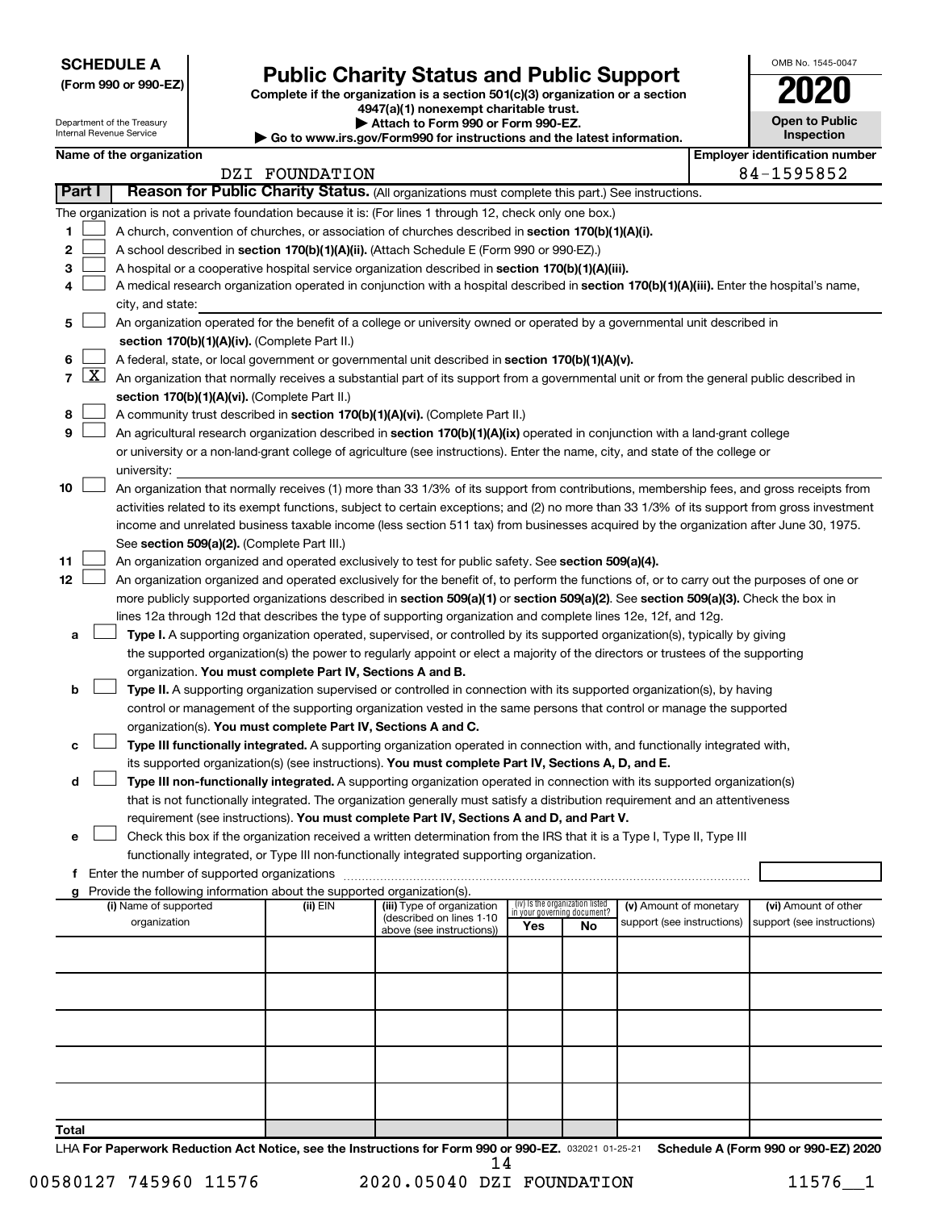**SCHEDULE A**
**(Form 990 or 990-EZ)**

Department of the Treasury
Internal Revenue Service

# Public Charity Status and Public Support

**Complete if the organization is a section 501(c)(3) organization or a section 4947(a)(1) nonexempt charitable trust.**
**▶ Attach to Form 990 or Form 990-EZ.**
**▶ Go to www.irs.gov/Form990 for instructions and the latest information.**

OMB No. 1545-0047
**2020**
**Open to Public Inspection**

**Name of the organization:** DZI FOUNDATION
**Employer identification number:** 84-1595852

## Part I — Reason for Public Charity Status. (All organizations must complete this part.) See instructions.

The organization is not a private foundation because it is: (For lines 1 through 12, check only one box.)

1. ☐ A church, convention of churches, or association of churches described in **section 170(b)(1)(A)(i).**
2. ☐ A school described in **section 170(b)(1)(A)(ii).** (Attach Schedule E (Form 990 or 990-EZ).)
3. ☐ A hospital or a cooperative hospital service organization described in **section 170(b)(1)(A)(iii).**
4. ☐ A medical research organization operated in conjunction with a hospital described in **section 170(b)(1)(A)(iii).** Enter the hospital's name, city, and state: ______
5. ☐ An organization operated for the benefit of a college or university owned or operated by a governmental unit described in **section 170(b)(1)(A)(iv).** (Complete Part II.)
6. ☐ A federal, state, or local government or governmental unit described in **section 170(b)(1)(A)(v).**
7. ☒ An organization that normally receives a substantial part of its support from a governmental unit or from the general public described in **section 170(b)(1)(A)(vi).** (Complete Part II.)
8. ☐ A community trust described in **section 170(b)(1)(A)(vi).** (Complete Part II.)
9. ☐ An agricultural research organization described in **section 170(b)(1)(A)(ix)** operated in conjunction with a land-grant college or university or a non-land-grant college of agriculture (see instructions). Enter the name, city, and state of the college or university: ______
10. ☐ An organization that normally receives (1) more than 33 1/3% of its support from contributions, membership fees, and gross receipts from activities related to its exempt functions, subject to certain exceptions; and (2) no more than 33 1/3% of its support from gross investment income and unrelated business taxable income (less section 511 tax) from businesses acquired by the organization after June 30, 1975. See **section 509(a)(2).** (Complete Part III.)
11. ☐ An organization organized and operated exclusively to test for public safety. See **section 509(a)(4).**
12. ☐ An organization organized and operated exclusively for the benefit of, to perform the functions of, or to carry out the purposes of one or more publicly supported organizations described in **section 509(a)(1)** or **section 509(a)(2).** See **section 509(a)(3).** Check the box in lines 12a through 12d that describes the type of supporting organization and complete lines 12e, 12f, and 12g.
   - **a** ☐ **Type I.** A supporting organization operated, supervised, or controlled by its supported organization(s), typically by giving the supported organization(s) the power to regularly appoint or elect a majority of the directors or trustees of the supporting organization. **You must complete Part IV, Sections A and B.**
   - **b** ☐ **Type II.** A supporting organization supervised or controlled in connection with its supported organization(s), by having control or management of the supporting organization vested in the same persons that control or manage the supported organization(s). **You must complete Part IV, Sections A and C.**
   - **c** ☐ **Type III functionally integrated.** A supporting organization operated in connection with, and functionally integrated with, its supported organization(s) (see instructions). **You must complete Part IV, Sections A, D, and E.**
   - **d** ☐ **Type III non-functionally integrated.** A supporting organization operated in connection with its supported organization(s) that is not functionally integrated. The organization generally must satisfy a distribution requirement and an attentiveness requirement (see instructions). **You must complete Part IV, Sections A and D, and Part V.**
   - **e** ☐ Check this box if the organization received a written determination from the IRS that it is a Type I, Type II, Type III functionally integrated, or Type III non-functionally integrated supporting organization.
   - **f** Enter the number of supported organizations ______
   - **g** Provide the following information about the supported organization(s).

| (i) Name of supported organization | (ii) EIN | (iii) Type of organization (described on lines 1-10 above (see instructions)) | (iv) Is the organization listed in your governing document? Yes | No | (v) Amount of monetary support (see instructions) | (vi) Amount of other support (see instructions) |
|---|---|---|---|---|---|---|
| | | | | | | |
| | | | | | | |
| | | | | | | |
| | | | | | | |
| | | | | | | |
| **Total** | | | | | | |

LHA **For Paperwork Reduction Act Notice, see the Instructions for Form 990 or 990-EZ.** 032021 01-25-21 **Schedule A (Form 990 or 990-EZ) 2020**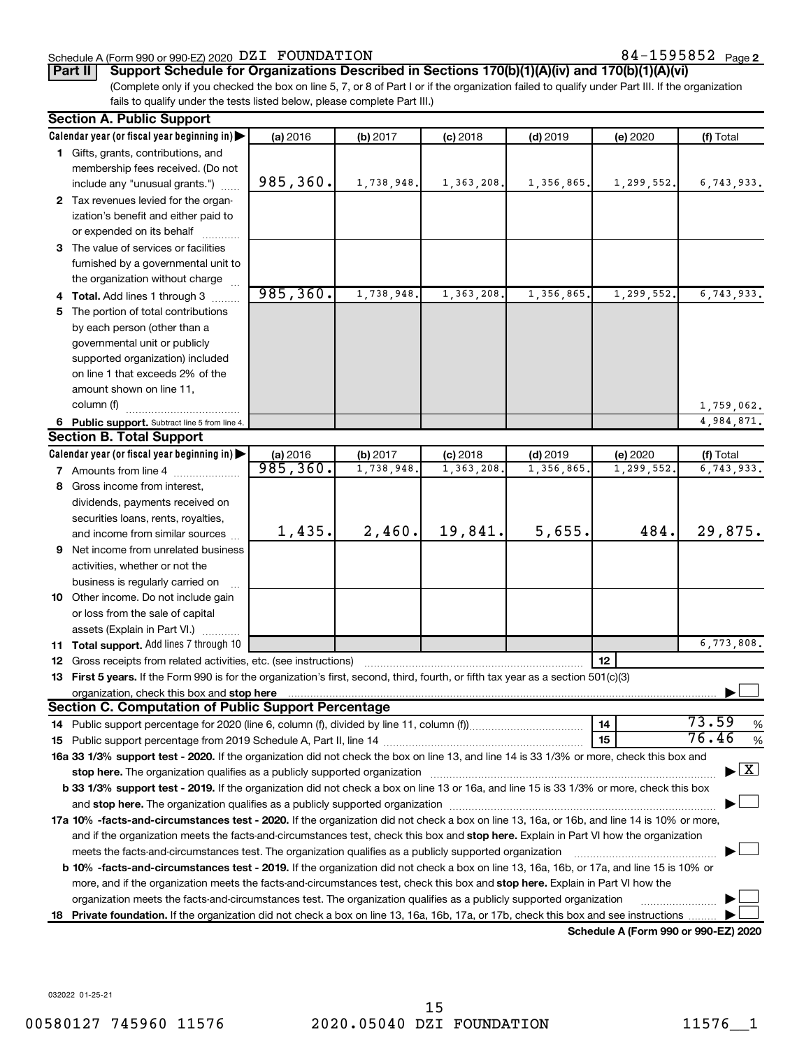Schedule A (Form 990 or 990-EZ) 2020 DZI FOUNDATION 84-1595852 Page 2

**Part II** **Support Schedule for Organizations Described in Sections 170(b)(1)(A)(iv) and 170(b)(1)(A)(vi)**

(Complete only if you checked the box on line 5, 7, or 8 of Part I or if the organization failed to qualify under Part III. If the organization fails to qualify under the tests listed below, please complete Part III.)

**Section A. Public Support**

| Calendar year (or fiscal year beginning in) | (a) 2016 | (b) 2017 | (c) 2018 | (d) 2019 | (e) 2020 | (f) Total |
|---|---|---|---|---|---|---|
| 1 Gifts, grants, contributions, and membership fees received. (Do not include any "unusual grants.") | 985,360. | 1,738,948. | 1,363,208. | 1,356,865. | 1,299,552. | 6,743,933. |
| 2 Tax revenues levied for the organization's benefit and either paid to or expended on its behalf | | | | | | |
| 3 The value of services or facilities furnished by a governmental unit to the organization without charge | | | | | | |
| 4 **Total.** Add lines 1 through 3 | 985,360. | 1,738,948. | 1,363,208. | 1,356,865. | 1,299,552. | 6,743,933. |
| 5 The portion of total contributions by each person (other than a governmental unit or publicly supported organization) included on line 1 that exceeds 2% of the amount shown on line 11, column (f) | | | | | | 1,759,062. |
| 6 **Public support.** Subtract line 5 from line 4. | | | | | | 4,984,871. |

**Section B. Total Support**

| Calendar year (or fiscal year beginning in) | (a) 2016 | (b) 2017 | (c) 2018 | (d) 2019 | (e) 2020 | (f) Total |
|---|---|---|---|---|---|---|
| 7 Amounts from line 4 | 985,360. | 1,738,948. | 1,363,208. | 1,356,865. | 1,299,552. | 6,743,933. |
| 8 Gross income from interest, dividends, payments received on securities loans, rents, royalties, and income from similar sources | 1,435. | 2,460. | 19,841. | 5,655. | 484. | 29,875. |
| 9 Net income from unrelated business activities, whether or not the business is regularly carried on | | | | | | |
| 10 Other income. Do not include gain or loss from the sale of capital assets (Explain in Part VI.) | | | | | | |
| 11 **Total support.** Add lines 7 through 10 | | | | | | 6,773,808. |

12 Gross receipts from related activities, etc. (see instructions) | 12 |

13 **First 5 years.** If the Form 990 is for the organization's first, second, third, fourth, or fifth tax year as a section 501(c)(3) organization, check this box and **stop here** ☐

**Section C. Computation of Public Support Percentage**

14 Public support percentage for 2020 (line 6, column (f), divided by line 11, column (f)) | 14 | 73.59 %

15 Public support percentage from 2019 Schedule A, Part II, line 14 | 15 | 76.46 %

**16a 33 1/3% support test - 2020.** If the organization did not check the box on line 13, and line 14 is 33 1/3% or more, check this box and **stop here.** The organization qualifies as a publicly supported organization ☒

**b 33 1/3% support test - 2019.** If the organization did not check a box on line 13 or 16a, and line 15 is 33 1/3% or more, check this box and **stop here.** The organization qualifies as a publicly supported organization ☐

**17a 10% -facts-and-circumstances test - 2020.** If the organization did not check a box on line 13, 16a, or 16b, and line 14 is 10% or more, and if the organization meets the facts-and-circumstances test, check this box and **stop here.** Explain in Part VI how the organization meets the facts-and-circumstances test. The organization qualifies as a publicly supported organization ☐

**b 10% -facts-and-circumstances test - 2019.** If the organization did not check a box on line 13, 16a, 16b, or 17a, and line 15 is 10% or more, and if the organization meets the facts-and-circumstances test, check this box and **stop here.** Explain in Part VI how the organization meets the facts-and-circumstances test. The organization qualifies as a publicly supported organization ☐

**18 Private foundation.** If the organization did not check a box on line 13, 16a, 16b, 17a, or 17b, check this box and see instructions ☐

**Schedule A (Form 990 or 990-EZ) 2020**

032022 01-25-21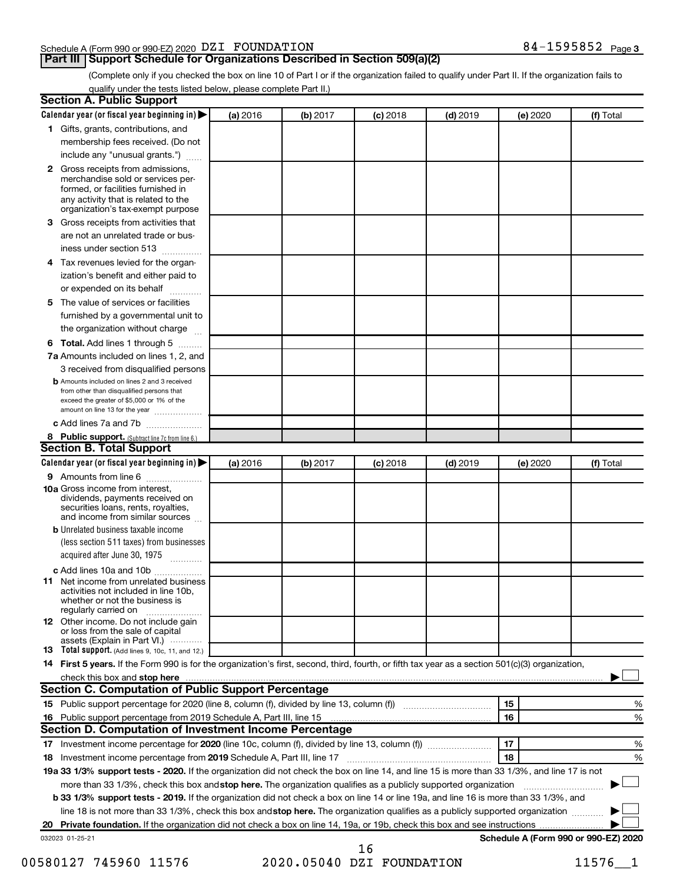Schedule A (Form 990 or 990-EZ) 2020 DZI FOUNDATION 84-1595852 Page 3

## Part III Support Schedule for Organizations Described in Section 509(a)(2)

(Complete only if you checked the box on line 10 of Part I or if the organization failed to qualify under Part II. If the organization fails to qualify under the tests listed below, please complete Part II.)

### Section A. Public Support

| Calendar year (or fiscal year beginning in) ▶ | (a) 2016 | (b) 2017 | (c) 2018 | (d) 2019 | (e) 2020 | (f) Total |
|---|---|---|---|---|---|---|
| **1** Gifts, grants, contributions, and membership fees received. (Do not include any "unusual grants.") | | | | | | |
| **2** Gross receipts from admissions, merchandise sold or services performed, or facilities furnished in any activity that is related to the organization's tax-exempt purpose | | | | | | |
| **3** Gross receipts from activities that are not an unrelated trade or business under section 513 | | | | | | |
| **4** Tax revenues levied for the organization's benefit and either paid to or expended on its behalf | | | | | | |
| **5** The value of services or facilities furnished by a governmental unit to the organization without charge | | | | | | |
| **6 Total.** Add lines 1 through 5 | | | | | | |
| **7a** Amounts included on lines 1, 2, and 3 received from disqualified persons | | | | | | |
| **b** Amounts included on lines 2 and 3 received from other than disqualified persons that exceed the greater of $5,000 or 1% of the amount on line 13 for the year | | | | | | |
| **c** Add lines 7a and 7b | | | | | | |
| **8 Public support.** (Subtract line 7c from line 6.) | | | | | | |

### Section B. Total Support

| Calendar year (or fiscal year beginning in) ▶ | (a) 2016 | (b) 2017 | (c) 2018 | (d) 2019 | (e) 2020 | (f) Total |
|---|---|---|---|---|---|---|
| **9** Amounts from line 6 | | | | | | |
| **10a** Gross income from interest, dividends, payments received on securities loans, rents, royalties, and income from similar sources | | | | | | |
| **b** Unrelated business taxable income (less section 511 taxes) from businesses acquired after June 30, 1975 | | | | | | |
| **c** Add lines 10a and 10b | | | | | | |
| **11** Net income from unrelated business activities not included in line 10b, whether or not the business is regularly carried on | | | | | | |
| **12** Other income. Do not include gain or loss from the sale of capital assets (Explain in Part VI.) | | | | | | |
| **13 Total support.** (Add lines 9, 10c, 11, and 12.) | | | | | | |

**14 First 5 years.** If the Form 990 is for the organization's first, second, third, fourth, or fifth tax year as a section 501(c)(3) organization, check this box and **stop here** ▶ ☐

### Section C. Computation of Public Support Percentage

| | | | |
|---|---|---|---|
| **15** | Public support percentage for 2020 (line 8, column (f), divided by line 13, column (f)) | 15 | % |
| **16** | Public support percentage from 2019 Schedule A, Part III, line 15 | 16 | % |

### Section D. Computation of Investment Income Percentage

| | | | |
|---|---|---|---|
| **17** | Investment income percentage for **2020** (line 10c, column (f), divided by line 13, column (f)) | 17 | % |
| **18** | Investment income percentage from **2019** Schedule A, Part III, line 17 | 18 | % |

**19a 33 1/3% support tests - 2020.** If the organization did not check the box on line 14, and line 15 is more than 33 1/3%, and line 17 is not more than 33 1/3%, check this box and **stop here.** The organization qualifies as a publicly supported organization ▶ ☐

**b 33 1/3% support tests - 2019.** If the organization did not check a box on line 14 or line 19a, and line 16 is more than 33 1/3%, and line 18 is not more than 33 1/3%, check this box and **stop here.** The organization qualifies as a publicly supported organization ▶ ☐

**20 Private foundation.** If the organization did not check a box on line 14, 19a, or 19b, check this box and see instructions ▶ ☐

032023 01-25-21 **Schedule A (Form 990 or 990-EZ) 2020**

00580127 745960 11576 2020.05040 DZI FOUNDATION 11576__1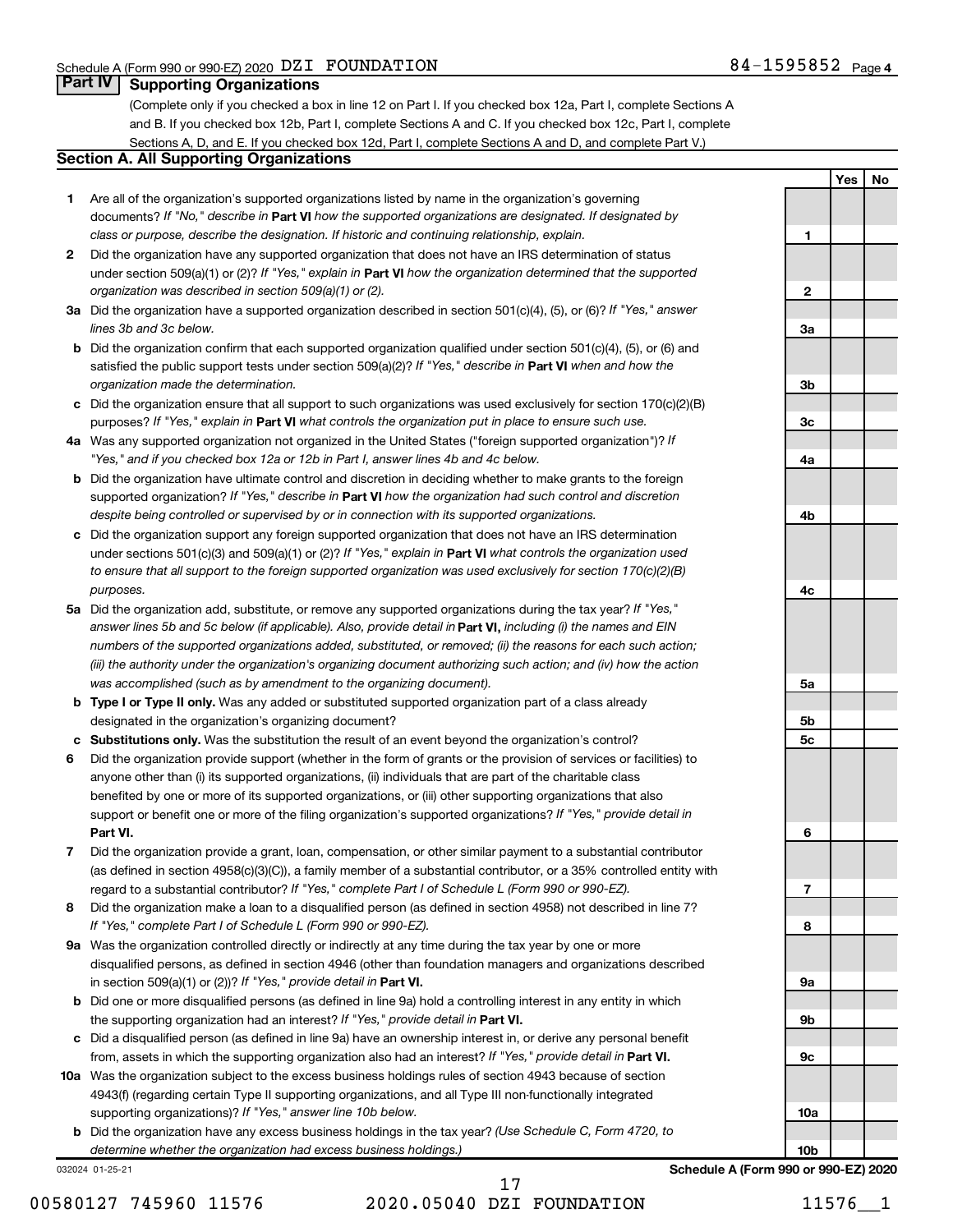Schedule A (Form 990 or 990-EZ) 2020 DZI FOUNDATION 84-1595852 Page 4

## Part IV Supporting Organizations

(Complete only if you checked a box in line 12 on Part I. If you checked box 12a, Part I, complete Sections A and B. If you checked box 12b, Part I, complete Sections A and C. If you checked box 12c, Part I, complete Sections A, D, and E. If you checked box 12d, Part I, complete Sections A and D, and complete Part V.)

### Section A. All Supporting Organizations

| | | | Yes | No |
|---|---|---|---|---|
| **1** | Are all of the organization's supported organizations listed by name in the organization's governing documents? *If "No," describe in* **Part VI** *how the supported organizations are designated. If designated by class or purpose, describe the designation. If historic and continuing relationship, explain.* | **1** | | |
| **2** | Did the organization have any supported organization that does not have an IRS determination of status under section 509(a)(1) or (2)? *If "Yes," explain in* **Part VI** *how the organization determined that the supported organization was described in section 509(a)(1) or (2).* | **2** | | |
| **3a** | Did the organization have a supported organization described in section 501(c)(4), (5), or (6)? *If "Yes," answer lines 3b and 3c below.* | **3a** | | |
| **b** | Did the organization confirm that each supported organization qualified under section 501(c)(4), (5), or (6) and satisfied the public support tests under section 509(a)(2)? *If "Yes," describe in* **Part VI** *when and how the organization made the determination.* | **3b** | | |
| **c** | Did the organization ensure that all support to such organizations was used exclusively for section 170(c)(2)(B) purposes? *If "Yes," explain in* **Part VI** *what controls the organization put in place to ensure such use.* | **3c** | | |
| **4a** | Was any supported organization not organized in the United States ("foreign supported organization")? *If "Yes," and if you checked box 12a or 12b in Part I, answer lines 4b and 4c below.* | **4a** | | |
| **b** | Did the organization have ultimate control and discretion in deciding whether to make grants to the foreign supported organization? *If "Yes," describe in* **Part VI** *how the organization had such control and discretion despite being controlled or supervised by or in connection with its supported organizations.* | **4b** | | |
| **c** | Did the organization support any foreign supported organization that does not have an IRS determination under sections 501(c)(3) and 509(a)(1) or (2)? *If "Yes," explain in* **Part VI** *what controls the organization used to ensure that all support to the foreign supported organization was used exclusively for section 170(c)(2)(B) purposes.* | **4c** | | |
| **5a** | Did the organization add, substitute, or remove any supported organizations during the tax year? *If "Yes," answer lines 5b and 5c below (if applicable). Also, provide detail in* **Part VI,** *including (i) the names and EIN numbers of the supported organizations added, substituted, or removed; (ii) the reasons for each such action; (iii) the authority under the organization's organizing document authorizing such action; and (iv) how the action was accomplished (such as by amendment to the organizing document).* | **5a** | | |
| **b** | **Type I or Type II only.** Was any added or substituted supported organization part of a class already designated in the organization's organizing document? | **5b** | | |
| **c** | **Substitutions only.** Was the substitution the result of an event beyond the organization's control? | **5c** | | |
| **6** | Did the organization provide support (whether in the form of grants or the provision of services or facilities) to anyone other than (i) its supported organizations, (ii) individuals that are part of the charitable class benefited by one or more of its supported organizations, or (iii) other supporting organizations that also support or benefit one or more of the filing organization's supported organizations? *If "Yes," provide detail in* **Part VI.** | **6** | | |
| **7** | Did the organization provide a grant, loan, compensation, or other similar payment to a substantial contributor (as defined in section 4958(c)(3)(C)), a family member of a substantial contributor, or a 35% controlled entity with regard to a substantial contributor? *If "Yes," complete Part I of Schedule L (Form 990 or 990-EZ).* | **7** | | |
| **8** | Did the organization make a loan to a disqualified person (as defined in section 4958) not described in line 7? *If "Yes," complete Part I of Schedule L (Form 990 or 990-EZ).* | **8** | | |
| **9a** | Was the organization controlled directly or indirectly at any time during the tax year by one or more disqualified persons, as defined in section 4946 (other than foundation managers and organizations described in section 509(a)(1) or (2))? *If "Yes," provide detail in* **Part VI.** | **9a** | | |
| **b** | Did one or more disqualified persons (as defined in line 9a) hold a controlling interest in any entity in which the supporting organization had an interest? *If "Yes," provide detail in* **Part VI.** | **9b** | | |
| **c** | Did a disqualified person (as defined in line 9a) have an ownership interest in, or derive any personal benefit from, assets in which the supporting organization also had an interest? *If "Yes," provide detail in* **Part VI.** | **9c** | | |
| **10a** | Was the organization subject to the excess business holdings rules of section 4943 because of section 4943(f) (regarding certain Type II supporting organizations, and all Type III non-functionally integrated supporting organizations)? *If "Yes," answer line 10b below.* | **10a** | | |
| **b** | Did the organization have any excess business holdings in the tax year? *(Use Schedule C, Form 4720, to determine whether the organization had excess business holdings.)* | **10b** | | |

032024 01-25-21 **Schedule A (Form 990 or 990-EZ) 2020**

00580127 745960 11576 2020.05040 DZI FOUNDATION 11576__1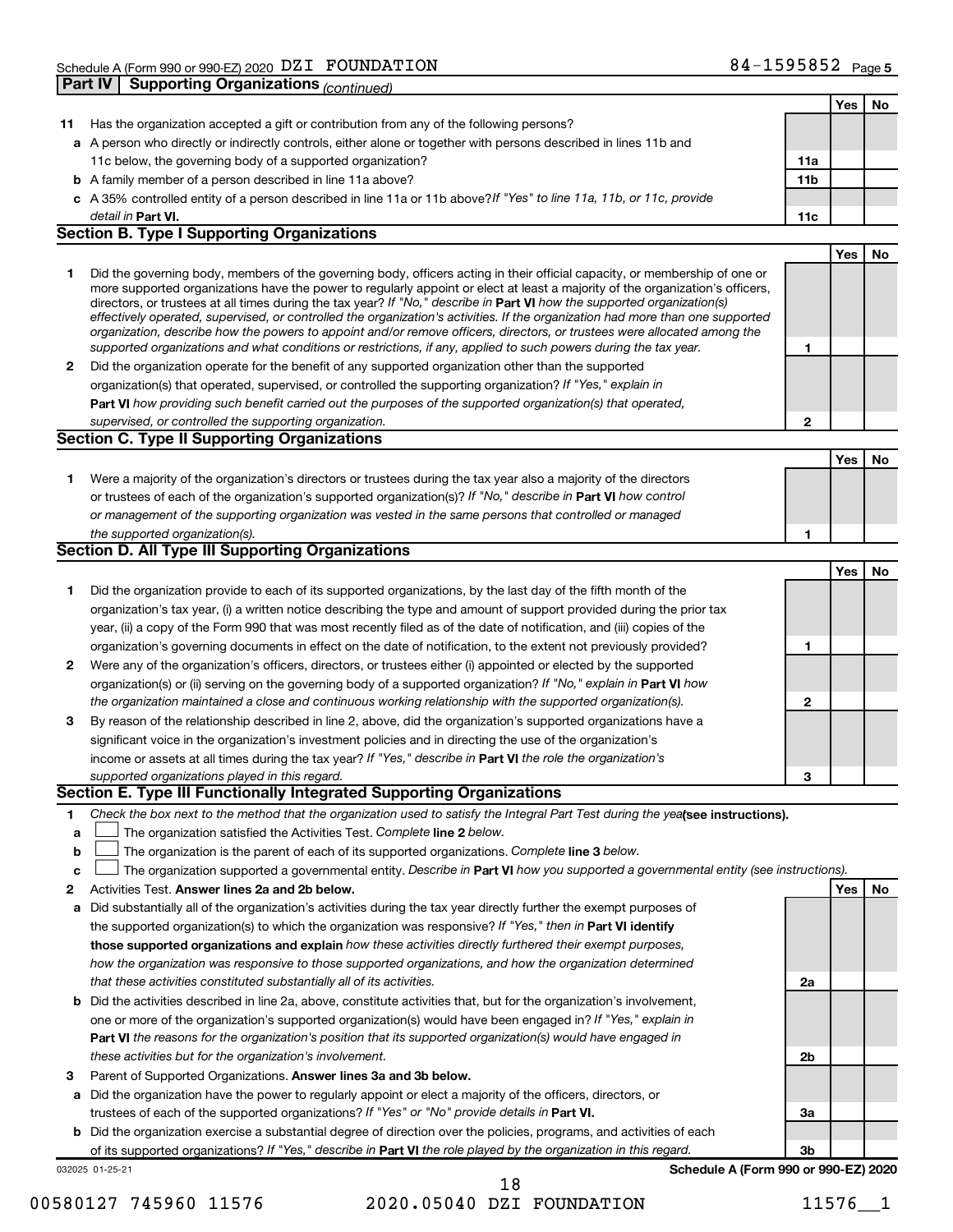Schedule A (Form 990 or 990-EZ) 2020 DZI FOUNDATION 84-1595852 Page 5

**Part IV | Supporting Organizations** *(continued)*

| | | | Yes | No |
|---|---|---|---|---|
| **11** | Has the organization accepted a gift or contribution from any of the following persons? | | | |
| **a** | A person who directly or indirectly controls, either alone or together with persons described in lines 11b and 11c below, the governing body of a supported organization? | **11a** | | |
| **b** | A family member of a person described in line 11a above? | **11b** | | |
| **c** | A 35% controlled entity of a person described in line 11a or 11b above? *If "Yes" to line 11a, 11b, or 11c, provide detail in* **Part VI.** | **11c** | | |

### Section B. Type I Supporting Organizations

| | | | Yes | No |
|---|---|---|---|---|
| **1** | Did the governing body, members of the governing body, officers acting in their official capacity, or membership of one or more supported organizations have the power to regularly appoint or elect at least a majority of the organization's officers, directors, or trustees at all times during the tax year? *If "No," describe in* **Part VI** *how the supported organization(s) effectively operated, supervised, or controlled the organization's activities. If the organization had more than one supported organization, describe how the powers to appoint and/or remove officers, directors, or trustees were allocated among the supported organizations and what conditions or restrictions, if any, applied to such powers during the tax year.* | **1** | | |
| **2** | Did the organization operate for the benefit of any supported organization other than the supported organization(s) that operated, supervised, or controlled the supporting organization? *If "Yes," explain in* **Part VI** *how providing such benefit carried out the purposes of the supported organization(s) that operated, supervised, or controlled the supporting organization.* | **2** | | |

### Section C. Type II Supporting Organizations

| | | | Yes | No |
|---|---|---|---|---|
| **1** | Were a majority of the organization's directors or trustees during the tax year also a majority of the directors or trustees of each of the organization's supported organization(s)? *If "No," describe in* **Part VI** *how control or management of the supporting organization was vested in the same persons that controlled or managed the supported organization(s).* | **1** | | |

### Section D. All Type III Supporting Organizations

| | | | Yes | No |
|---|---|---|---|---|
| **1** | Did the organization provide to each of its supported organizations, by the last day of the fifth month of the organization's tax year, (i) a written notice describing the type and amount of support provided during the prior tax year, (ii) a copy of the Form 990 that was most recently filed as of the date of notification, and (iii) copies of the organization's governing documents in effect on the date of notification, to the extent not previously provided? | **1** | | |
| **2** | Were any of the organization's officers, directors, or trustees either (i) appointed or elected by the supported organization(s) or (ii) serving on the governing body of a supported organization? *If "No," explain in* **Part VI** *how the organization maintained a close and continuous working relationship with the supported organization(s).* | **2** | | |
| **3** | By reason of the relationship described in line 2, above, did the organization's supported organizations have a significant voice in the organization's investment policies and in directing the use of the organization's income or assets at all times during the tax year? *If "Yes," describe in* **Part VI** *the role the organization's supported organizations played in this regard.* | **3** | | |

### Section E. Type III Functionally Integrated Supporting Organizations

**1** *Check the box next to the method that the organization used to satisfy the Integral Part Test during the year* **(see instructions).**

- **a** ☐ The organization satisfied the Activities Test. *Complete* **line 2** *below.*
- **b** ☐ The organization is the parent of each of its supported organizations. *Complete* **line 3** *below.*
- **c** ☐ The organization supported a governmental entity. *Describe in* **Part VI** *how you supported a governmental entity (see instructions).*

| | | | Yes | No |
|---|---|---|---|---|
| **2** | Activities Test. **Answer lines 2a and 2b below.** | | | |
| **a** | Did substantially all of the organization's activities during the tax year directly further the exempt purposes of the supported organization(s) to which the organization was responsive? *If "Yes," then in* **Part VI identify those supported organizations and explain** *how these activities directly furthered their exempt purposes, how the organization was responsive to those supported organizations, and how the organization determined that these activities constituted substantially all of its activities.* | **2a** | | |
| **b** | Did the activities described in line 2a, above, constitute activities that, but for the organization's involvement, one or more of the organization's supported organization(s) would have been engaged in? *If "Yes," explain in* **Part VI** *the reasons for the organization's position that its supported organization(s) would have engaged in these activities but for the organization's involvement.* | **2b** | | |
| **3** | Parent of Supported Organizations. **Answer lines 3a and 3b below.** | | | |
| **a** | Did the organization have the power to regularly appoint or elect a majority of the officers, directors, or trustees of each of the supported organizations? *If "Yes" or "No" provide details in* **Part VI.** | **3a** | | |
| **b** | Did the organization exercise a substantial degree of direction over the policies, programs, and activities of each of its supported organizations? *If "Yes," describe in* **Part VI** *the role played by the organization in this regard.* | **3b** | | |

032025 01-25-21 **Schedule A (Form 990 or 990-EZ) 2020**

00580127 745960 11576 2020.05040 DZI FOUNDATION 11576__1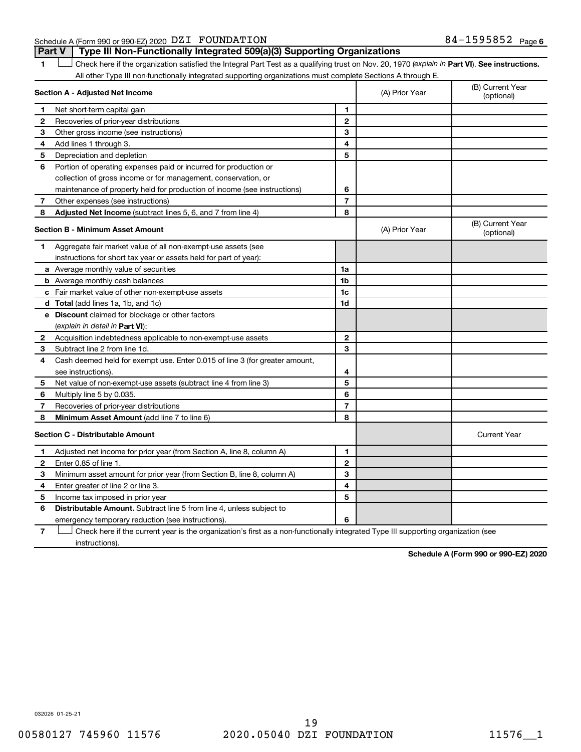Schedule A (Form 990 or 990-EZ) 2020 DZI FOUNDATION 84-1595852 Page 6

## Part V Type III Non-Functionally Integrated 509(a)(3) Supporting Organizations

1 ☐ Check here if the organization satisfied the Integral Part Test as a qualifying trust on Nov. 20, 1970 (*explain in* **Part VI**). **See instructions.** All other Type III non-functionally integrated supporting organizations must complete Sections A through E.

| **Section A - Adjusted Net Income** | | | (A) Prior Year | (B) Current Year (optional) |
|---|---|---|---|---|
| 1 | Net short-term capital gain | 1 | | |
| 2 | Recoveries of prior-year distributions | 2 | | |
| 3 | Other gross income (see instructions) | 3 | | |
| 4 | Add lines 1 through 3. | 4 | | |
| 5 | Depreciation and depletion | 5 | | |
| 6 | Portion of operating expenses paid or incurred for production or collection of gross income or for management, conservation, or maintenance of property held for production of income (see instructions) | 6 | | |
| 7 | Other expenses (see instructions) | 7 | | |
| 8 | **Adjusted Net Income** (subtract lines 5, 6, and 7 from line 4) | 8 | | |

| **Section B - Minimum Asset Amount** | | | (A) Prior Year | (B) Current Year (optional) |
|---|---|---|---|---|
| 1 | Aggregate fair market value of all non-exempt-use assets (see instructions for short tax year or assets held for part of year): | | | |
| a | Average monthly value of securities | 1a | | |
| b | Average monthly cash balances | 1b | | |
| c | Fair market value of other non-exempt-use assets | 1c | | |
| d | **Total** (add lines 1a, 1b, and 1c) | 1d | | |
| e | **Discount** claimed for blockage or other factors (*explain in detail in* **Part VI**): | | | |
| 2 | Acquisition indebtedness applicable to non-exempt-use assets | 2 | | |
| 3 | Subtract line 2 from line 1d. | 3 | | |
| 4 | Cash deemed held for exempt use. Enter 0.015 of line 3 (for greater amount, see instructions). | 4 | | |
| 5 | Net value of non-exempt-use assets (subtract line 4 from line 3) | 5 | | |
| 6 | Multiply line 5 by 0.035. | 6 | | |
| 7 | Recoveries of prior-year distributions | 7 | | |
| 8 | **Minimum Asset Amount** (add line 7 to line 6) | 8 | | |

| **Section C - Distributable Amount** | | | | Current Year |
|---|---|---|---|---|
| 1 | Adjusted net income for prior year (from Section A, line 8, column A) | 1 | | |
| 2 | Enter 0.85 of line 1. | 2 | | |
| 3 | Minimum asset amount for prior year (from Section B, line 8, column A) | 3 | | |
| 4 | Enter greater of line 2 or line 3. | 4 | | |
| 5 | Income tax imposed in prior year | 5 | | |
| 6 | **Distributable Amount.** Subtract line 5 from line 4, unless subject to emergency temporary reduction (see instructions). | 6 | | |

7 ☐ Check here if the current year is the organization's first as a non-functionally integrated Type III supporting organization (see instructions).

**Schedule A (Form 990 or 990-EZ) 2020**

032026 01-25-21

00580127 745960 11576 2020.05040 DZI FOUNDATION 11576__1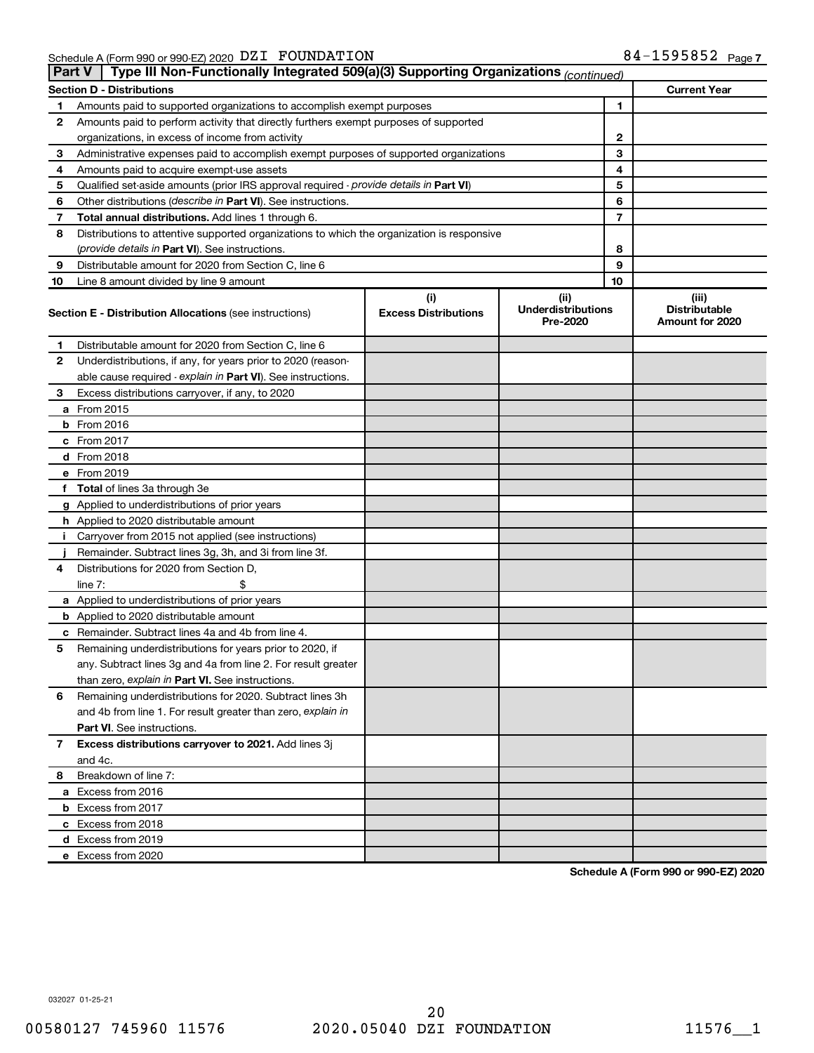Schedule A (Form 990 or 990-EZ) 2020 DZI FOUNDATION 84-1595852 Page 7

## Part V | Type III Non-Functionally Integrated 509(a)(3) Supporting Organizations *(continued)*

| Section D - Distributions | | | Current Year |
|---|---|---|---|
| 1 | Amounts paid to supported organizations to accomplish exempt purposes | 1 | |
| 2 | Amounts paid to perform activity that directly furthers exempt purposes of supported organizations, in excess of income from activity | 2 | |
| 3 | Administrative expenses paid to accomplish exempt purposes of supported organizations | 3 | |
| 4 | Amounts paid to acquire exempt-use assets | 4 | |
| 5 | Qualified set-aside amounts (prior IRS approval required - *provide details in* **Part VI**) | 5 | |
| 6 | Other distributions (*describe in* **Part VI**). See instructions. | 6 | |
| 7 | **Total annual distributions.** Add lines 1 through 6. | 7 | |
| 8 | Distributions to attentive supported organizations to which the organization is responsive (*provide details in* **Part VI**). See instructions. | 8 | |
| 9 | Distributable amount for 2020 from Section C, line 6 | 9 | |
| 10 | Line 8 amount divided by line 9 amount | 10 | |

| | Section E - Distribution Allocations (see instructions) | (i) Excess Distributions | (ii) Underdistributions Pre-2020 | (iii) Distributable Amount for 2020 |
|---|---|---|---|---|
| 1 | Distributable amount for 2020 from Section C, line 6 | | | |
| 2 | Underdistributions, if any, for years prior to 2020 (reasonable cause required - *explain in* **Part VI**). See instructions. | | | |
| 3 | Excess distributions carryover, if any, to 2020 | | | |
| a | From 2015 | | | |
| b | From 2016 | | | |
| c | From 2017 | | | |
| d | From 2018 | | | |
| e | From 2019 | | | |
| f | **Total** of lines 3a through 3e | | | |
| g | Applied to underdistributions of prior years | | | |
| h | Applied to 2020 distributable amount | | | |
| i | Carryover from 2015 not applied (see instructions) | | | |
| j | Remainder. Subtract lines 3g, 3h, and 3i from line 3f. | | | |
| 4 | Distributions for 2020 from Section D, line 7: $ | | | |
| a | Applied to underdistributions of prior years | | | |
| b | Applied to 2020 distributable amount | | | |
| c | Remainder. Subtract lines 4a and 4b from line 4. | | | |
| 5 | Remaining underdistributions for years prior to 2020, if any. Subtract lines 3g and 4a from line 2. For result greater than zero, *explain in* **Part VI.** See instructions. | | | |
| 6 | Remaining underdistributions for 2020. Subtract lines 3h and 4b from line 1. For result greater than zero, *explain in* **Part VI**. See instructions. | | | |
| 7 | **Excess distributions carryover to 2021.** Add lines 3j and 4c. | | | |
| 8 | Breakdown of line 7: | | | |
| a | Excess from 2016 | | | |
| b | Excess from 2017 | | | |
| c | Excess from 2018 | | | |
| d | Excess from 2019 | | | |
| e | Excess from 2020 | | | |

**Schedule A (Form 990 or 990-EZ) 2020**

032027 01-25-21

00580127 745960 11576 2020.05040 DZI FOUNDATION 11576__1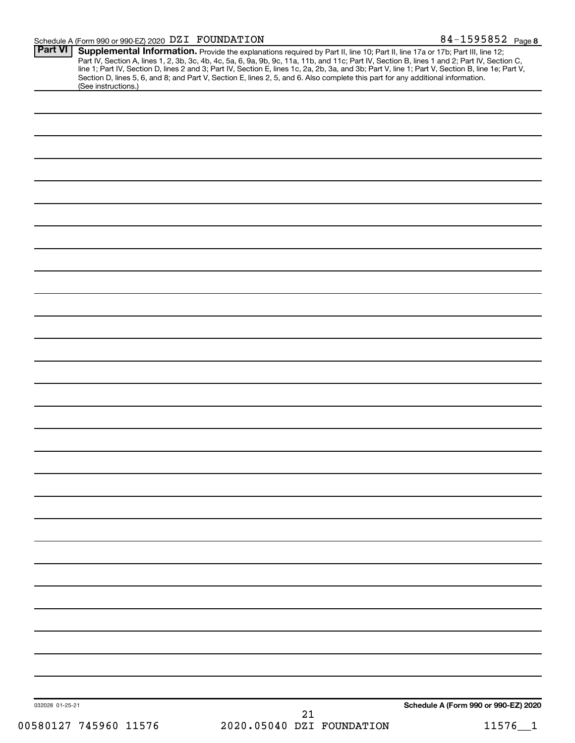Schedule A (Form 990 or 990-EZ) 2020 DZI FOUNDATION 84-1595852 Page 8

**Part VI** **Supplemental Information.** Provide the explanations required by Part II, line 10; Part II, line 17a or 17b; Part III, line 12; Part IV, Section A, lines 1, 2, 3b, 3c, 4b, 4c, 5a, 6, 9a, 9b, 9c, 11a, 11b, and 11c; Part IV, Section B, lines 1 and 2; Part IV, Section C, line 1; Part IV, Section D, lines 2 and 3; Part IV, Section E, lines 1c, 2a, 2b, 3a, and 3b; Part V, line 1; Part V, Section B, line 1e; Part V, Section D, lines 5, 6, and 8; and Part V, Section E, lines 2, 5, and 6. Also complete this part for any additional information. (See instructions.)

032028 01-25-21 **Schedule A (Form 990 or 990-EZ) 2020**

00580127 745960 11576 2020.05040 DZI FOUNDATION 11576__1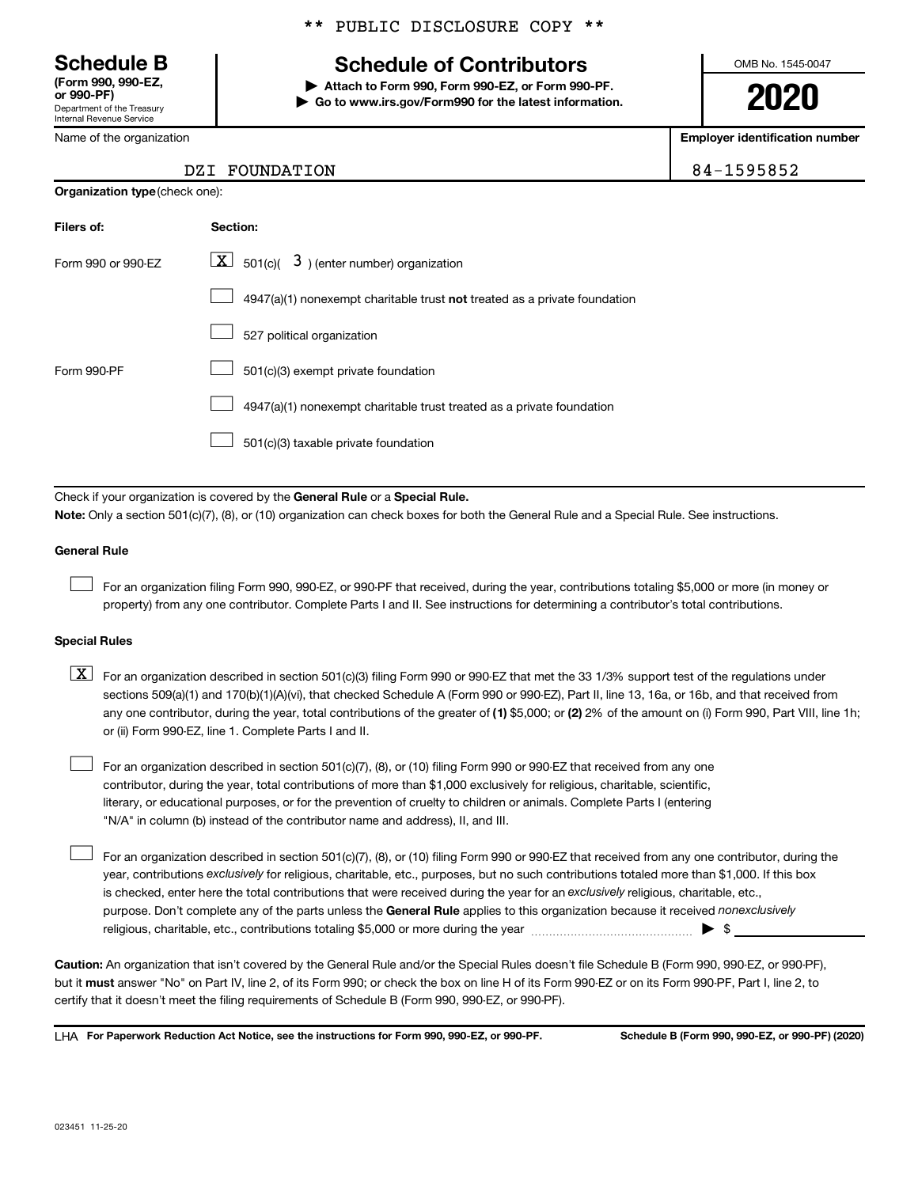** PUBLIC DISCLOSURE COPY **

# Schedule B

**(Form 990, 990-EZ, or 990-PF)**
Department of the Treasury
Internal Revenue Service

## Schedule of Contributors

▶ **Attach to Form 990, Form 990-EZ, or Form 990-PF.**
▶ **Go to www.irs.gov/Form990 for the latest information.**

OMB No. 1545-0047

**2020**

Name of the organization: DZI FOUNDATION

**Employer identification number:** 84-1595852

**Organization type** (check one):

| Filers of: | Section: |
|---|---|
| Form 990 or 990-EZ | [X] 501(c)( 3 ) (enter number) organization |
| | [ ] 4947(a)(1) nonexempt charitable trust **not** treated as a private foundation |
| | [ ] 527 political organization |
| Form 990-PF | [ ] 501(c)(3) exempt private foundation |
| | [ ] 4947(a)(1) nonexempt charitable trust treated as a private foundation |
| | [ ] 501(c)(3) taxable private foundation |

Check if your organization is covered by the **General Rule** or a **Special Rule.**

**Note:** Only a section 501(c)(7), (8), or (10) organization can check boxes for both the General Rule and a Special Rule. See instructions.

**General Rule**

[ ] For an organization filing Form 990, 990-EZ, or 990-PF that received, during the year, contributions totaling $5,000 or more (in money or property) from any one contributor. Complete Parts I and II. See instructions for determining a contributor's total contributions.

**Special Rules**

[X] For an organization described in section 501(c)(3) filing Form 990 or 990-EZ that met the 33 1/3% support test of the regulations under sections 509(a)(1) and 170(b)(1)(A)(vi), that checked Schedule A (Form 990 or 990-EZ), Part II, line 13, 16a, or 16b, and that received from any one contributor, during the year, total contributions of the greater of **(1)** $5,000; or **(2)** 2% of the amount on (i) Form 990, Part VIII, line 1h; or (ii) Form 990-EZ, line 1. Complete Parts I and II.

[ ] For an organization described in section 501(c)(7), (8), or (10) filing Form 990 or 990-EZ that received from any one contributor, during the year, total contributions of more than $1,000 exclusively for religious, charitable, scientific, literary, or educational purposes, or for the prevention of cruelty to children or animals. Complete Parts I (entering "N/A" in column (b) instead of the contributor name and address), II, and III.

[ ] For an organization described in section 501(c)(7), (8), or (10) filing Form 990 or 990-EZ that received from any one contributor, during the year, contributions *exclusively* for religious, charitable, etc., purposes, but no such contributions totaled more than $1,000. If this box is checked, enter here the total contributions that were received during the year for an *exclusively* religious, charitable, etc., purpose. Don't complete any of the parts unless the **General Rule** applies to this organization because it received *nonexclusively* religious, charitable, etc., contributions totaling $5,000 or more during the year ▶ $ ____________

**Caution:** An organization that isn't covered by the General Rule and/or the Special Rules doesn't file Schedule B (Form 990, 990-EZ, or 990-PF), but it **must** answer "No" on Part IV, line 2, of its Form 990; or check the box on line H of its Form 990-EZ or on its Form 990-PF, Part I, line 2, to certify that it doesn't meet the filing requirements of Schedule B (Form 990, 990-EZ, or 990-PF).

LHA **For Paperwork Reduction Act Notice, see the instructions for Form 990, 990-EZ, or 990-PF.** **Schedule B (Form 990, 990-EZ, or 990-PF) (2020)**

023451 11-25-20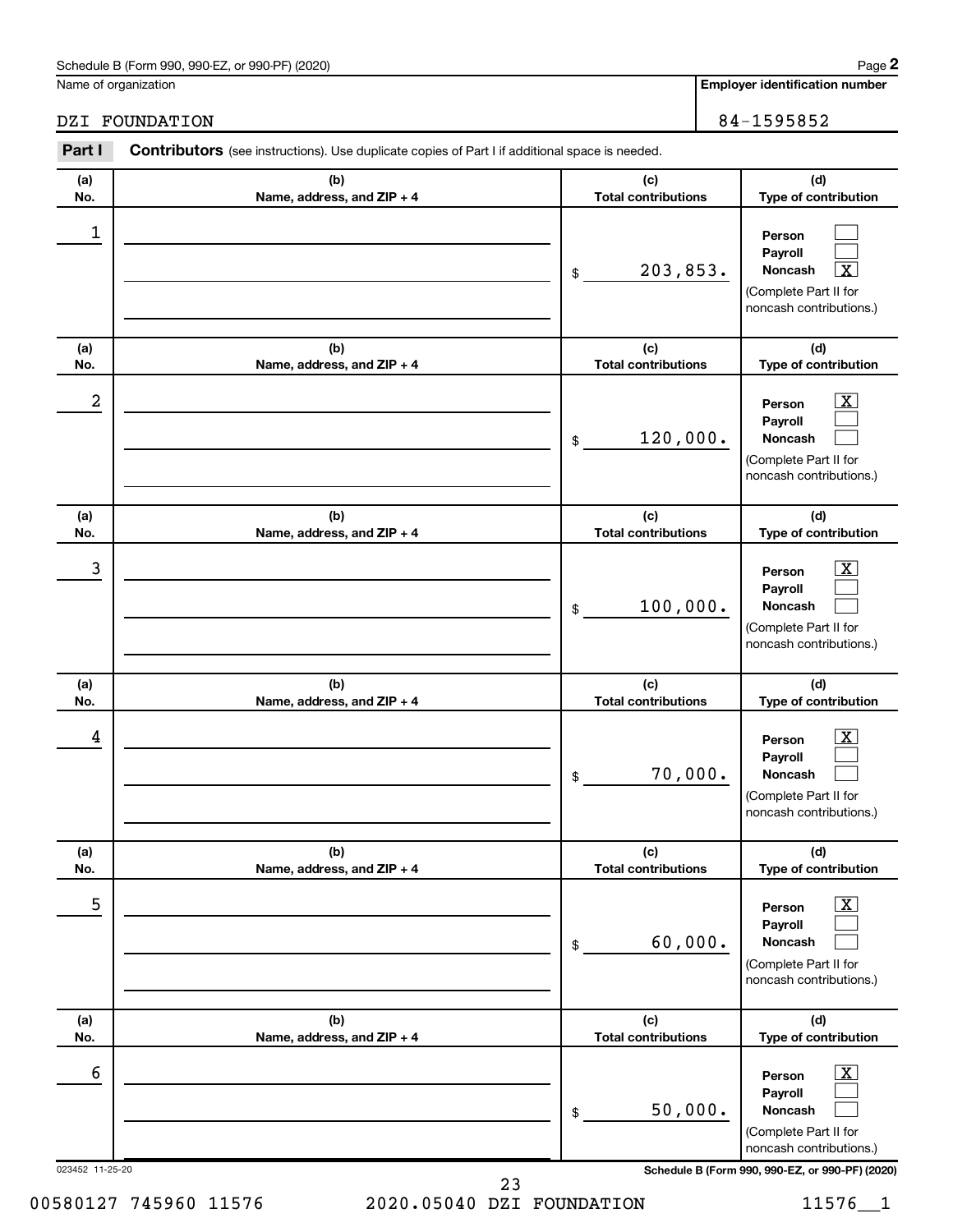Schedule B (Form 990, 990-EZ, or 990-PF) (2020)

Name of organization: DZI FOUNDATION

Employer identification number: 84-1595852

**Part I** **Contributors** (see instructions). Use duplicate copies of Part I if additional space is needed.

| (a) No. | (b) Name, address, and ZIP + 4 | (c) Total contributions | (d) Type of contribution |
|---|---|---|---|
| 1 | | $ 203,853. | Person [ ] Payroll [ ] Noncash [X] (Complete Part II for noncash contributions.) |
| 2 | | $ 120,000. | Person [X] Payroll [ ] Noncash [ ] (Complete Part II for noncash contributions.) |
| 3 | | $ 100,000. | Person [X] Payroll [ ] Noncash [ ] (Complete Part II for noncash contributions.) |
| 4 | | $ 70,000. | Person [X] Payroll [ ] Noncash [ ] (Complete Part II for noncash contributions.) |
| 5 | | $ 60,000. | Person [X] Payroll [ ] Noncash [ ] (Complete Part II for noncash contributions.) |
| 6 | | $ 50,000. | Person [X] Payroll [ ] Noncash [ ] (Complete Part II for noncash contributions.) |

023452 11-25-20

Schedule B (Form 990, 990-EZ, or 990-PF) (2020)

00580127 745960 11576 2020.05040 DZI FOUNDATION 11576__1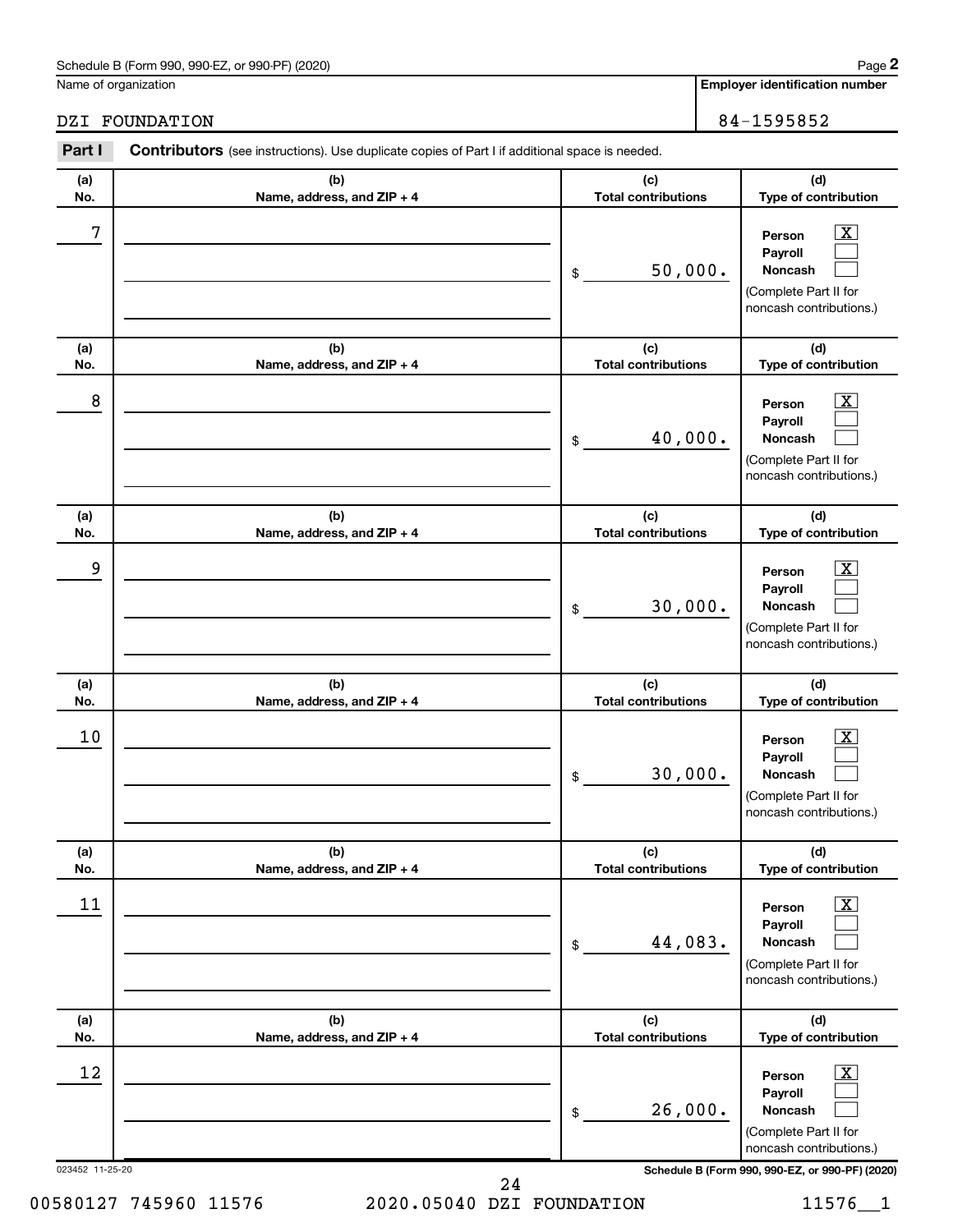Schedule B (Form 990, 990-EZ, or 990-PF) (2020)

Name of organization: DZI FOUNDATION

Employer identification number: 84-1595852

**Part I** **Contributors** (see instructions). Use duplicate copies of Part I if additional space is needed.

| (a) No. | (b) Name, address, and ZIP + 4 | (c) Total contributions | (d) Type of contribution |
|---|---|---|---|
| 7 | | $ 50,000. | Person [X] Payroll [ ] Noncash [ ] (Complete Part II for noncash contributions.) |
| 8 | | $ 40,000. | Person [X] Payroll [ ] Noncash [ ] (Complete Part II for noncash contributions.) |
| 9 | | $ 30,000. | Person [X] Payroll [ ] Noncash [ ] (Complete Part II for noncash contributions.) |
| 10 | | $ 30,000. | Person [X] Payroll [ ] Noncash [ ] (Complete Part II for noncash contributions.) |
| 11 | | $ 44,083. | Person [X] Payroll [ ] Noncash [ ] (Complete Part II for noncash contributions.) |
| 12 | | $ 26,000. | Person [X] Payroll [ ] Noncash [ ] (Complete Part II for noncash contributions.) |

023452 11-25-20 Schedule B (Form 990, 990-EZ, or 990-PF) (2020)

00580127 745960 11576 2020.05040 DZI FOUNDATION 11576__1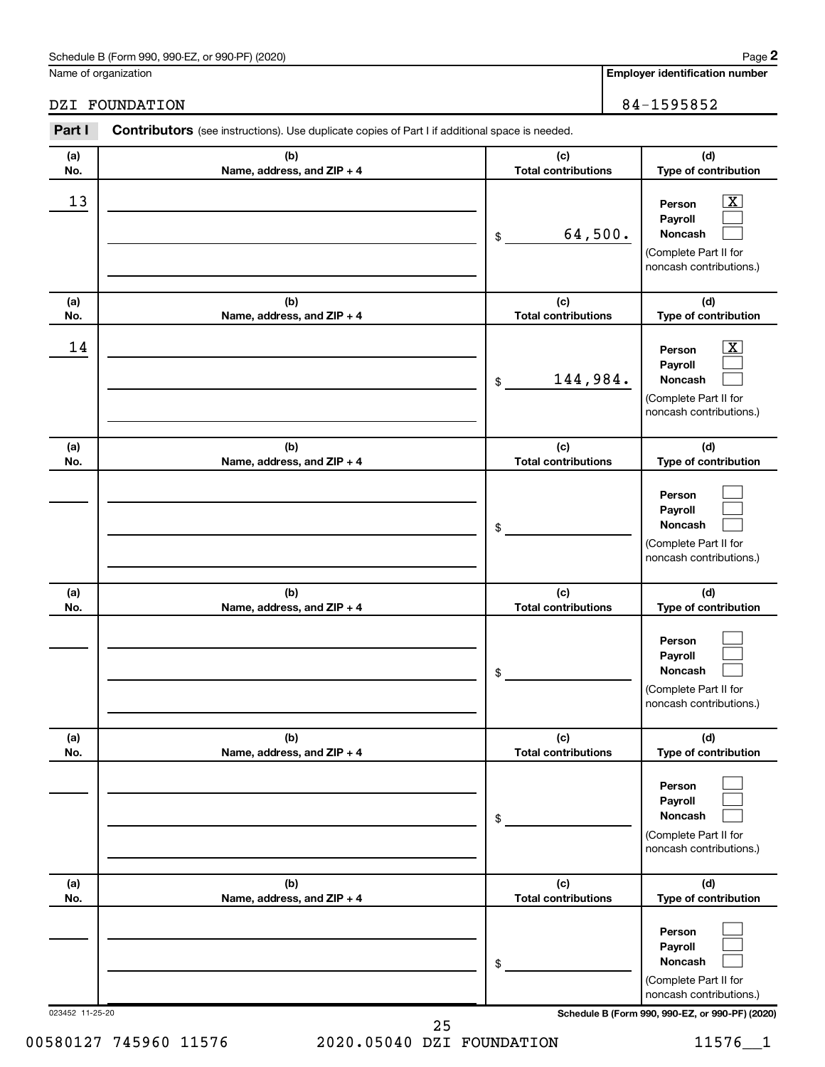Schedule B (Form 990, 990-EZ, or 990-PF) (2020)

Name of organization: DZI FOUNDATION

Employer identification number: 84-1595852

**Part I** **Contributors** (see instructions). Use duplicate copies of Part I if additional space is needed.

| (a) No. | (b) Name, address, and ZIP + 4 | (c) Total contributions | (d) Type of contribution |
|---|---|---|---|
| 13 | | $ 64,500. | Person [X] Payroll [ ] Noncash [ ] (Complete Part II for noncash contributions.) |
| 14 | | $ 144,984. | Person [X] Payroll [ ] Noncash [ ] (Complete Part II for noncash contributions.) |
| | | $ | Person [ ] Payroll [ ] Noncash [ ] (Complete Part II for noncash contributions.) |
| | | $ | Person [ ] Payroll [ ] Noncash [ ] (Complete Part II for noncash contributions.) |
| | | $ | Person [ ] Payroll [ ] Noncash [ ] (Complete Part II for noncash contributions.) |
| | | $ | Person [ ] Payroll [ ] Noncash [ ] (Complete Part II for noncash contributions.) |

023452 11-25-20

Schedule B (Form 990, 990-EZ, or 990-PF) (2020)

00580127 745960 11576 2020.05040 DZI FOUNDATION 11576__1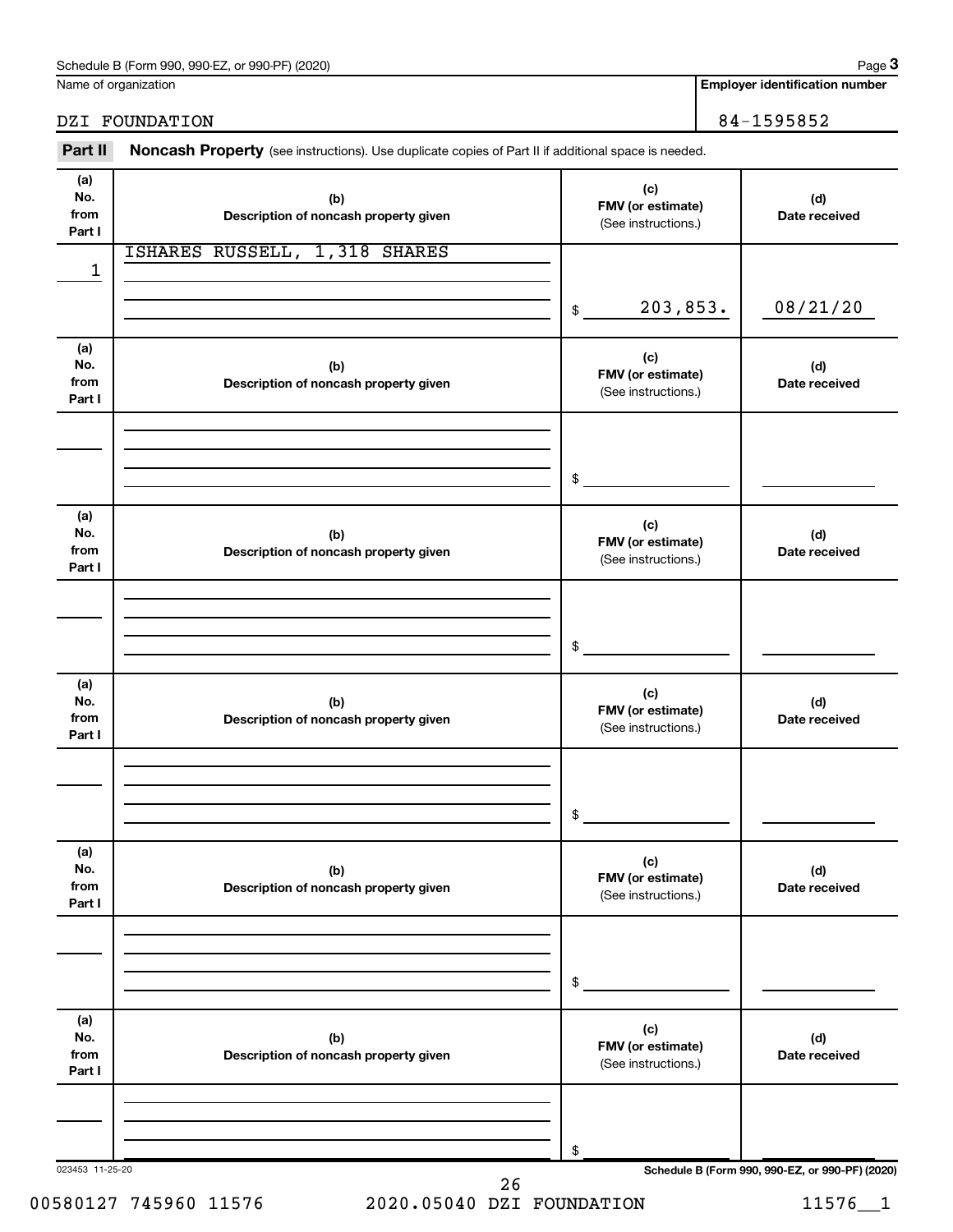Schedule B (Form 990, 990-EZ, or 990-PF) (2020) Page **3**

Name of organization: DZI FOUNDATION

**Employer identification number:** 84-1595852

**Part II** **Noncash Property** (see instructions). Use duplicate copies of Part II if additional space is needed.

| (a) No. from Part I | (b) Description of noncash property given | (c) FMV (or estimate) (See instructions.) | (d) Date received |
|---|---|---|---|
| 1 | ISHARES RUSSELL, 1,318 SHARES | $ 203,853. | 08/21/20 |
| | | $ | |
| | | $ | |
| | | $ | |
| | | $ | |
| | | $ | |

023453 11-25-20

**Schedule B (Form 990, 990-EZ, or 990-PF) (2020)**

00580127 745960 11576 2020.05040 DZI FOUNDATION 11576__1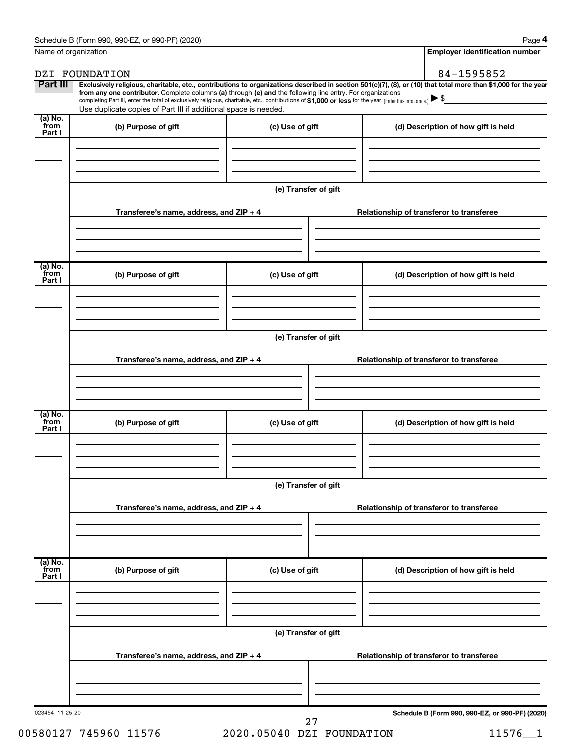Schedule B (Form 990, 990-EZ, or 990-PF) (2020) Page **4**

Name of organization: DZI FOUNDATION

**Employer identification number**: 84-1595852

**Part III** **Exclusively religious, charitable, etc., contributions to organizations described in section 501(c)(7), (8), or (10) that total more than $1,000 for the year from any one contributor.** Complete columns **(a)** through **(e)** and the following line entry. For organizations completing Part III, enter the total of exclusively religious, charitable, etc., contributions of **$1,000 or less** for the year. (Enter this info. once.) ▶ $

Use duplicate copies of Part III if additional space is needed.

| (a) No. from Part I | (b) Purpose of gift | (c) Use of gift | (d) Description of how gift is held |
|---|---|---|---|
| | | | |

(e) Transfer of gift

| Transferee's name, address, and ZIP + 4 | Relationship of transferor to transferee |
|---|---|
| | |

| (a) No. from Part I | (b) Purpose of gift | (c) Use of gift | (d) Description of how gift is held |
|---|---|---|---|
| | | | |

(e) Transfer of gift

| Transferee's name, address, and ZIP + 4 | Relationship of transferor to transferee |
|---|---|
| | |

| (a) No. from Part I | (b) Purpose of gift | (c) Use of gift | (d) Description of how gift is held |
|---|---|---|---|
| | | | |

(e) Transfer of gift

| Transferee's name, address, and ZIP + 4 | Relationship of transferor to transferee |
|---|---|
| | |

| (a) No. from Part I | (b) Purpose of gift | (c) Use of gift | (d) Description of how gift is held |
|---|---|---|---|
| | | | |

(e) Transfer of gift

| Transferee's name, address, and ZIP + 4 | Relationship of transferor to transferee |
|---|---|
| | |

023454 11-25-20

**Schedule B (Form 990, 990-EZ, or 990-PF) (2020)**

00580127 745960 11576 2020.05040 DZI FOUNDATION 11576__1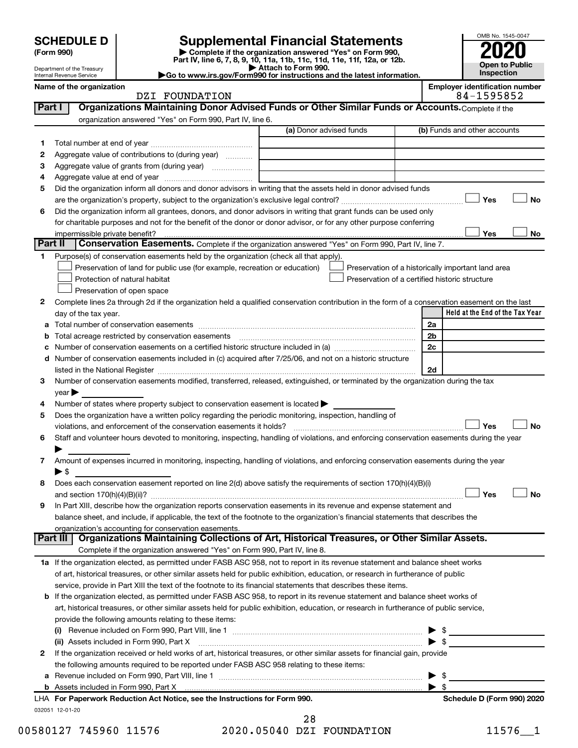**SCHEDULE D** **(Form 990)**

Department of the Treasury
Internal Revenue Service

# Supplemental Financial Statements

▶ Complete if the organization answered "Yes" on Form 990, Part IV, line 6, 7, 8, 9, 10, 11a, 11b, 11c, 11d, 11e, 11f, 12a, or 12b.
▶ Attach to Form 990.
▶Go to www.irs.gov/Form990 for instructions and the latest information.

OMB No. 1545-0047

**2020**

**Open to Public Inspection**

**Name of the organization**
DZI FOUNDATION

**Employer identification number**
84-1595852

## Part I — Organizations Maintaining Donor Advised Funds or Other Similar Funds or Accounts.

Complete if the organization answered "Yes" on Form 990, Part IV, line 6.

| | | (a) Donor advised funds | (b) Funds and other accounts |
|---|---|---|---|
| 1 | Total number at end of year | | |
| 2 | Aggregate value of contributions to (during year) | | |
| 3 | Aggregate value of grants from (during year) | | |
| 4 | Aggregate value at end of year | | |

5 Did the organization inform all donors and donor advisors in writing that the assets held in donor advised funds are the organization's property, subject to the organization's exclusive legal control? ☐ Yes ☐ No

6 Did the organization inform all grantees, donors, and donor advisors in writing that grant funds can be used only for charitable purposes and not for the benefit of the donor or donor advisor, or for any other purpose conferring impermissible private benefit? ☐ Yes ☐ No

## Part II — Conservation Easements.

Complete if the organization answered "Yes" on Form 990, Part IV, line 7.

1 Purpose(s) of conservation easements held by the organization (check all that apply).

- ☐ Preservation of land for public use (for example, recreation or education)
- ☐ Preservation of a historically important land area
- ☐ Protection of natural habitat
- ☐ Preservation of a certified historic structure
- ☐ Preservation of open space

2 Complete lines 2a through 2d if the organization held a qualified conservation contribution in the form of a conservation easement on the last day of the tax year.

| | | | Held at the End of the Tax Year |
|---|---|---|---|
| a | Total number of conservation easements | 2a | |
| b | Total acreage restricted by conservation easements | 2b | |
| c | Number of conservation easements on a certified historic structure included in (a) | 2c | |
| d | Number of conservation easements included in (c) acquired after 7/25/06, and not on a historic structure listed in the National Register | 2d | |

3 Number of conservation easements modified, transferred, released, extinguished, or terminated by the organization during the tax year ▶

4 Number of states where property subject to conservation easement is located ▶

5 Does the organization have a written policy regarding the periodic monitoring, inspection, handling of violations, and enforcement of the conservation easements it holds? ☐ Yes ☐ No

6 Staff and volunteer hours devoted to monitoring, inspecting, handling of violations, and enforcing conservation easements during the year ▶

7 Amount of expenses incurred in monitoring, inspecting, handling of violations, and enforcing conservation easements during the year ▶ $

8 Does each conservation easement reported on line 2(d) above satisfy the requirements of section 170(h)(4)(B)(i) and section 170(h)(4)(B)(ii)? ☐ Yes ☐ No

9 In Part XIII, describe how the organization reports conservation easements in its revenue and expense statement and balance sheet, and include, if applicable, the text of the footnote to the organization's financial statements that describes the organization's accounting for conservation easements.

## Part III — Organizations Maintaining Collections of Art, Historical Treasures, or Other Similar Assets.

Complete if the organization answered "Yes" on Form 990, Part IV, line 8.

1a If the organization elected, as permitted under FASB ASC 958, not to report in its revenue statement and balance sheet works of art, historical treasures, or other similar assets held for public exhibition, education, or research in furtherance of public service, provide in Part XIII the text of the footnote to its financial statements that describes these items.

b If the organization elected, as permitted under FASB ASC 958, to report in its revenue statement and balance sheet works of art, historical treasures, or other similar assets held for public exhibition, education, or research in furtherance of public service, provide the following amounts relating to these items:

(i) Revenue included on Form 990, Part VIII, line 1 ▶ $

(ii) Assets included in Form 990, Part X ▶ $

2 If the organization received or held works of art, historical treasures, or other similar assets for financial gain, provide the following amounts required to be reported under FASB ASC 958 relating to these items:

a Revenue included on Form 990, Part VIII, line 1 ▶ $

b Assets included in Form 990, Part X ▶ $

LHA **For Paperwork Reduction Act Notice, see the Instructions for Form 990.** **Schedule D (Form 990) 2020**

032051 12-01-20

00580127 745960 11576 2020.05040 DZI FOUNDATION 11576__1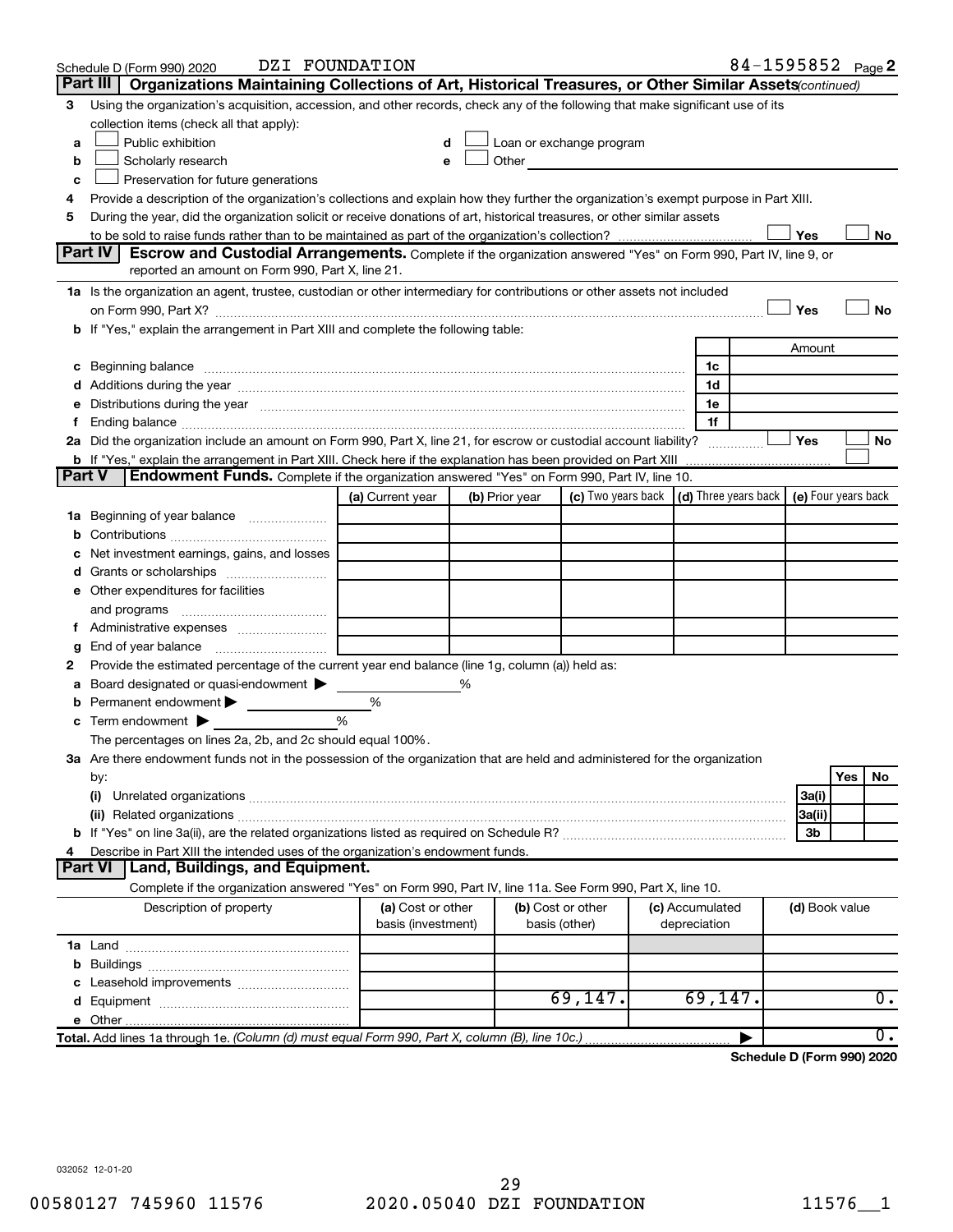Schedule D (Form 990) 2020 DZI FOUNDATION 84-1595852 Page 2

## Part III | Organizations Maintaining Collections of Art, Historical Treasures, or Other Similar Assets *(continued)*

**3** Using the organization's acquisition, accession, and other records, check any of the following that make significant use of its collection items (check all that apply):

- **a** ☐ Public exhibition
- **b** ☐ Scholarly research
- **c** ☐ Preservation for future generations
- **d** ☐ Loan or exchange program
- **e** ☐ Other

**4** Provide a description of the organization's collections and explain how they further the organization's exempt purpose in Part XIII.

**5** During the year, did the organization solicit or receive donations of art, historical treasures, or other similar assets to be sold to raise funds rather than to be maintained as part of the organization's collection? ☐ Yes ☐ No

## Part IV | Escrow and Custodial Arrangements.

Complete if the organization answered "Yes" on Form 990, Part IV, line 9, or reported an amount on Form 990, Part X, line 21.

**1a** Is the organization an agent, trustee, custodian or other intermediary for contributions or other assets not included on Form 990, Part X? ☐ Yes ☐ No

**b** If "Yes," explain the arrangement in Part XIII and complete the following table:

| | | Amount |
|---|---|---|
| **c** Beginning balance | 1c | |
| **d** Additions during the year | 1d | |
| **e** Distributions during the year | 1e | |
| **f** Ending balance | 1f | |

**2a** Did the organization include an amount on Form 990, Part X, line 21, for escrow or custodial account liability? ☐ Yes ☐ No

**b** If "Yes," explain the arrangement in Part XIII. Check here if the explanation has been provided on Part XIII ☐

## Part V | Endowment Funds.

Complete if the organization answered "Yes" on Form 990, Part IV, line 10.

| | (a) Current year | (b) Prior year | (c) Two years back | (d) Three years back | (e) Four years back |
|---|---|---|---|---|---|
| **1a** Beginning of year balance | | | | | |
| **b** Contributions | | | | | |
| **c** Net investment earnings, gains, and losses | | | | | |
| **d** Grants or scholarships | | | | | |
| **e** Other expenditures for facilities and programs | | | | | |
| **f** Administrative expenses | | | | | |
| **g** End of year balance | | | | | |

**2** Provide the estimated percentage of the current year end balance (line 1g, column (a)) held as:

- **a** Board designated or quasi-endowment ▶ ______ %
- **b** Permanent endowment ▶ ______ %
- **c** Term endowment ▶ ______ %

The percentages on lines 2a, 2b, and 2c should equal 100%.

**3a** Are there endowment funds not in the possession of the organization that are held and administered for the organization by:

| | | Yes | No |
|---|---|---|---|
| **(i)** Unrelated organizations | 3a(i) | | |
| **(ii)** Related organizations | 3a(ii) | | |
| **b** If "Yes" on line 3a(ii), are the related organizations listed as required on Schedule R? | 3b | | |

**4** Describe in Part XIII the intended uses of the organization's endowment funds.

## Part VI | Land, Buildings, and Equipment.

Complete if the organization answered "Yes" on Form 990, Part IV, line 11a. See Form 990, Part X, line 10.

| Description of property | (a) Cost or other basis (investment) | (b) Cost or other basis (other) | (c) Accumulated depreciation | (d) Book value |
|---|---|---|---|---|
| **1a** Land | | | | |
| **b** Buildings | | | | |
| **c** Leasehold improvements | | | | |
| **d** Equipment | | 69,147. | 69,147. | 0. |
| **e** Other | | | | |
| **Total.** Add lines 1a through 1e. *(Column (d) must equal Form 990, Part X, column (B), line 10c.)* | | | ▶ | 0. |

**Schedule D (Form 990) 2020**

032052 12-01-20

00580127 745960 11576 2020.05040 DZI FOUNDATION 11576__1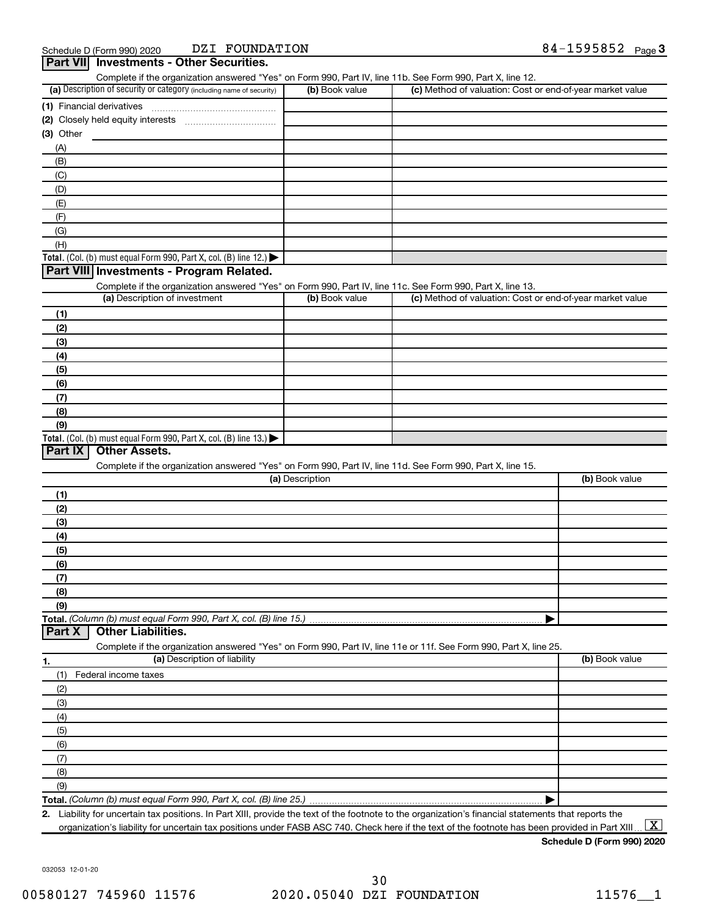Schedule D (Form 990) 2020 DZI FOUNDATION 84-1595852 Page 3

## Part VII Investments - Other Securities.

Complete if the organization answered "Yes" on Form 990, Part IV, line 11b. See Form 990, Part X, line 12.

| (a) Description of security or category (including name of security) | (b) Book value | (c) Method of valuation: Cost or end-of-year market value |
|---|---|---|
| (1) Financial derivatives | | |
| (2) Closely held equity interests | | |
| (3) Other | | |
| (A) | | |
| (B) | | |
| (C) | | |
| (D) | | |
| (E) | | |
| (F) | | |
| (G) | | |
| (H) | | |
| **Total.** (Col. (b) must equal Form 990, Part X, col. (B) line 12.) ▶ | | |

## Part VIII Investments - Program Related.

Complete if the organization answered "Yes" on Form 990, Part IV, line 11c. See Form 990, Part X, line 13.

| (a) Description of investment | (b) Book value | (c) Method of valuation: Cost or end-of-year market value |
|---|---|---|
| (1) | | |
| (2) | | |
| (3) | | |
| (4) | | |
| (5) | | |
| (6) | | |
| (7) | | |
| (8) | | |
| (9) | | |
| **Total.** (Col. (b) must equal Form 990, Part X, col. (B) line 13.) ▶ | | |

## Part IX Other Assets.

Complete if the organization answered "Yes" on Form 990, Part IV, line 11d. See Form 990, Part X, line 15.

| (a) Description | (b) Book value |
|---|---|
| (1) | |
| (2) | |
| (3) | |
| (4) | |
| (5) | |
| (6) | |
| (7) | |
| (8) | |
| (9) | |
| **Total.** *(Column (b) must equal Form 990, Part X, col. (B) line 15.)* ▶ | |

## Part X Other Liabilities.

Complete if the organization answered "Yes" on Form 990, Part IV, line 11e or 11f. See Form 990, Part X, line 25.

| 1. (a) Description of liability | (b) Book value |
|---|---|
| (1) Federal income taxes | |
| (2) | |
| (3) | |
| (4) | |
| (5) | |
| (6) | |
| (7) | |
| (8) | |
| (9) | |
| **Total.** *(Column (b) must equal Form 990, Part X, col. (B) line 25.)* ▶ | |

**2.** Liability for uncertain tax positions. In Part XIII, provide the text of the footnote to the organization's financial statements that reports the organization's liability for uncertain tax positions under FASB ASC 740. Check here if the text of the footnote has been provided in Part XIII [X]

**Schedule D (Form 990) 2020**

032053 12-01-20

00580127 745960 11576 2020.05040 DZI FOUNDATION 11576__1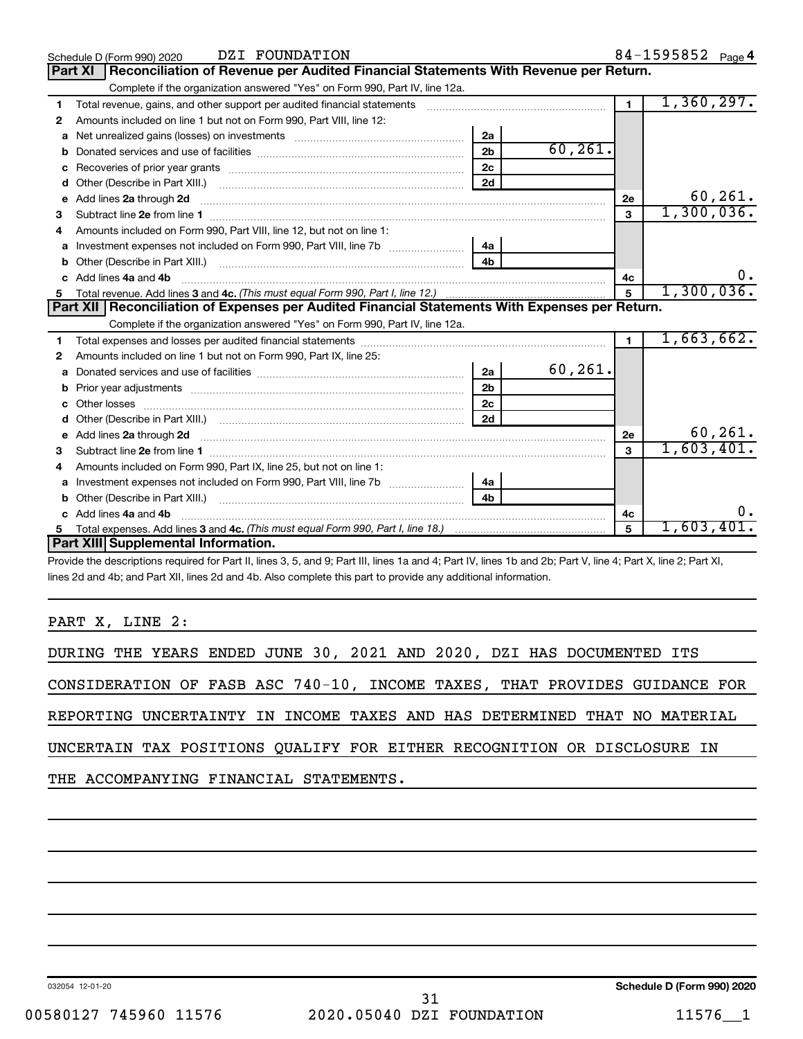Schedule D (Form 990) 2020 DZI FOUNDATION 84-1595852 Page 4

## Part XI Reconciliation of Revenue per Audited Financial Statements With Revenue per Return.

Complete if the organization answered "Yes" on Form 990, Part IV, line 12a.

| | | | | | |
|---|---|---|---|---|---|
| 1 | Total revenue, gains, and other support per audited financial statements | | | 1 | 1,360,297. |
| 2 | Amounts included on line 1 but not on Form 990, Part VIII, line 12: | | | | |
| a | Net unrealized gains (losses) on investments | 2a | | | |
| b | Donated services and use of facilities | 2b | 60,261. | | |
| c | Recoveries of prior year grants | 2c | | | |
| d | Other (Describe in Part XIII.) | 2d | | | |
| e | Add lines 2a through 2d | | | 2e | 60,261. |
| 3 | Subtract line 2e from line 1 | | | 3 | 1,300,036. |
| 4 | Amounts included on Form 990, Part VIII, line 12, but not on line 1: | | | | |
| a | Investment expenses not included on Form 990, Part VIII, line 7b | 4a | | | |
| b | Other (Describe in Part XIII.) | 4b | | | |
| c | Add lines 4a and 4b | | | 4c | 0. |
| 5 | Total revenue. Add lines 3 and 4c. *(This must equal Form 990, Part I, line 12.)* | | | 5 | 1,300,036. |

## Part XII Reconciliation of Expenses per Audited Financial Statements With Expenses per Return.

Complete if the organization answered "Yes" on Form 990, Part IV, line 12a.

| | | | | | |
|---|---|---|---|---|---|
| 1 | Total expenses and losses per audited financial statements | | | 1 | 1,663,662. |
| 2 | Amounts included on line 1 but not on Form 990, Part IX, line 25: | | | | |
| a | Donated services and use of facilities | 2a | 60,261. | | |
| b | Prior year adjustments | 2b | | | |
| c | Other losses | 2c | | | |
| d | Other (Describe in Part XIII.) | 2d | | | |
| e | Add lines 2a through 2d | | | 2e | 60,261. |
| 3 | Subtract line 2e from line 1 | | | 3 | 1,603,401. |
| 4 | Amounts included on Form 990, Part IX, line 25, but not on line 1: | | | | |
| a | Investment expenses not included on Form 990, Part VIII, line 7b | 4a | | | |
| b | Other (Describe in Part XIII.) | 4b | | | |
| c | Add lines 4a and 4b | | | 4c | 0. |
| 5 | Total expenses. Add lines 3 and 4c. *(This must equal Form 990, Part I, line 18.)* | | | 5 | 1,603,401. |

## Part XIII Supplemental Information.

Provide the descriptions required for Part II, lines 3, 5, and 9; Part III, lines 1a and 4; Part IV, lines 1b and 2b; Part V, line 4; Part X, line 2; Part XI, lines 2d and 4b; and Part XII, lines 2d and 4b. Also complete this part to provide any additional information.

PART X, LINE 2:

DURING THE YEARS ENDED JUNE 30, 2021 AND 2020, DZI HAS DOCUMENTED ITS CONSIDERATION OF FASB ASC 740-10, INCOME TAXES, THAT PROVIDES GUIDANCE FOR REPORTING UNCERTAINTY IN INCOME TAXES AND HAS DETERMINED THAT NO MATERIAL UNCERTAIN TAX POSITIONS QUALIFY FOR EITHER RECOGNITION OR DISCLOSURE IN THE ACCOMPANYING FINANCIAL STATEMENTS.

032054 12-01-20 Schedule D (Form 990) 2020

00580127 745960 11576 2020.05040 DZI FOUNDATION 11576__1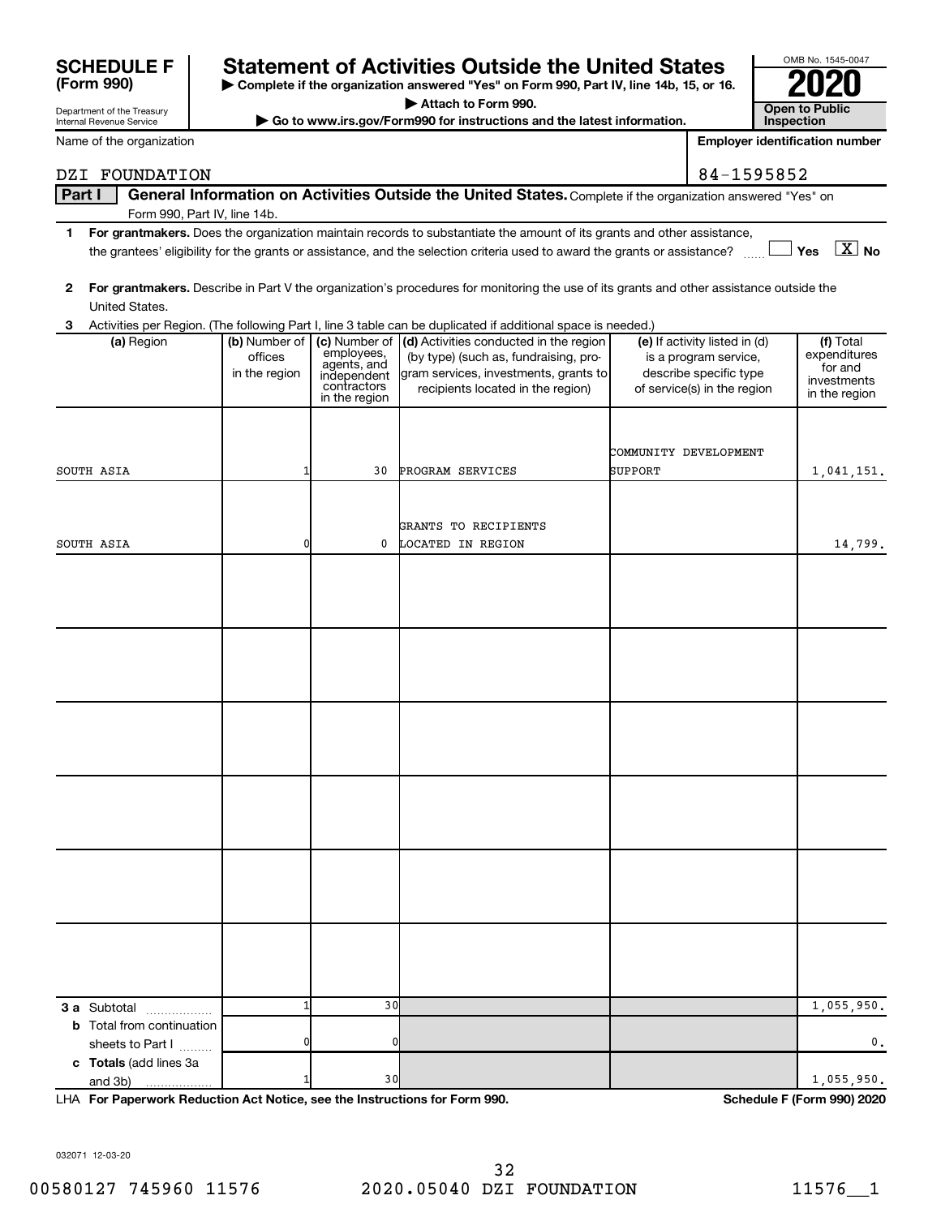# SCHEDULE F (Form 990)

Department of the Treasury
Internal Revenue Service

## Statement of Activities Outside the United States

▶ Complete if the organization answered "Yes" on Form 990, Part IV, line 14b, 15, or 16.

▶ Attach to Form 990.

▶ Go to www.irs.gov/Form990 for instructions and the latest information.

OMB No. 1545-0047

**2020**

**Open to Public Inspection**

Name of the organization: DZI FOUNDATION

Employer identification number: 84-1595852

**Part I** **General Information on Activities Outside the United States.** Complete if the organization answered "Yes" on Form 990, Part IV, line 14b.

**1** **For grantmakers.** Does the organization maintain records to substantiate the amount of its grants and other assistance, the grantees' eligibility for the grants or assistance, and the selection criteria used to award the grants or assistance? ☐ Yes ☒ No

**2** **For grantmakers.** Describe in Part V the organization's procedures for monitoring the use of its grants and other assistance outside the United States.

**3** Activities per Region. (The following Part I, line 3 table can be duplicated if additional space is needed.)

| (a) Region | (b) Number of offices in the region | (c) Number of employees, agents, and independent contractors in the region | (d) Activities conducted in the region (by type) (such as, fundraising, program services, investments, grants to recipients located in the region) | (e) If activity listed in (d) is a program service, describe specific type of service(s) in the region | (f) Total expenditures for and investments in the region |
|---|---|---|---|---|---|
| SOUTH ASIA | 1 | 30 | PROGRAM SERVICES | COMMUNITY DEVELOPMENT SUPPORT | 1,041,151. |
| SOUTH ASIA | 0 | 0 | GRANTS TO RECIPIENTS LOCATED IN REGION | | 14,799. |
| | | | | | |
| | | | | | |
| | | | | | |
| | | | | | |
| | | | | | |
| | | | | | |
| **3 a** Subtotal | 1 | 30 | | | 1,055,950. |
| **b** Total from continuation sheets to Part I | 0 | 0 | | | 0. |
| **c Totals** (add lines 3a and 3b) | 1 | 30 | | | 1,055,950. |

LHA **For Paperwork Reduction Act Notice, see the Instructions for Form 990.**

**Schedule F (Form 990) 2020**

032071 12-03-20

00580127 745960 11576 2020.05040 DZI FOUNDATION 11576__1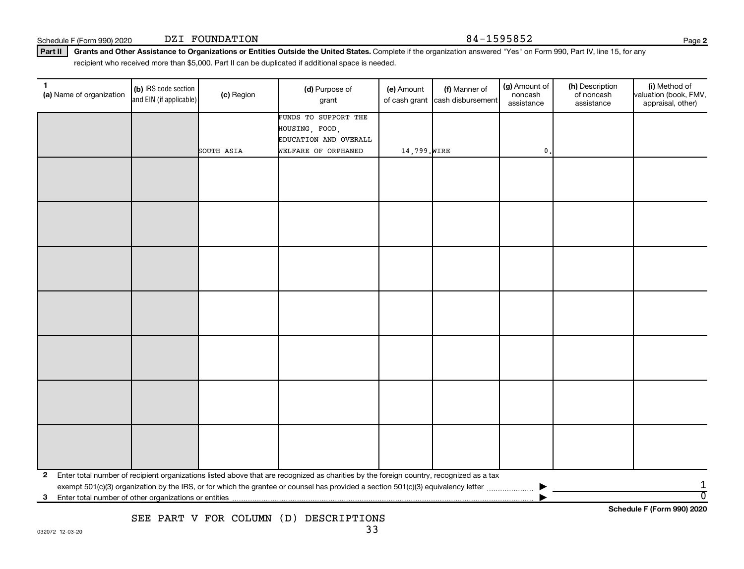Schedule F (Form 990) 2020 DZI FOUNDATION 84-1595852 Page 2

**Part II** **Grants and Other Assistance to Organizations or Entities Outside the United States.** Complete if the organization answered "Yes" on Form 990, Part IV, line 15, for any recipient who received more than $5,000. Part II can be duplicated if additional space is needed.

| 1 (a) Name of organization | (b) IRS code section and EIN (if applicable) | (c) Region | (d) Purpose of grant | (e) Amount of cash grant | (f) Manner of cash disbursement | (g) Amount of noncash assistance | (h) Description of noncash assistance | (i) Method of valuation (book, FMV, appraisal, other) |
|---|---|---|---|---|---|---|---|---|
| | | SOUTH ASIA | FUNDS TO SUPPORT THE HOUSING, FOOD, EDUCATION AND OVERALL WELFARE OF ORPHANED | 14,799. | WIRE | 0. | | |
| | | | | | | | | |
| | | | | | | | | |
| | | | | | | | | |
| | | | | | | | | |
| | | | | | | | | |
| | | | | | | | | |
| | | | | | | | | |

2 Enter total number of recipient organizations listed above that are recognized as charities by the foreign country, recognized as a tax exempt 501(c)(3) organization by the IRS, or for which the grantee or counsel has provided a section 501(c)(3) equivalency letter ▶ 1

3 Enter total number of other organizations or entities ▶ 0

Schedule F (Form 990) 2020

SEE PART V FOR COLUMN (D) DESCRIPTIONS

032072 12-03-20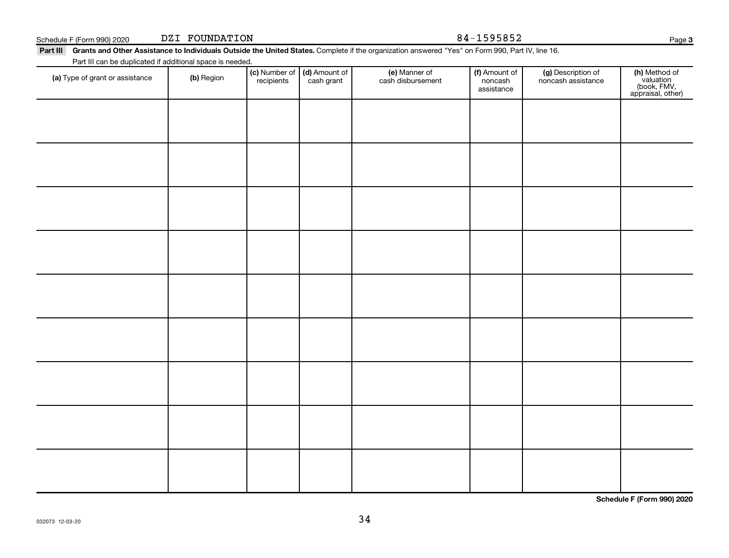Schedule F (Form 990) 2020 DZI FOUNDATION 84-1595852

**Part III** **Grants and Other Assistance to Individuals Outside the United States.** Complete if the organization answered "Yes" on Form 990, Part IV, line 16.

Part III can be duplicated if additional space is needed.

| **(a)** Type of grant or assistance | **(b)** Region | **(c)** Number of recipients | **(d)** Amount of cash grant | **(e)** Manner of cash disbursement | **(f)** Amount of noncash assistance | **(g)** Description of noncash assistance | **(h)** Method of valuation (book, FMV, appraisal, other) |
|---|---|---|---|---|---|---|---|
| | | | | | | | |
| | | | | | | | |
| | | | | | | | |
| | | | | | | | |
| | | | | | | | |
| | | | | | | | |
| | | | | | | | |
| | | | | | | | |
| | | | | | | | |

**Schedule F (Form 990) 2020**

032073 12-03-20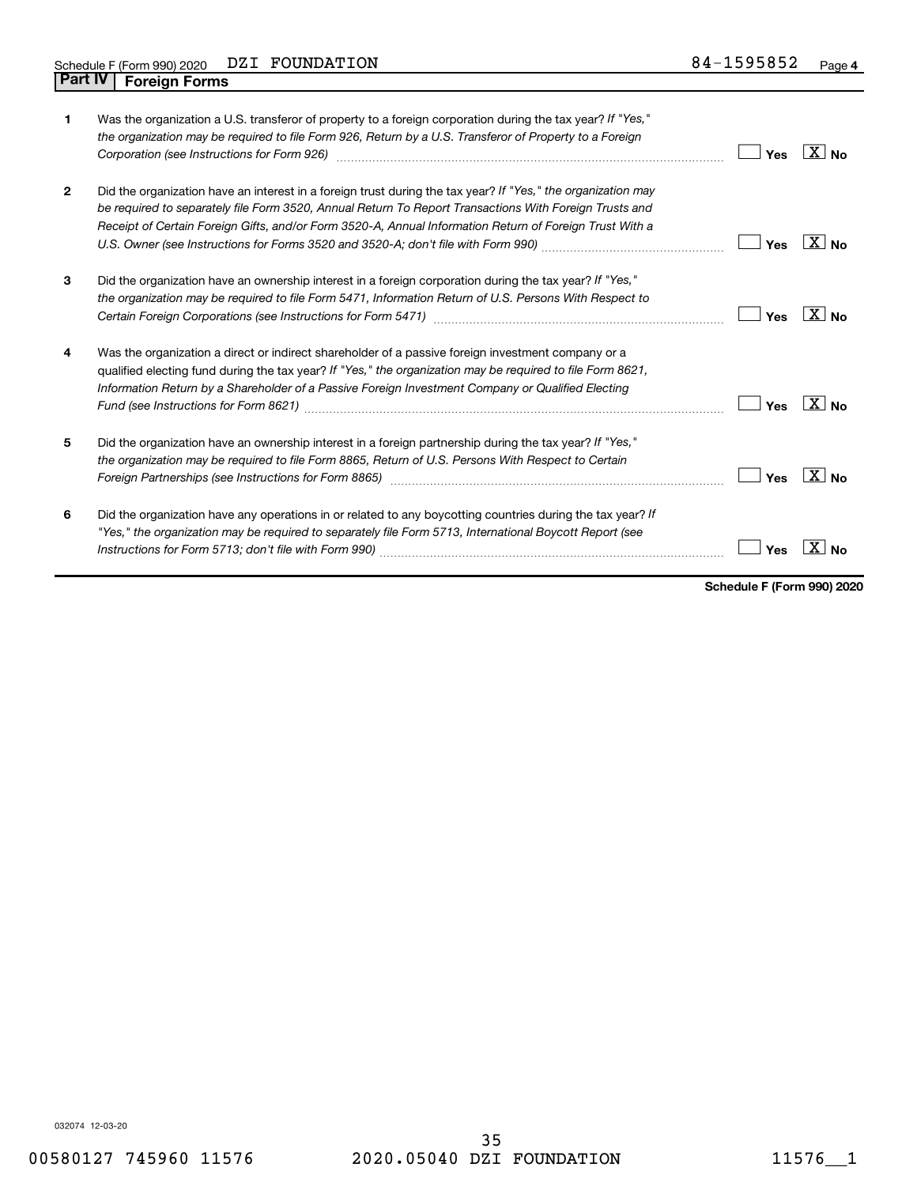Schedule F (Form 990) 2020 DZI FOUNDATION 84-1595852 Page 4

## Part IV Foreign Forms

| | | | |
|---|---|---|---|
| 1 | Was the organization a U.S. transferor of property to a foreign corporation during the tax year? *If "Yes," the organization may be required to file Form 926, Return by a U.S. Transferor of Property to a Foreign Corporation (see Instructions for Form 926)* | Yes | X No |
| 2 | Did the organization have an interest in a foreign trust during the tax year? *If "Yes," the organization may be required to separately file Form 3520, Annual Return To Report Transactions With Foreign Trusts and Receipt of Certain Foreign Gifts, and/or Form 3520-A, Annual Information Return of Foreign Trust With a U.S. Owner (see Instructions for Forms 3520 and 3520-A; don't file with Form 990)* | Yes | X No |
| 3 | Did the organization have an ownership interest in a foreign corporation during the tax year? *If "Yes," the organization may be required to file Form 5471, Information Return of U.S. Persons With Respect to Certain Foreign Corporations (see Instructions for Form 5471)* | Yes | X No |
| 4 | Was the organization a direct or indirect shareholder of a passive foreign investment company or a qualified electing fund during the tax year? *If "Yes," the organization may be required to file Form 8621, Information Return by a Shareholder of a Passive Foreign Investment Company or Qualified Electing Fund (see Instructions for Form 8621)* | Yes | X No |
| 5 | Did the organization have an ownership interest in a foreign partnership during the tax year? *If "Yes," the organization may be required to file Form 8865, Return of U.S. Persons With Respect to Certain Foreign Partnerships (see Instructions for Form 8865)* | Yes | X No |
| 6 | Did the organization have any operations in or related to any boycotting countries during the tax year? *If "Yes," the organization may be required to separately file Form 5713, International Boycott Report (see Instructions for Form 5713; don't file with Form 990)* | Yes | X No |

**Schedule F (Form 990) 2020**

032074 12-03-20

00580127 745960 11576 2020.05040 DZI FOUNDATION 11576__1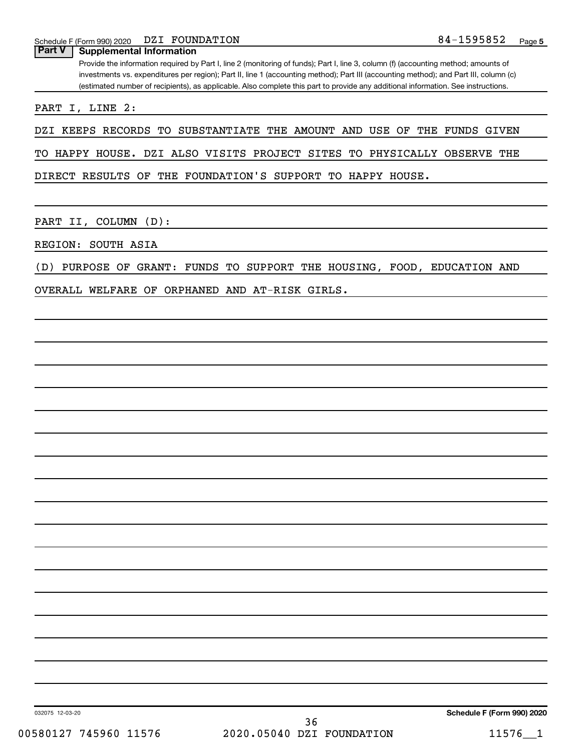Schedule F (Form 990) 2020 DZI FOUNDATION 84-1595852 Page 5

## Part V Supplemental Information

Provide the information required by Part I, line 2 (monitoring of funds); Part I, line 3, column (f) (accounting method; amounts of investments vs. expenditures per region); Part II, line 1 (accounting method); Part III (accounting method); and Part III, column (c) (estimated number of recipients), as applicable. Also complete this part to provide any additional information. See instructions.

PART I, LINE 2:

DZI KEEPS RECORDS TO SUBSTANTIATE THE AMOUNT AND USE OF THE FUNDS GIVEN TO HAPPY HOUSE. DZI ALSO VISITS PROJECT SITES TO PHYSICALLY OBSERVE THE DIRECT RESULTS OF THE FOUNDATION'S SUPPORT TO HAPPY HOUSE.

PART II, COLUMN (D):

REGION: SOUTH ASIA

(D) PURPOSE OF GRANT: FUNDS TO SUPPORT THE HOUSING, FOOD, EDUCATION AND OVERALL WELFARE OF ORPHANED AND AT-RISK GIRLS.

032075 12-03-20 Schedule F (Form 990) 2020

00580127 745960 11576 2020.05040 DZI FOUNDATION 11576__1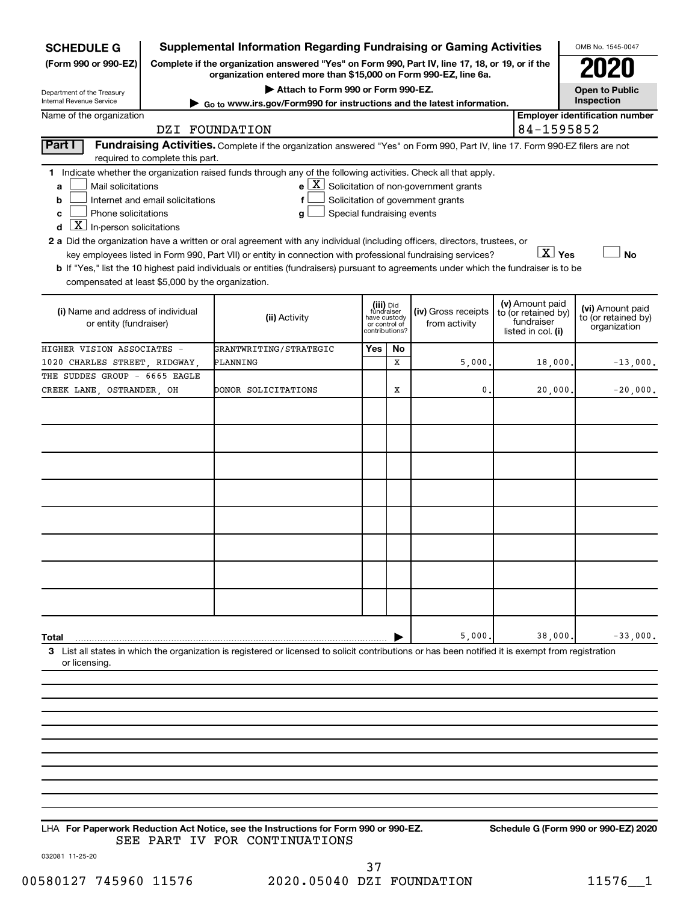**SCHEDULE G (Form 990 or 990-EZ)**

Department of the Treasury
Internal Revenue Service

# Supplemental Information Regarding Fundraising or Gaming Activities

**Complete if the organization answered "Yes" on Form 990, Part IV, line 17, 18, or 19, or if the organization entered more than $15,000 on Form 990-EZ, line 6a.**

▶ Attach to Form 990 or Form 990-EZ.

▶ Go to www.irs.gov/Form990 for instructions and the latest information.

OMB No. 1545-0047

**2020**

**Open to Public Inspection**

Name of the organization: DZI FOUNDATION

Employer identification number: 84-1595852

## Part I Fundraising Activities.

Complete if the organization answered "Yes" on Form 990, Part IV, line 17. Form 990-EZ filers are not required to complete this part.

**1** Indicate whether the organization raised funds through any of the following activities. Check all that apply.

- a [ ] Mail solicitations
- b [ ] Internet and email solicitations
- c [ ] Phone solicitations
- d [X] In-person solicitations
- e [X] Solicitation of non-government grants
- f [ ] Solicitation of government grants
- g [ ] Special fundraising events

**2 a** Did the organization have a written or oral agreement with any individual (including officers, directors, trustees, or key employees listed in Form 990, Part VII) or entity in connection with professional fundraising services? [X] Yes [ ] No

**b** If "Yes," list the 10 highest paid individuals or entities (fundraisers) pursuant to agreements under which the fundraiser is to be compensated at least $5,000 by the organization.

| (i) Name and address of individual or entity (fundraiser) | (ii) Activity | (iii) Did fundraiser have custody or control of contributions? Yes | No | (iv) Gross receipts from activity | (v) Amount paid to (or retained by) fundraiser listed in col. (i) | (vi) Amount paid to (or retained by) organization |
|---|---|---|---|---|---|---|
| HIGHER VISION ASSOCIATES - 1020 CHARLES STREET, RIDGWAY, | GRANTWRITING/STRATEGIC PLANNING | | X | 5,000. | 18,000. | -13,000. |
| THE SUDDES GROUP - 6665 EAGLE CREEK LANE, OSTRANDER, OH | DONOR SOLICITATIONS | | X | 0. | 20,000. | -20,000. |
| | | | | | | |
| | | | | | | |
| | | | | | | |
| | | | | | | |
| | | | | | | |
| | | | | | | |
| | | | | | | |
| | | | | | | |
| **Total** | | | ▶ | 5,000. | 38,000. | -33,000. |

**3** List all states in which the organization is registered or licensed to solicit contributions or has been notified it is exempt from registration or licensing.

LHA **For Paperwork Reduction Act Notice, see the Instructions for Form 990 or 990-EZ.**

SEE PART IV FOR CONTINUATIONS

**Schedule G (Form 990 or 990-EZ) 2020**

032081 11-25-20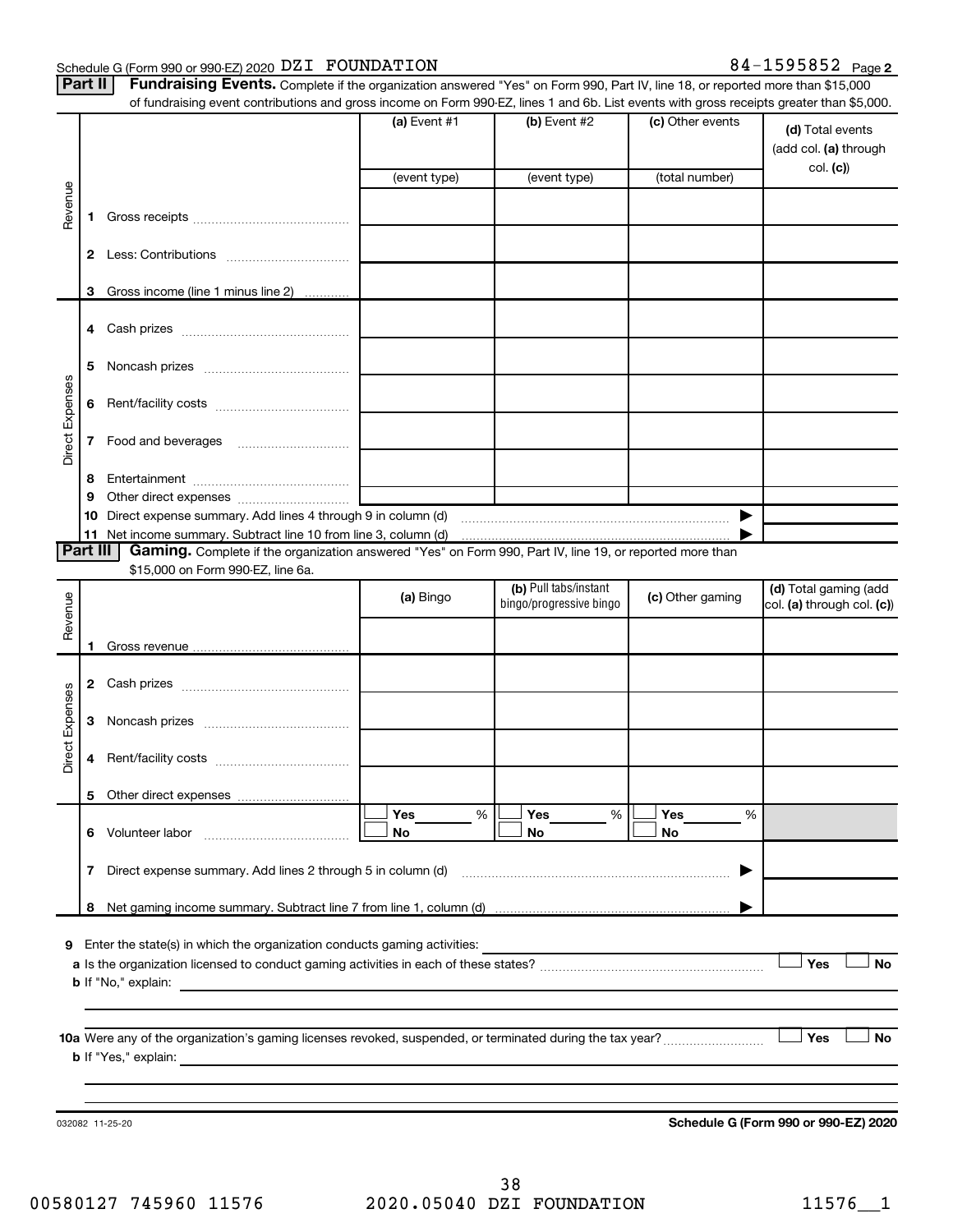Schedule G (Form 990 or 990-EZ) 2020 DZI FOUNDATION 84-1595852 Page 2

**Part II** **Fundraising Events.** Complete if the organization answered "Yes" on Form 990, Part IV, line 18, or reported more than $15,000 of fundraising event contributions and gross income on Form 990-EZ, lines 1 and 6b. List events with gross receipts greater than $5,000.

| | | (a) Event #1 | (b) Event #2 | (c) Other events | (d) Total events (add col. (a) through col. (c)) |
|---|---|---|---|---|---|
| | | (event type) | (event type) | (total number) | |
| Revenue | 1 Gross receipts | | | | |
| | 2 Less: Contributions | | | | |
| | 3 Gross income (line 1 minus line 2) | | | | |
| Direct Expenses | 4 Cash prizes | | | | |
| | 5 Noncash prizes | | | | |
| | 6 Rent/facility costs | | | | |
| | 7 Food and beverages | | | | |
| | 8 Entertainment | | | | |
| | 9 Other direct expenses | | | | |
| | 10 Direct expense summary. Add lines 4 through 9 in column (d) | | | ▶ | |
| | 11 Net income summary. Subtract line 10 from line 3, column (d) | | | ▶ | |

**Part III** **Gaming.** Complete if the organization answered "Yes" on Form 990, Part IV, line 19, or reported more than $15,000 on Form 990-EZ, line 6a.

| | | (a) Bingo | (b) Pull tabs/instant bingo/progressive bingo | (c) Other gaming | (d) Total gaming (add col. (a) through col. (c)) |
|---|---|---|---|---|---|
| Revenue | 1 Gross revenue | | | | |
| Direct Expenses | 2 Cash prizes | | | | |
| | 3 Noncash prizes | | | | |
| | 4 Rent/facility costs | | | | |
| | 5 Other direct expenses | | | | |
| | 6 Volunteer labor | ☐ Yes ___ % ☐ No | ☐ Yes ___ % ☐ No | ☐ Yes ___ % ☐ No | |
| | 7 Direct expense summary. Add lines 2 through 5 in column (d) | | | ▶ | |
| | 8 Net gaming income summary. Subtract line 7 from line 1, column (d) | | | ▶ | |

**9** Enter the state(s) in which the organization conducts gaming activities: ______

**a** Is the organization licensed to conduct gaming activities in each of these states? ☐ Yes ☐ No

**b** If "No," explain: ______

**10a** Were any of the organization's gaming licenses revoked, suspended, or terminated during the tax year? ☐ Yes ☐ No

**b** If "Yes," explain: ______

032082 11-25-20 **Schedule G (Form 990 or 990-EZ) 2020**

00580127 745960 11576 2020.05040 DZI FOUNDATION 11576__1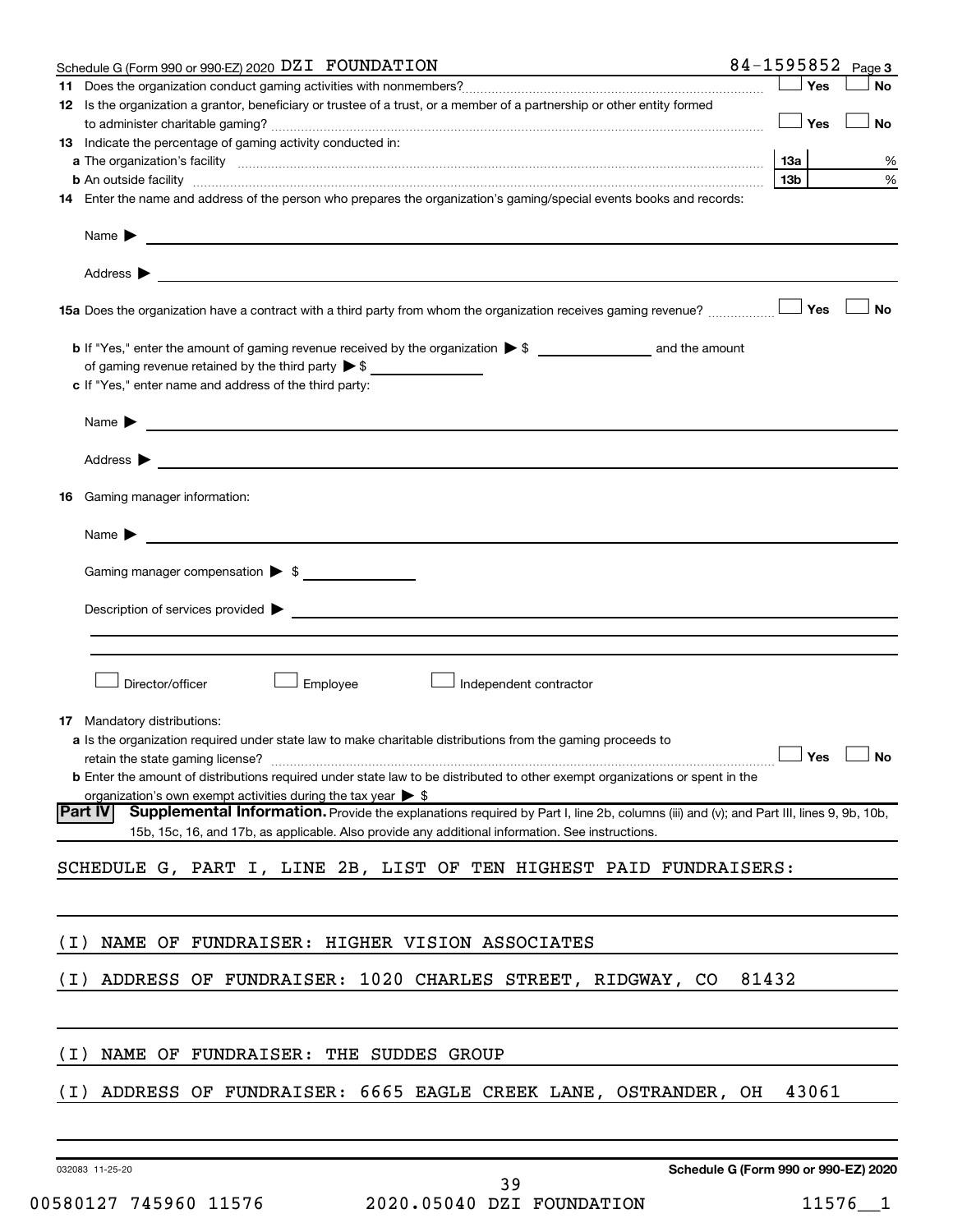Schedule G (Form 990 or 990-EZ) 2020 DZI FOUNDATION 84-1595852 Page 3

**11** Does the organization conduct gaming activities with nonmembers? ☐ Yes ☐ No

**12** Is the organization a grantor, beneficiary or trustee of a trust, or a member of a partnership or other entity formed to administer charitable gaming? ☐ Yes ☐ No

**13** Indicate the percentage of gaming activity conducted in:

**a** The organization's facility **13a** %

**b** An outside facility **13b** %

**14** Enter the name and address of the person who prepares the organization's gaming/special events books and records:

Name ▶

Address ▶

**15a** Does the organization have a contract with a third party from whom the organization receives gaming revenue? ☐ Yes ☐ No

**b** If "Yes," enter the amount of gaming revenue received by the organization ▶ $ __________ and the amount of gaming revenue retained by the third party ▶ $ __________

**c** If "Yes," enter name and address of the third party:

Name ▶

Address ▶

**16** Gaming manager information:

Name ▶

Gaming manager compensation ▶ $

Description of services provided ▶

☐ Director/officer ☐ Employee ☐ Independent contractor

**17** Mandatory distributions:

**a** Is the organization required under state law to make charitable distributions from the gaming proceeds to retain the state gaming license? ☐ Yes ☐ No

**b** Enter the amount of distributions required under state law to be distributed to other exempt organizations or spent in the organization's own exempt activities during the tax year ▶ $

**Part IV** **Supplemental Information.** Provide the explanations required by Part I, line 2b, columns (iii) and (v); and Part III, lines 9, 9b, 10b, 15b, 15c, 16, and 17b, as applicable. Also provide any additional information. See instructions.

SCHEDULE G, PART I, LINE 2B, LIST OF TEN HIGHEST PAID FUNDRAISERS:

(I) NAME OF FUNDRAISER: HIGHER VISION ASSOCIATES

(I) ADDRESS OF FUNDRAISER: 1020 CHARLES STREET, RIDGWAY, CO 81432

(I) NAME OF FUNDRAISER: THE SUDDES GROUP

(I) ADDRESS OF FUNDRAISER: 6665 EAGLE CREEK LANE, OSTRANDER, OH 43061

032083 11-25-20 **Schedule G (Form 990 or 990-EZ) 2020**

00580127 745960 11576 2020.05040 DZI FOUNDATION 11576__1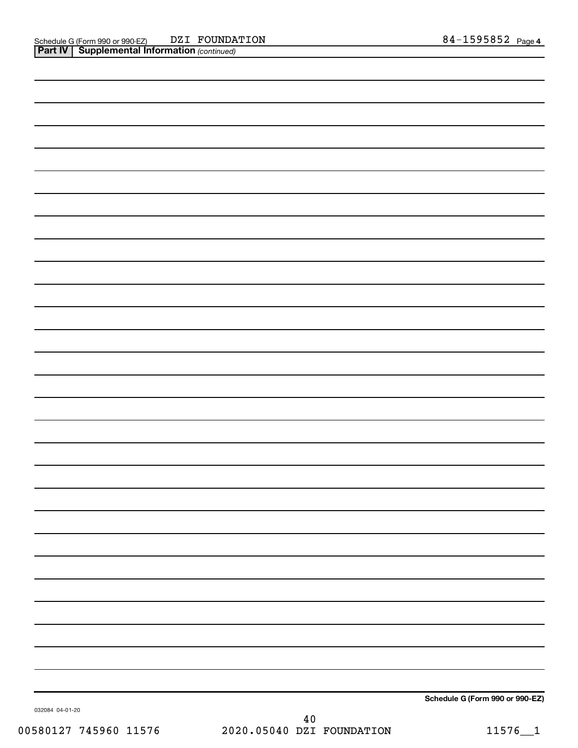Schedule G (Form 990 or 990-EZ) DZI FOUNDATION 84-1595852 Page 4

**Part IV | Supplemental Information** *(continued)*

**Schedule G (Form 990 or 990-EZ)**

032084 04-01-20

00580127 745960 11576 2020.05040 DZI FOUNDATION 11576__1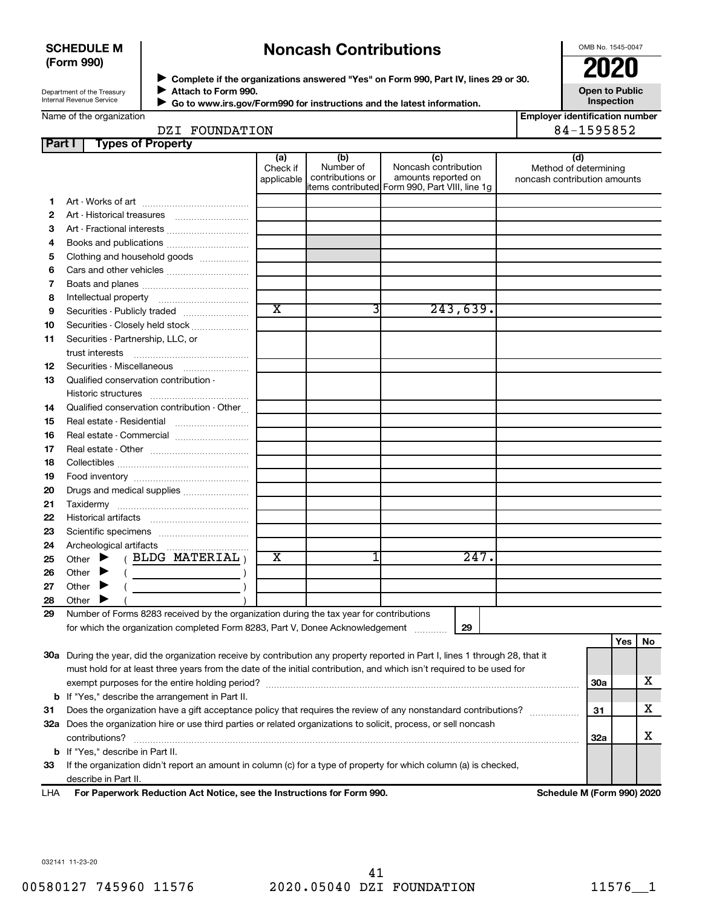**SCHEDULE M (Form 990)**

Department of the Treasury
Internal Revenue Service

# Noncash Contributions

▶ Complete if the organizations answered "Yes" on Form 990, Part IV, lines 29 or 30.
▶ Attach to Form 990.
▶ Go to www.irs.gov/Form990 for instructions and the latest information.

OMB No. 1545-0047

**2020**

**Open to Public Inspection**

| Name of the organization | Employer identification number |
|---|---|
| DZI FOUNDATION | 84-1595852 |

## Part I Types of Property

| | | (a) Check if applicable | (b) Number of contributions or items contributed | (c) Noncash contribution amounts reported on Form 990, Part VIII, line 1g | (d) Method of determining noncash contribution amounts |
|---|---|---|---|---|---|
| 1 | Art - Works of art | | | | |
| 2 | Art - Historical treasures | | | | |
| 3 | Art - Fractional interests | | | | |
| 4 | Books and publications | | | | |
| 5 | Clothing and household goods | | | | |
| 6 | Cars and other vehicles | | | | |
| 7 | Boats and planes | | | | |
| 8 | Intellectual property | | | | |
| 9 | Securities - Publicly traded | X | 3 | 243,639. | |
| 10 | Securities - Closely held stock | | | | |
| 11 | Securities - Partnership, LLC, or trust interests | | | | |
| 12 | Securities - Miscellaneous | | | | |
| 13 | Qualified conservation contribution - Historic structures | | | | |
| 14 | Qualified conservation contribution - Other | | | | |
| 15 | Real estate - Residential | | | | |
| 16 | Real estate - Commercial | | | | |
| 17 | Real estate - Other | | | | |
| 18 | Collectibles | | | | |
| 19 | Food inventory | | | | |
| 20 | Drugs and medical supplies | | | | |
| 21 | Taxidermy | | | | |
| 22 | Historical artifacts | | | | |
| 23 | Scientific specimens | | | | |
| 24 | Archeological artifacts | | | | |
| 25 | Other ▶ ( BLDG MATERIAL ) | X | 1 | 247. | |
| 26 | Other ▶ ( ) | | | | |
| 27 | Other ▶ ( ) | | | | |
| 28 | Other ▶ ( ) | | | | |

29 Number of Forms 8283 received by the organization during the tax year for contributions for which the organization completed Form 8283, Part V, Donee Acknowledgement ..... **29**

| | | | Yes | No |
|---|---|---|---|---|
| 30a | During the year, did the organization receive by contribution any property reported in Part I, lines 1 through 28, that it must hold for at least three years from the date of the initial contribution, and which isn't required to be used for exempt purposes for the entire holding period? | 30a | | X |
| b | If "Yes," describe the arrangement in Part II. | | | |
| 31 | Does the organization have a gift acceptance policy that requires the review of any nonstandard contributions? | 31 | | X |
| 32a | Does the organization hire or use third parties or related organizations to solicit, process, or sell noncash contributions? | 32a | | X |
| b | If "Yes," describe in Part II. | | | |
| 33 | If the organization didn't report an amount in column (c) for a type of property for which column (a) is checked, describe in Part II. | | | |

LHA **For Paperwork Reduction Act Notice, see the Instructions for Form 990.** **Schedule M (Form 990) 2020**

032141 11-23-20

00580127 745960 11576 2020.05040 DZI FOUNDATION 11576__1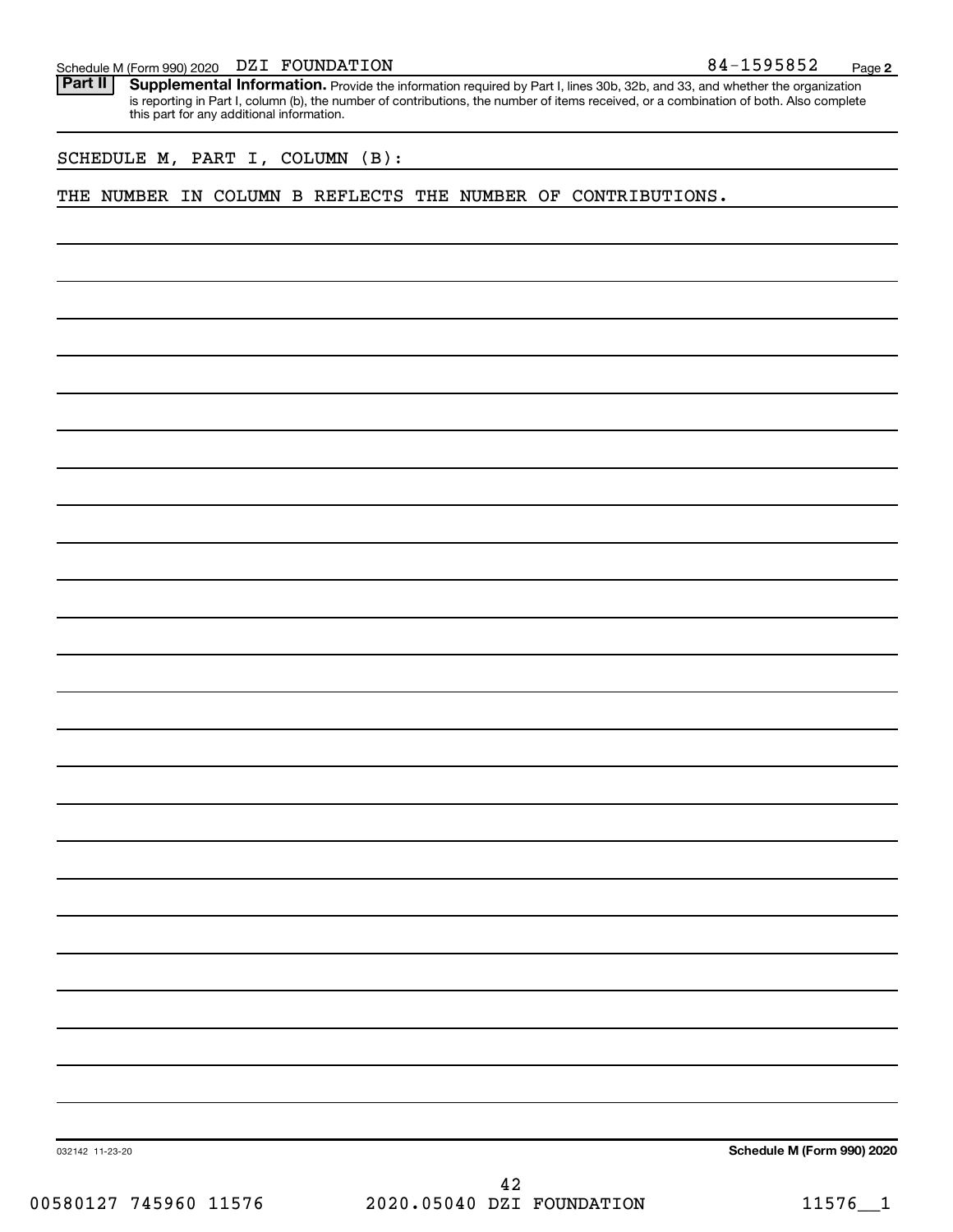## Part II Supplemental Information.

Provide the information required by Part I, lines 30b, 32b, and 33, and whether the organization is reporting in Part I, column (b), the number of contributions, the number of items received, or a combination of both. Also complete this part for any additional information.

SCHEDULE M, PART I, COLUMN (B):

THE NUMBER IN COLUMN B REFLECTS THE NUMBER OF CONTRIBUTIONS.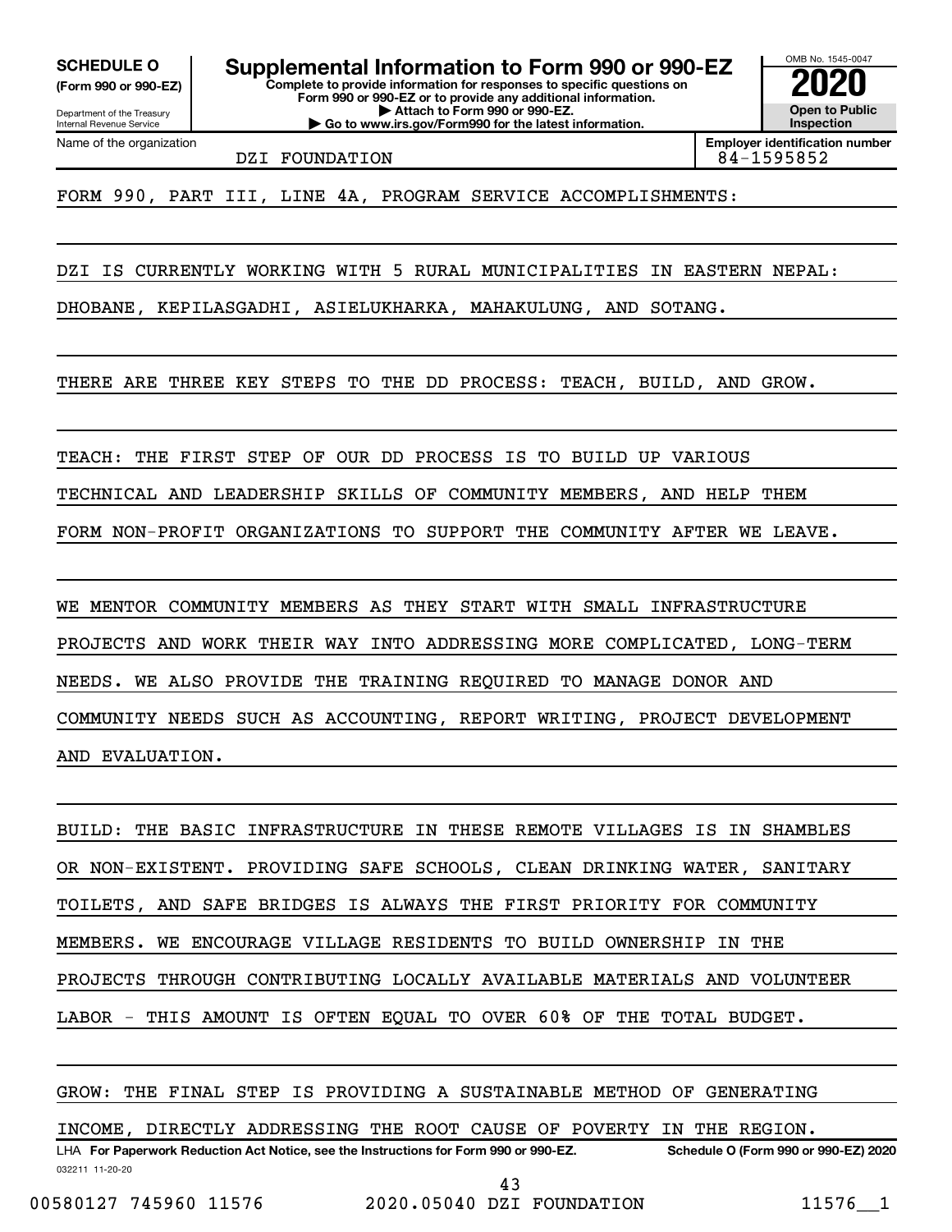**SCHEDULE O**
**(Form 990 or 990-EZ)**

Department of the Treasury
Internal Revenue Service

# Supplemental Information to Form 990 or 990-EZ

**Complete to provide information for responses to specific questions on Form 990 or 990-EZ or to provide any additional information.**
**▶ Attach to Form 990 or 990-EZ.**
**▶ Go to www.irs.gov/Form990 for the latest information.**

OMB No. 1545-0047

**2020**

**Open to Public Inspection**

Name of the organization: DZI FOUNDATION

**Employer identification number:** 84-1595852

FORM 990, PART III, LINE 4A, PROGRAM SERVICE ACCOMPLISHMENTS:

DZI IS CURRENTLY WORKING WITH 5 RURAL MUNICIPALITIES IN EASTERN NEPAL: DHOBANE, KEPILASGADHI, ASIELUKHARKA, MAHAKULUNG, AND SOTANG.

THERE ARE THREE KEY STEPS TO THE DD PROCESS: TEACH, BUILD, AND GROW.

TEACH: THE FIRST STEP OF OUR DD PROCESS IS TO BUILD UP VARIOUS TECHNICAL AND LEADERSHIP SKILLS OF COMMUNITY MEMBERS, AND HELP THEM FORM NON-PROFIT ORGANIZATIONS TO SUPPORT THE COMMUNITY AFTER WE LEAVE.

WE MENTOR COMMUNITY MEMBERS AS THEY START WITH SMALL INFRASTRUCTURE PROJECTS AND WORK THEIR WAY INTO ADDRESSING MORE COMPLICATED, LONG-TERM NEEDS. WE ALSO PROVIDE THE TRAINING REQUIRED TO MANAGE DONOR AND COMMUNITY NEEDS SUCH AS ACCOUNTING, REPORT WRITING, PROJECT DEVELOPMENT AND EVALUATION.

BUILD: THE BASIC INFRASTRUCTURE IN THESE REMOTE VILLAGES IS IN SHAMBLES OR NON-EXISTENT. PROVIDING SAFE SCHOOLS, CLEAN DRINKING WATER, SANITARY TOILETS, AND SAFE BRIDGES IS ALWAYS THE FIRST PRIORITY FOR COMMUNITY MEMBERS. WE ENCOURAGE VILLAGE RESIDENTS TO BUILD OWNERSHIP IN THE PROJECTS THROUGH CONTRIBUTING LOCALLY AVAILABLE MATERIALS AND VOLUNTEER LABOR - THIS AMOUNT IS OFTEN EQUAL TO OVER 60% OF THE TOTAL BUDGET.

GROW: THE FINAL STEP IS PROVIDING A SUSTAINABLE METHOD OF GENERATING INCOME, DIRECTLY ADDRESSING THE ROOT CAUSE OF POVERTY IN THE REGION.

LHA **For Paperwork Reduction Act Notice, see the Instructions for Form 990 or 990-EZ.** **Schedule O (Form 990 or 990-EZ) 2020**

032211 11-20-20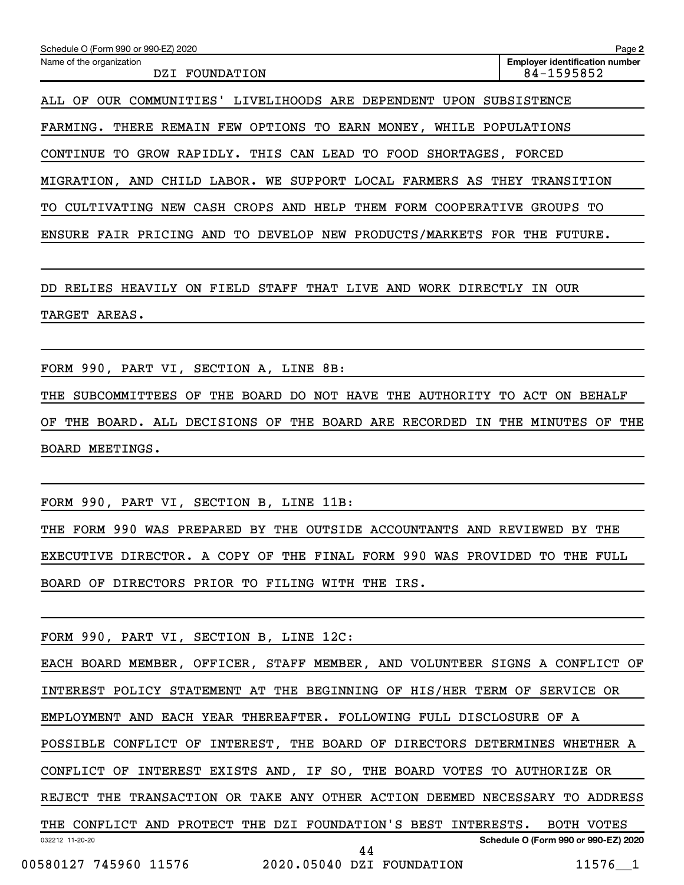Schedule O (Form 990 or 990-EZ) 2020

Name of the organization: DZI FOUNDATION

Employer identification number: 84-1595852

ALL OF OUR COMMUNITIES' LIVELIHOODS ARE DEPENDENT UPON SUBSISTENCE FARMING. THERE REMAIN FEW OPTIONS TO EARN MONEY, WHILE POPULATIONS CONTINUE TO GROW RAPIDLY. THIS CAN LEAD TO FOOD SHORTAGES, FORCED MIGRATION, AND CHILD LABOR. WE SUPPORT LOCAL FARMERS AS THEY TRANSITION TO CULTIVATING NEW CASH CROPS AND HELP THEM FORM COOPERATIVE GROUPS TO ENSURE FAIR PRICING AND TO DEVELOP NEW PRODUCTS/MARKETS FOR THE FUTURE.

DD RELIES HEAVILY ON FIELD STAFF THAT LIVE AND WORK DIRECTLY IN OUR TARGET AREAS.

FORM 990, PART VI, SECTION A, LINE 8B:

THE SUBCOMMITTEES OF THE BOARD DO NOT HAVE THE AUTHORITY TO ACT ON BEHALF OF THE BOARD. ALL DECISIONS OF THE BOARD ARE RECORDED IN THE MINUTES OF THE BOARD MEETINGS.

FORM 990, PART VI, SECTION B, LINE 11B:

THE FORM 990 WAS PREPARED BY THE OUTSIDE ACCOUNTANTS AND REVIEWED BY THE EXECUTIVE DIRECTOR. A COPY OF THE FINAL FORM 990 WAS PROVIDED TO THE FULL BOARD OF DIRECTORS PRIOR TO FILING WITH THE IRS.

FORM 990, PART VI, SECTION B, LINE 12C:

EACH BOARD MEMBER, OFFICER, STAFF MEMBER, AND VOLUNTEER SIGNS A CONFLICT OF INTEREST POLICY STATEMENT AT THE BEGINNING OF HIS/HER TERM OF SERVICE OR EMPLOYMENT AND EACH YEAR THEREAFTER. FOLLOWING FULL DISCLOSURE OF A POSSIBLE CONFLICT OF INTEREST, THE BOARD OF DIRECTORS DETERMINES WHETHER A CONFLICT OF INTEREST EXISTS AND, IF SO, THE BOARD VOTES TO AUTHORIZE OR REJECT THE TRANSACTION OR TAKE ANY OTHER ACTION DEEMED NECESSARY TO ADDRESS THE CONFLICT AND PROTECT THE DZI FOUNDATION'S BEST INTERESTS. BOTH VOTES

Schedule O (Form 990 or 990-EZ) 2020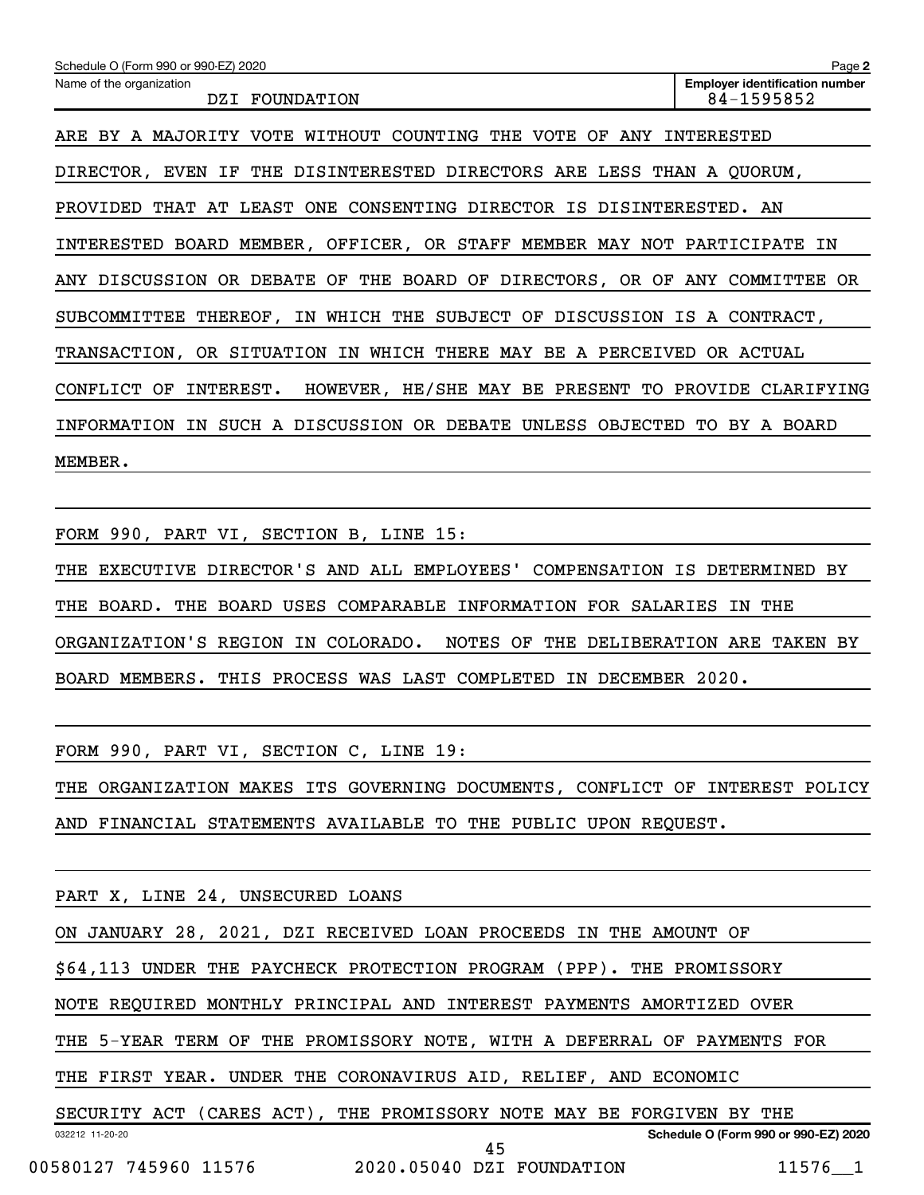Schedule O (Form 990 or 990-EZ) 2020 Page 2

Name of the organization: DZI FOUNDATION

Employer identification number: 84-1595852

ARE BY A MAJORITY VOTE WITHOUT COUNTING THE VOTE OF ANY INTERESTED DIRECTOR, EVEN IF THE DISINTERESTED DIRECTORS ARE LESS THAN A QUORUM, PROVIDED THAT AT LEAST ONE CONSENTING DIRECTOR IS DISINTERESTED. AN INTERESTED BOARD MEMBER, OFFICER, OR STAFF MEMBER MAY NOT PARTICIPATE IN ANY DISCUSSION OR DEBATE OF THE BOARD OF DIRECTORS, OR OF ANY COMMITTEE OR SUBCOMMITTEE THEREOF, IN WHICH THE SUBJECT OF DISCUSSION IS A CONTRACT, TRANSACTION, OR SITUATION IN WHICH THERE MAY BE A PERCEIVED OR ACTUAL CONFLICT OF INTEREST. HOWEVER, HE/SHE MAY BE PRESENT TO PROVIDE CLARIFYING INFORMATION IN SUCH A DISCUSSION OR DEBATE UNLESS OBJECTED TO BY A BOARD MEMBER.

FORM 990, PART VI, SECTION B, LINE 15:

THE EXECUTIVE DIRECTOR'S AND ALL EMPLOYEES' COMPENSATION IS DETERMINED BY THE BOARD. THE BOARD USES COMPARABLE INFORMATION FOR SALARIES IN THE ORGANIZATION'S REGION IN COLORADO. NOTES OF THE DELIBERATION ARE TAKEN BY BOARD MEMBERS. THIS PROCESS WAS LAST COMPLETED IN DECEMBER 2020.

FORM 990, PART VI, SECTION C, LINE 19:

THE ORGANIZATION MAKES ITS GOVERNING DOCUMENTS, CONFLICT OF INTEREST POLICY AND FINANCIAL STATEMENTS AVAILABLE TO THE PUBLIC UPON REQUEST.

PART X, LINE 24, UNSECURED LOANS

ON JANUARY 28, 2021, DZI RECEIVED LOAN PROCEEDS IN THE AMOUNT OF $64,113 UNDER THE PAYCHECK PROTECTION PROGRAM (PPP). THE PROMISSORY NOTE REQUIRED MONTHLY PRINCIPAL AND INTEREST PAYMENTS AMORTIZED OVER THE 5-YEAR TERM OF THE PROMISSORY NOTE, WITH A DEFERRAL OF PAYMENTS FOR THE FIRST YEAR. UNDER THE CORONAVIRUS AID, RELIEF, AND ECONOMIC SECURITY ACT (CARES ACT), THE PROMISSORY NOTE MAY BE FORGIVEN BY THE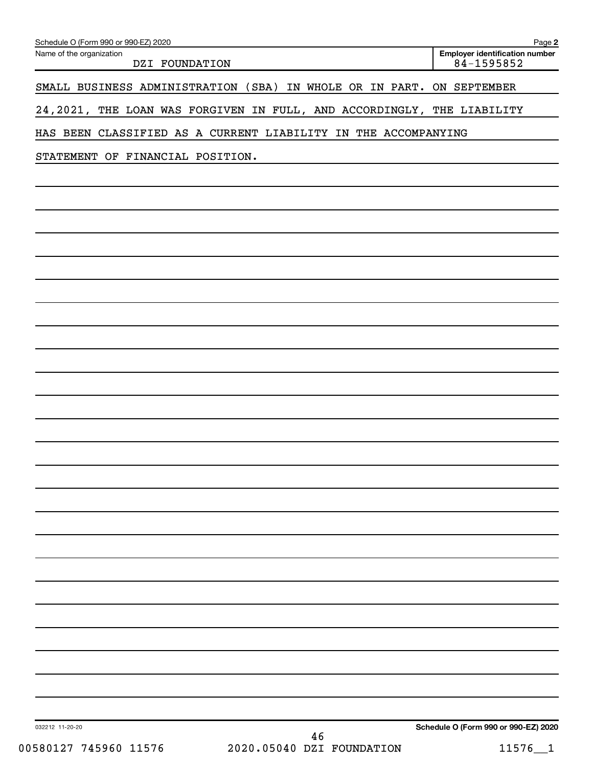Name of the organization: DZI FOUNDATION

Employer identification number: 84-1595852

SMALL BUSINESS ADMINISTRATION (SBA) IN WHOLE OR IN PART. ON SEPTEMBER 24,2021, THE LOAN WAS FORGIVEN IN FULL, AND ACCORDINGLY, THE LIABILITY HAS BEEN CLASSIFIED AS A CURRENT LIABILITY IN THE ACCOMPANYING STATEMENT OF FINANCIAL POSITION.